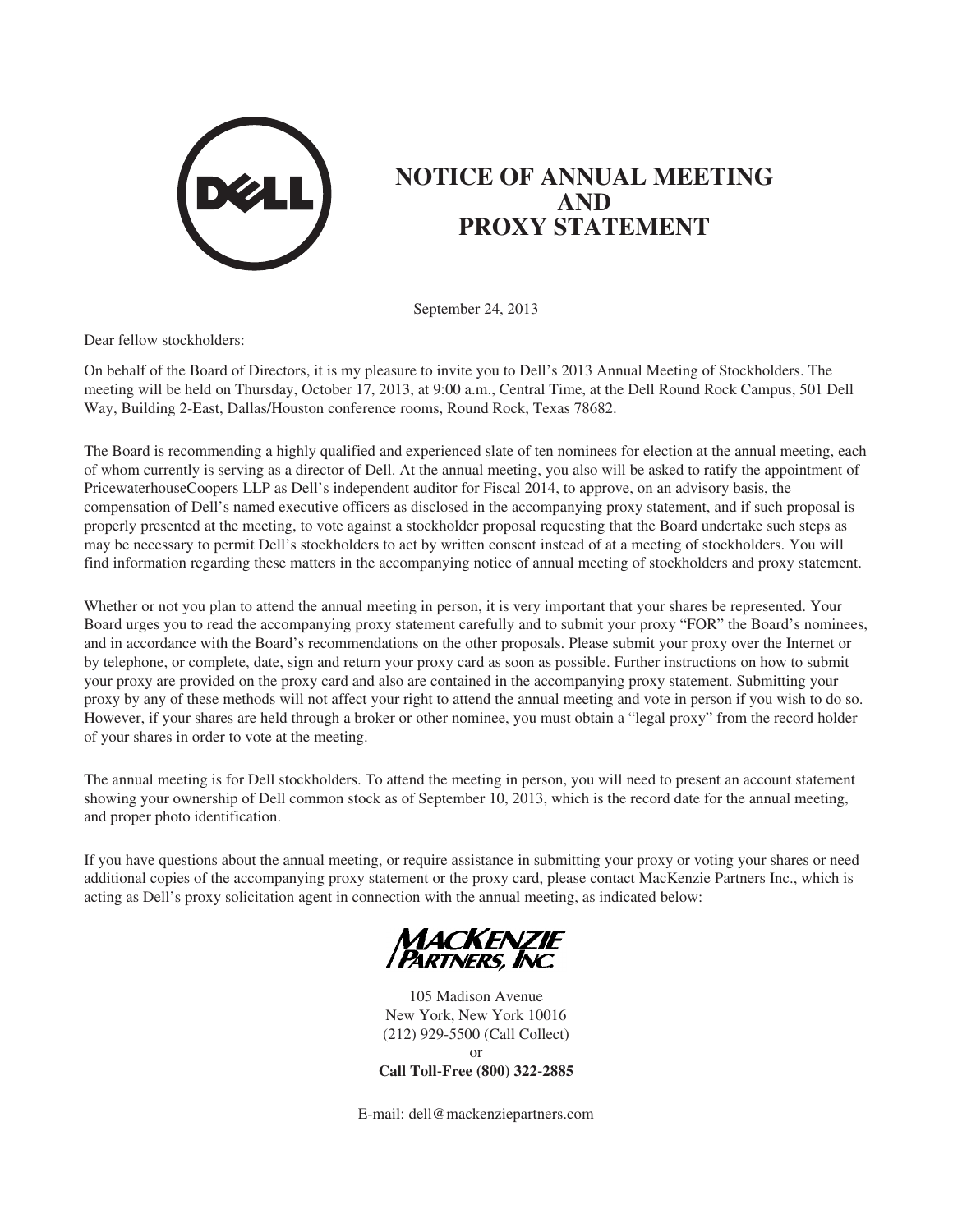# NOTICE OF ANNUAL MEETING AND PROXY STATEMENT

September 24, 2013

Dear fellow stockholders:

On behalf of the Board of Directors, it is my pleasure to invite you to Dell's 2013 Annual Meeting of Stockholders. The meeting will be held on Thursday, October 17, 2013, at 9:00 a.m., Central Time, at the Dell Round Rock Campus, 501 Dell Way, Building 2-East, Dallas/Houston conference rooms, Round Rock, Texas 78682.

The Board is recommending a highly qualified and experienced slate of ten nominees for election at the annual meeting, each of whom currently is serving as a director of Dell. At the annual meeting, you also will be asked to ratify the appointment of PricewaterhouseCoopers LLP as Dell's independent auditor for Fiscal 2014, to approve, on an advisory basis, the compensation of Dell's named executive officers as disclosed in the accompanying proxy statement, and if such proposal is properly presented at the meeting, to vote against a stockholder proposal requesting that the Board undertake such steps as may be necessary to permit Dell's stockholders to act by written consent instead of at a meeting of stockholders. You will find information regarding these matters in the accompanying notice of annual meeting of stockholders and proxy statement.

Whether or not you plan to attend the annual meeting in person, it is very important that your shares be represented. Your Board urges you to read the accompanying proxy statement carefully and to submit your proxy "FOR" the Board's nominees, and in accordance with the Board's recommendations on the other proposals. Please submit your proxy over the Internet or by telephone, or complete, date, sign and return your proxy card as soon as possible. Further instructions on how to submit your proxy are provided on the proxy card and also are contained in the accompanying proxy statement. Submitting your proxy by any of these methods will not affect your right to attend the annual meeting and vote in person if you wish to do so. However, if your shares are held through a broker or other nominee, you must obtain a "legal proxy" from the record holder of your shares in order to vote at the meeting.

The annual meeting is for Dell stockholders. To attend the meeting in person, you will need to present an account statement showing your ownership of Dell common stock as of September 10, 2013, which is the record date for the annual meeting, and proper photo identification.

If you have questions about the annual meeting, or require assistance in submitting your proxy or voting your shares or need additional copies of the accompanying proxy statement or the proxy card, please contact MacKenzie Partners Inc., which is acting as Dell's proxy solicitation agent in connection with the annual meeting, as indicated below:

MacKenzie Partners, Inc.

105 Madison Avenue
New York, New York 10016
(212) 929-5500 (Call Collect)
or
**Call Toll-Free (800) 322-2885**

E-mail: dell@mackenziepartners.com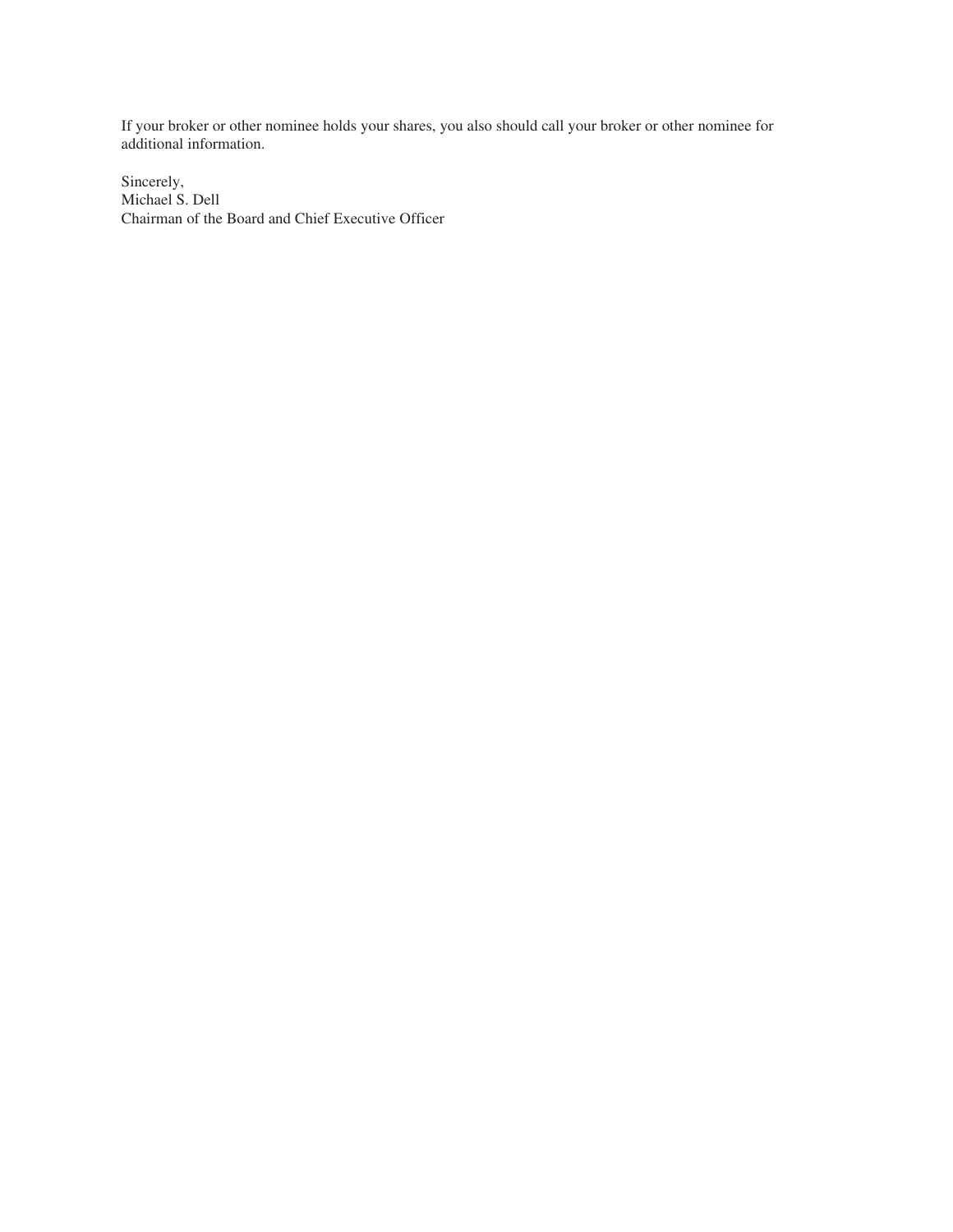If your broker or other nominee holds your shares, you also should call your broker or other nominee for additional information.

Sincerely,
Michael S. Dell
Chairman of the Board and Chief Executive Officer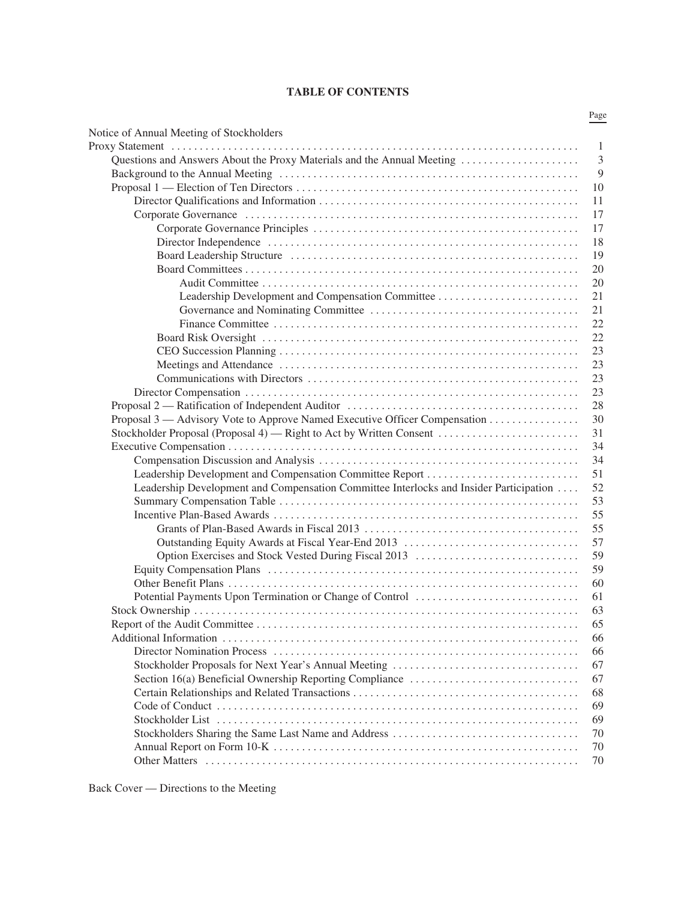# TABLE OF CONTENTS

| | Page |
|---|---|
| Notice of Annual Meeting of Stockholders | |
| Proxy Statement | 1 |
| Questions and Answers About the Proxy Materials and the Annual Meeting | 3 |
| Background to the Annual Meeting | 9 |
| Proposal 1 — Election of Ten Directors | 10 |
| Director Qualifications and Information | 11 |
| Corporate Governance | 17 |
| Corporate Governance Principles | 17 |
| Director Independence | 18 |
| Board Leadership Structure | 19 |
| Board Committees | 20 |
| Audit Committee | 20 |
| Leadership Development and Compensation Committee | 21 |
| Governance and Nominating Committee | 21 |
| Finance Committee | 22 |
| Board Risk Oversight | 22 |
| CEO Succession Planning | 23 |
| Meetings and Attendance | 23 |
| Communications with Directors | 23 |
| Director Compensation | 23 |
| Proposal 2 — Ratification of Independent Auditor | 28 |
| Proposal 3 — Advisory Vote to Approve Named Executive Officer Compensation | 30 |
| Stockholder Proposal (Proposal 4) — Right to Act by Written Consent | 31 |
| Executive Compensation | 34 |
| Compensation Discussion and Analysis | 34 |
| Leadership Development and Compensation Committee Report | 51 |
| Leadership Development and Compensation Committee Interlocks and Insider Participation | 52 |
| Summary Compensation Table | 53 |
| Incentive Plan-Based Awards | 55 |
| Grants of Plan-Based Awards in Fiscal 2013 | 55 |
| Outstanding Equity Awards at Fiscal Year-End 2013 | 57 |
| Option Exercises and Stock Vested During Fiscal 2013 | 59 |
| Equity Compensation Plans | 59 |
| Other Benefit Plans | 60 |
| Potential Payments Upon Termination or Change of Control | 61 |
| Stock Ownership | 63 |
| Report of the Audit Committee | 65 |
| Additional Information | 66 |
| Director Nomination Process | 66 |
| Stockholder Proposals for Next Year's Annual Meeting | 67 |
| Section 16(a) Beneficial Ownership Reporting Compliance | 67 |
| Certain Relationships and Related Transactions | 68 |
| Code of Conduct | 69 |
| Stockholder List | 69 |
| Stockholders Sharing the Same Last Name and Address | 70 |
| Annual Report on Form 10-K | 70 |
| Other Matters | 70 |

Back Cover — Directions to the Meeting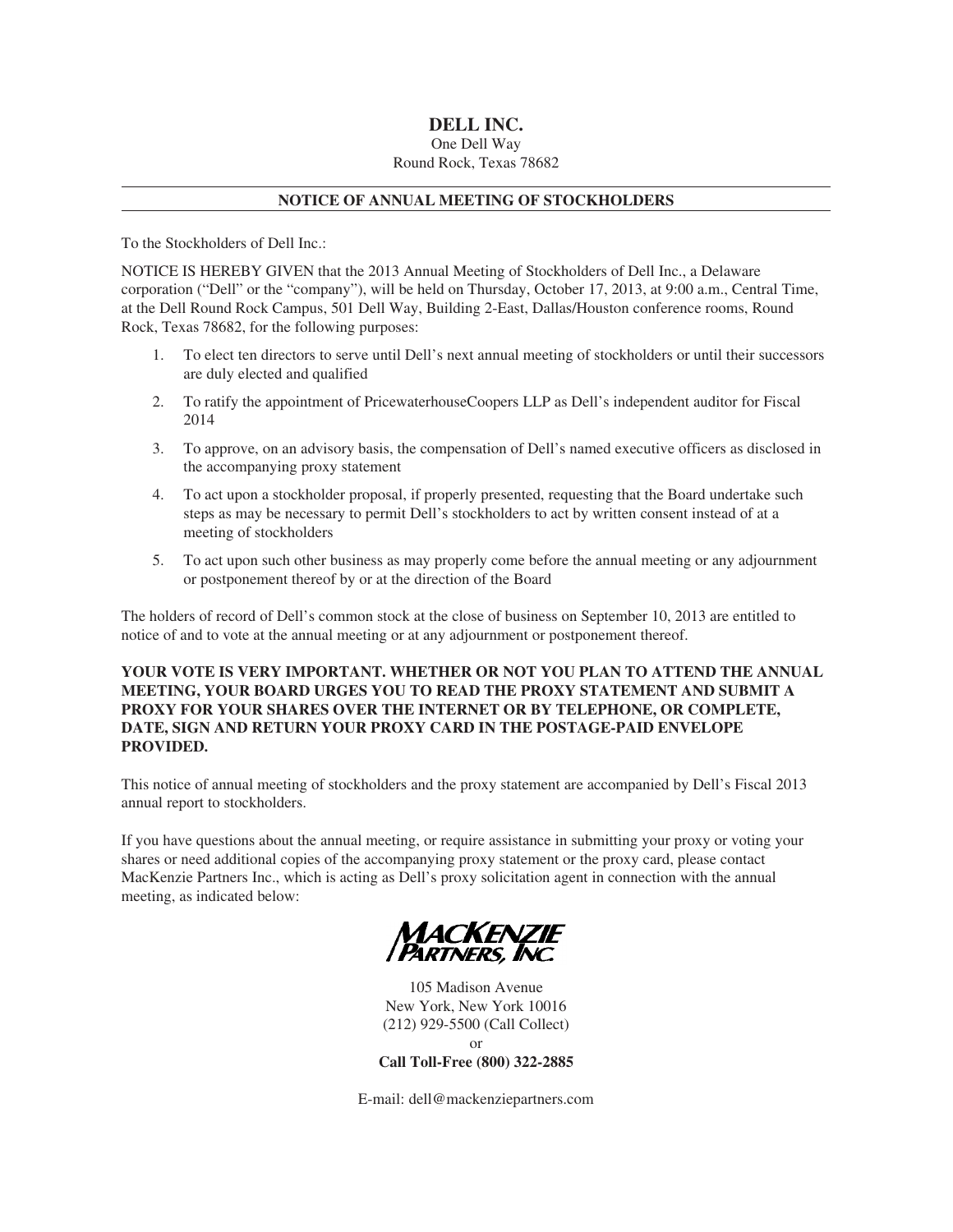# DELL INC.

One Dell Way
Round Rock, Texas 78682

## NOTICE OF ANNUAL MEETING OF STOCKHOLDERS

To the Stockholders of Dell Inc.:

NOTICE IS HEREBY GIVEN that the 2013 Annual Meeting of Stockholders of Dell Inc., a Delaware corporation ("Dell" or the "company"), will be held on Thursday, October 17, 2013, at 9:00 a.m., Central Time, at the Dell Round Rock Campus, 501 Dell Way, Building 2-East, Dallas/Houston conference rooms, Round Rock, Texas 78682, for the following purposes:

1. To elect ten directors to serve until Dell's next annual meeting of stockholders or until their successors are duly elected and qualified
2. To ratify the appointment of PricewaterhouseCoopers LLP as Dell's independent auditor for Fiscal 2014
3. To approve, on an advisory basis, the compensation of Dell's named executive officers as disclosed in the accompanying proxy statement
4. To act upon a stockholder proposal, if properly presented, requesting that the Board undertake such steps as may be necessary to permit Dell's stockholders to act by written consent instead of at a meeting of stockholders
5. To act upon such other business as may properly come before the annual meeting or any adjournment or postponement thereof by or at the direction of the Board

The holders of record of Dell's common stock at the close of business on September 10, 2013 are entitled to notice of and to vote at the annual meeting or at any adjournment or postponement thereof.

**YOUR VOTE IS VERY IMPORTANT. WHETHER OR NOT YOU PLAN TO ATTEND THE ANNUAL MEETING, YOUR BOARD URGES YOU TO READ THE PROXY STATEMENT AND SUBMIT A PROXY FOR YOUR SHARES OVER THE INTERNET OR BY TELEPHONE, OR COMPLETE, DATE, SIGN AND RETURN YOUR PROXY CARD IN THE POSTAGE-PAID ENVELOPE PROVIDED.**

This notice of annual meeting of stockholders and the proxy statement are accompanied by Dell's Fiscal 2013 annual report to stockholders.

If you have questions about the annual meeting, or require assistance in submitting your proxy or voting your shares or need additional copies of the accompanying proxy statement or the proxy card, please contact MacKenzie Partners Inc., which is acting as Dell's proxy solicitation agent in connection with the annual meeting, as indicated below:

MACKENZIE PARTNERS, INC.

105 Madison Avenue
New York, New York 10016
(212) 929-5500 (Call Collect)
or
**Call Toll-Free (800) 322-2885**

E-mail: dell@mackenziepartners.com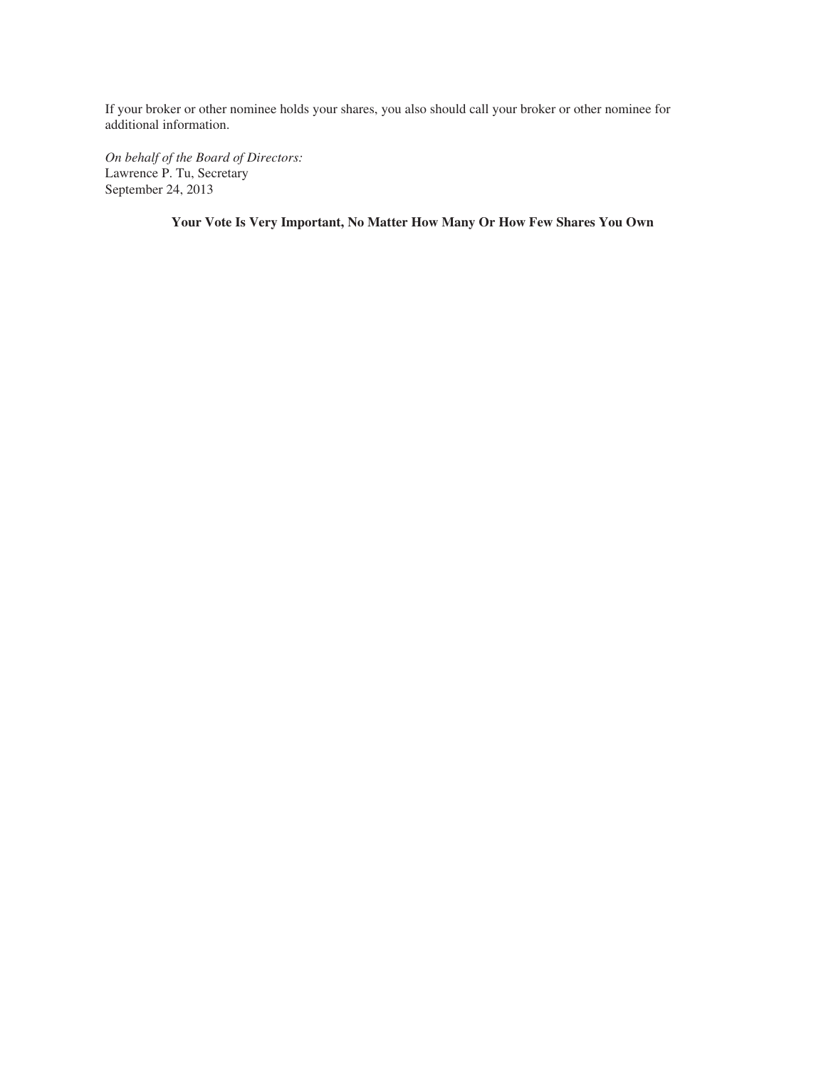If your broker or other nominee holds your shares, you also should call your broker or other nominee for additional information.

*On behalf of the Board of Directors:*
Lawrence P. Tu, Secretary
September 24, 2013

**Your Vote Is Very Important, No Matter How Many Or How Few Shares You Own**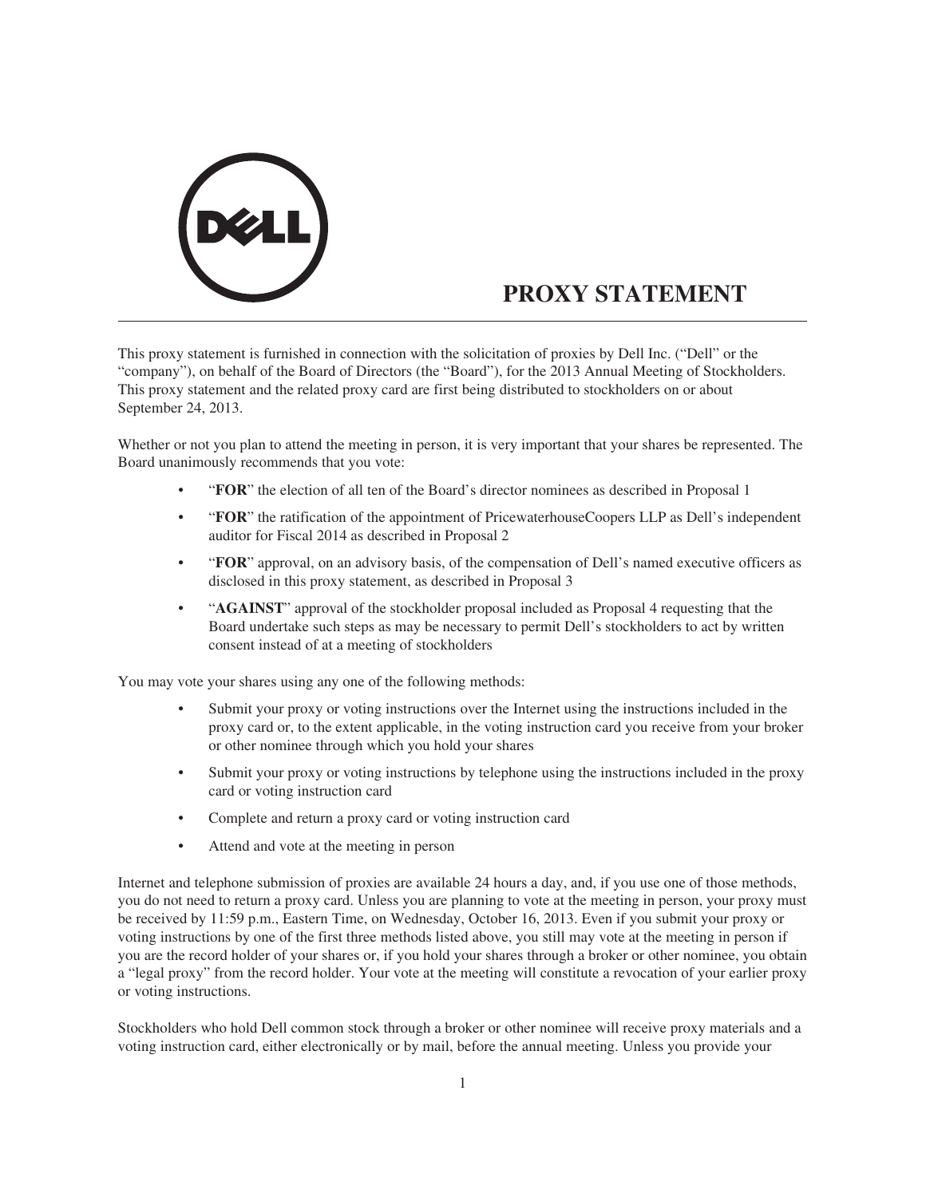# PROXY STATEMENT

This proxy statement is furnished in connection with the solicitation of proxies by Dell Inc. ("Dell" or the "company"), on behalf of the Board of Directors (the "Board"), for the 2013 Annual Meeting of Stockholders. This proxy statement and the related proxy card are first being distributed to stockholders on or about September 24, 2013.

Whether or not you plan to attend the meeting in person, it is very important that your shares be represented. The Board unanimously recommends that you vote:

- "**FOR**" the election of all ten of the Board's director nominees as described in Proposal 1
- "**FOR**" the ratification of the appointment of PricewaterhouseCoopers LLP as Dell's independent auditor for Fiscal 2014 as described in Proposal 2
- "**FOR**" approval, on an advisory basis, of the compensation of Dell's named executive officers as disclosed in this proxy statement, as described in Proposal 3
- "**AGAINST**" approval of the stockholder proposal included as Proposal 4 requesting that the Board undertake such steps as may be necessary to permit Dell's stockholders to act by written consent instead of at a meeting of stockholders

You may vote your shares using any one of the following methods:

- Submit your proxy or voting instructions over the Internet using the instructions included in the proxy card or, to the extent applicable, in the voting instruction card you receive from your broker or other nominee through which you hold your shares
- Submit your proxy or voting instructions by telephone using the instructions included in the proxy card or voting instruction card
- Complete and return a proxy card or voting instruction card
- Attend and vote at the meeting in person

Internet and telephone submission of proxies are available 24 hours a day, and, if you use one of those methods, you do not need to return a proxy card. Unless you are planning to vote at the meeting in person, your proxy must be received by 11:59 p.m., Eastern Time, on Wednesday, October 16, 2013. Even if you submit your proxy or voting instructions by one of the first three methods listed above, you still may vote at the meeting in person if you are the record holder of your shares or, if you hold your shares through a broker or other nominee, you obtain a "legal proxy" from the record holder. Your vote at the meeting will constitute a revocation of your earlier proxy or voting instructions.

Stockholders who hold Dell common stock through a broker or other nominee will receive proxy materials and a voting instruction card, either electronically or by mail, before the annual meeting. Unless you provide your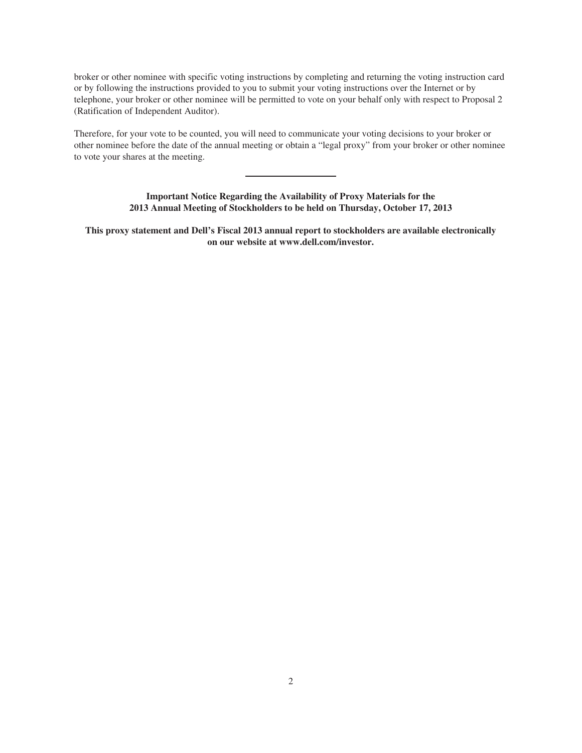broker or other nominee with specific voting instructions by completing and returning the voting instruction card or by following the instructions provided to you to submit your voting instructions over the Internet or by telephone, your broker or other nominee will be permitted to vote on your behalf only with respect to Proposal 2 (Ratification of Independent Auditor).

Therefore, for your vote to be counted, you will need to communicate your voting decisions to your broker or other nominee before the date of the annual meeting or obtain a "legal proxy" from your broker or other nominee to vote your shares at the meeting.

---

**Important Notice Regarding the Availability of Proxy Materials for the 2013 Annual Meeting of Stockholders to be held on Thursday, October 17, 2013**

**This proxy statement and Dell's Fiscal 2013 annual report to stockholders are available electronically on our website at www.dell.com/investor.**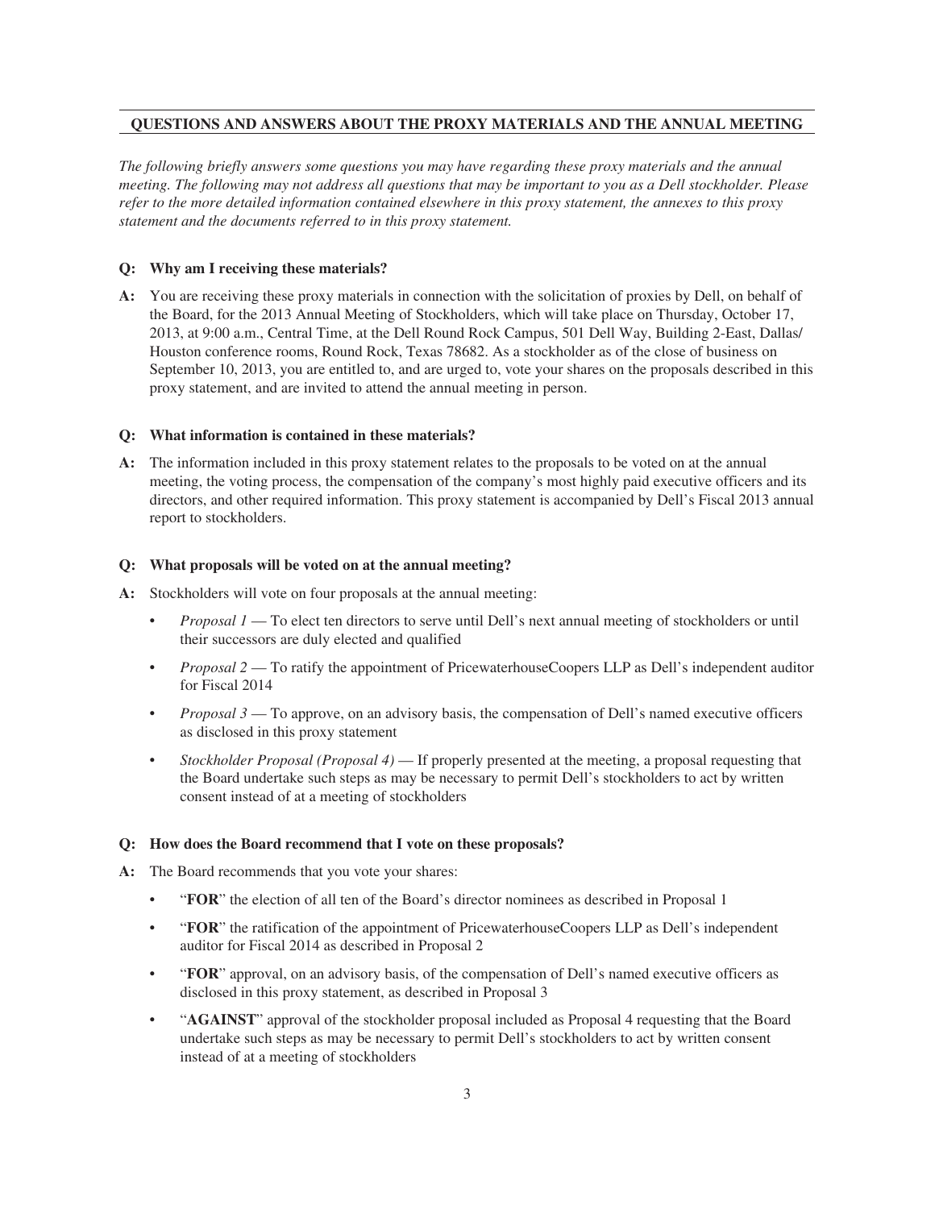## QUESTIONS AND ANSWERS ABOUT THE PROXY MATERIALS AND THE ANNUAL MEETING

*The following briefly answers some questions you may have regarding these proxy materials and the annual meeting. The following may not address all questions that may be important to you as a Dell stockholder. Please refer to the more detailed information contained elsewhere in this proxy statement, the annexes to this proxy statement and the documents referred to in this proxy statement.*

**Q: Why am I receiving these materials?**

**A:** You are receiving these proxy materials in connection with the solicitation of proxies by Dell, on behalf of the Board, for the 2013 Annual Meeting of Stockholders, which will take place on Thursday, October 17, 2013, at 9:00 a.m., Central Time, at the Dell Round Rock Campus, 501 Dell Way, Building 2-East, Dallas/Houston conference rooms, Round Rock, Texas 78682. As a stockholder as of the close of business on September 10, 2013, you are entitled to, and are urged to, vote your shares on the proposals described in this proxy statement, and are invited to attend the annual meeting in person.

**Q: What information is contained in these materials?**

**A:** The information included in this proxy statement relates to the proposals to be voted on at the annual meeting, the voting process, the compensation of the company's most highly paid executive officers and its directors, and other required information. This proxy statement is accompanied by Dell's Fiscal 2013 annual report to stockholders.

**Q: What proposals will be voted on at the annual meeting?**

**A:** Stockholders will vote on four proposals at the annual meeting:

- *Proposal 1* — To elect ten directors to serve until Dell's next annual meeting of stockholders or until their successors are duly elected and qualified
- *Proposal 2* — To ratify the appointment of PricewaterhouseCoopers LLP as Dell's independent auditor for Fiscal 2014
- *Proposal 3* — To approve, on an advisory basis, the compensation of Dell's named executive officers as disclosed in this proxy statement
- *Stockholder Proposal (Proposal 4)* — If properly presented at the meeting, a proposal requesting that the Board undertake such steps as may be necessary to permit Dell's stockholders to act by written consent instead of at a meeting of stockholders

**Q: How does the Board recommend that I vote on these proposals?**

**A:** The Board recommends that you vote your shares:

- "**FOR**" the election of all ten of the Board's director nominees as described in Proposal 1
- "**FOR**" the ratification of the appointment of PricewaterhouseCoopers LLP as Dell's independent auditor for Fiscal 2014 as described in Proposal 2
- "**FOR**" approval, on an advisory basis, of the compensation of Dell's named executive officers as disclosed in this proxy statement, as described in Proposal 3
- "**AGAINST**" approval of the stockholder proposal included as Proposal 4 requesting that the Board undertake such steps as may be necessary to permit Dell's stockholders to act by written consent instead of at a meeting of stockholders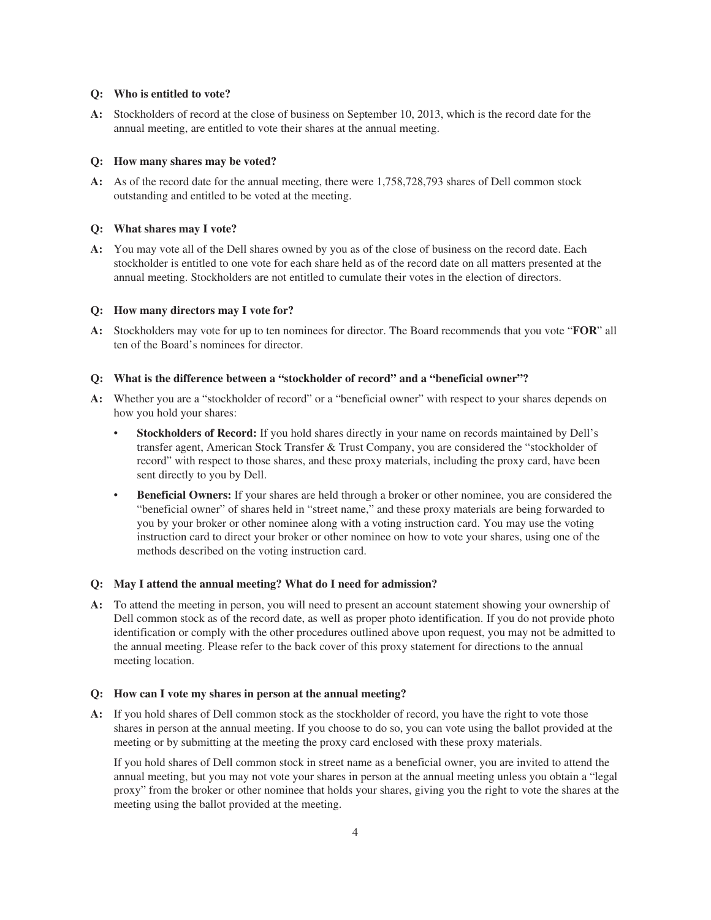**Q: Who is entitled to vote?**

**A:** Stockholders of record at the close of business on September 10, 2013, which is the record date for the annual meeting, are entitled to vote their shares at the annual meeting.

**Q: How many shares may be voted?**

**A:** As of the record date for the annual meeting, there were 1,758,728,793 shares of Dell common stock outstanding and entitled to be voted at the meeting.

**Q: What shares may I vote?**

**A:** You may vote all of the Dell shares owned by you as of the close of business on the record date. Each stockholder is entitled to one vote for each share held as of the record date on all matters presented at the annual meeting. Stockholders are not entitled to cumulate their votes in the election of directors.

**Q: How many directors may I vote for?**

**A:** Stockholders may vote for up to ten nominees for director. The Board recommends that you vote "**FOR**" all ten of the Board's nominees for director.

**Q: What is the difference between a "stockholder of record" and a "beneficial owner"?**

**A:** Whether you are a "stockholder of record" or a "beneficial owner" with respect to your shares depends on how you hold your shares:

- **Stockholders of Record:** If you hold shares directly in your name on records maintained by Dell's transfer agent, American Stock Transfer & Trust Company, you are considered the "stockholder of record" with respect to those shares, and these proxy materials, including the proxy card, have been sent directly to you by Dell.
- **Beneficial Owners:** If your shares are held through a broker or other nominee, you are considered the "beneficial owner" of shares held in "street name," and these proxy materials are being forwarded to you by your broker or other nominee along with a voting instruction card. You may use the voting instruction card to direct your broker or other nominee on how to vote your shares, using one of the methods described on the voting instruction card.

**Q: May I attend the annual meeting? What do I need for admission?**

**A:** To attend the meeting in person, you will need to present an account statement showing your ownership of Dell common stock as of the record date, as well as proper photo identification. If you do not provide photo identification or comply with the other procedures outlined above upon request, you may not be admitted to the annual meeting. Please refer to the back cover of this proxy statement for directions to the annual meeting location.

**Q: How can I vote my shares in person at the annual meeting?**

**A:** If you hold shares of Dell common stock as the stockholder of record, you have the right to vote those shares in person at the annual meeting. If you choose to do so, you can vote using the ballot provided at the meeting or by submitting at the meeting the proxy card enclosed with these proxy materials.

If you hold shares of Dell common stock in street name as a beneficial owner, you are invited to attend the annual meeting, but you may not vote your shares in person at the annual meeting unless you obtain a "legal proxy" from the broker or other nominee that holds your shares, giving you the right to vote the shares at the meeting using the ballot provided at the meeting.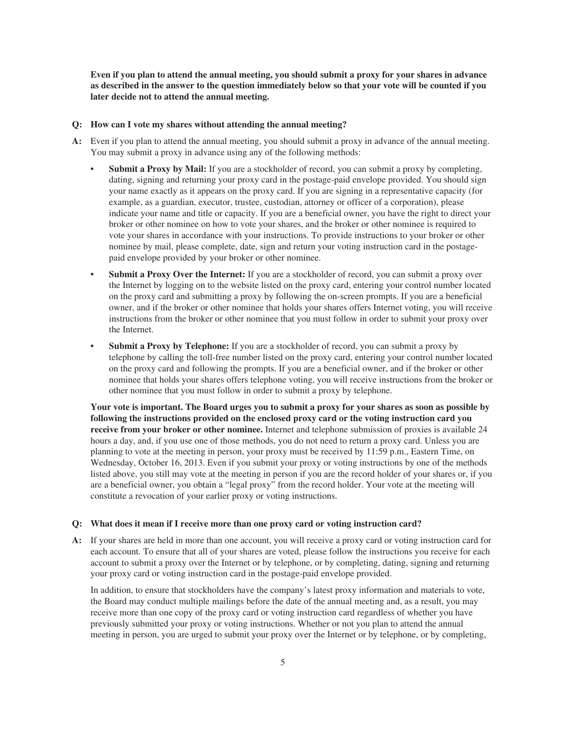**Even if you plan to attend the annual meeting, you should submit a proxy for your shares in advance as described in the answer to the question immediately below so that your vote will be counted if you later decide not to attend the annual meeting.**

**Q: How can I vote my shares without attending the annual meeting?**

**A:** Even if you plan to attend the annual meeting, you should submit a proxy in advance of the annual meeting. You may submit a proxy in advance using any of the following methods:

- **Submit a Proxy by Mail:** If you are a stockholder of record, you can submit a proxy by completing, dating, signing and returning your proxy card in the postage-paid envelope provided. You should sign your name exactly as it appears on the proxy card. If you are signing in a representative capacity (for example, as a guardian, executor, trustee, custodian, attorney or officer of a corporation), please indicate your name and title or capacity. If you are a beneficial owner, you have the right to direct your broker or other nominee on how to vote your shares, and the broker or other nominee is required to vote your shares in accordance with your instructions. To provide instructions to your broker or other nominee by mail, please complete, date, sign and return your voting instruction card in the postage-paid envelope provided by your broker or other nominee.
- **Submit a Proxy Over the Internet:** If you are a stockholder of record, you can submit a proxy over the Internet by logging on to the website listed on the proxy card, entering your control number located on the proxy card and submitting a proxy by following the on-screen prompts. If you are a beneficial owner, and if the broker or other nominee that holds your shares offers Internet voting, you will receive instructions from the broker or other nominee that you must follow in order to submit your proxy over the Internet.
- **Submit a Proxy by Telephone:** If you are a stockholder of record, you can submit a proxy by telephone by calling the toll-free number listed on the proxy card, entering your control number located on the proxy card and following the prompts. If you are a beneficial owner, and if the broker or other nominee that holds your shares offers telephone voting, you will receive instructions from the broker or other nominee that you must follow in order to submit a proxy by telephone.

**Your vote is important. The Board urges you to submit a proxy for your shares as soon as possible by following the instructions provided on the enclosed proxy card or the voting instruction card you receive from your broker or other nominee.** Internet and telephone submission of proxies is available 24 hours a day, and, if you use one of those methods, you do not need to return a proxy card. Unless you are planning to vote at the meeting in person, your proxy must be received by 11:59 p.m., Eastern Time, on Wednesday, October 16, 2013. Even if you submit your proxy or voting instructions by one of the methods listed above, you still may vote at the meeting in person if you are the record holder of your shares or, if you are a beneficial owner, you obtain a "legal proxy" from the record holder. Your vote at the meeting will constitute a revocation of your earlier proxy or voting instructions.

**Q: What does it mean if I receive more than one proxy card or voting instruction card?**

**A:** If your shares are held in more than one account, you will receive a proxy card or voting instruction card for each account. To ensure that all of your shares are voted, please follow the instructions you receive for each account to submit a proxy over the Internet or by telephone, or by completing, dating, signing and returning your proxy card or voting instruction card in the postage-paid envelope provided.

In addition, to ensure that stockholders have the company's latest proxy information and materials to vote, the Board may conduct multiple mailings before the date of the annual meeting and, as a result, you may receive more than one copy of the proxy card or voting instruction card regardless of whether you have previously submitted your proxy or voting instructions. Whether or not you plan to attend the annual meeting in person, you are urged to submit your proxy over the Internet or by telephone, or by completing,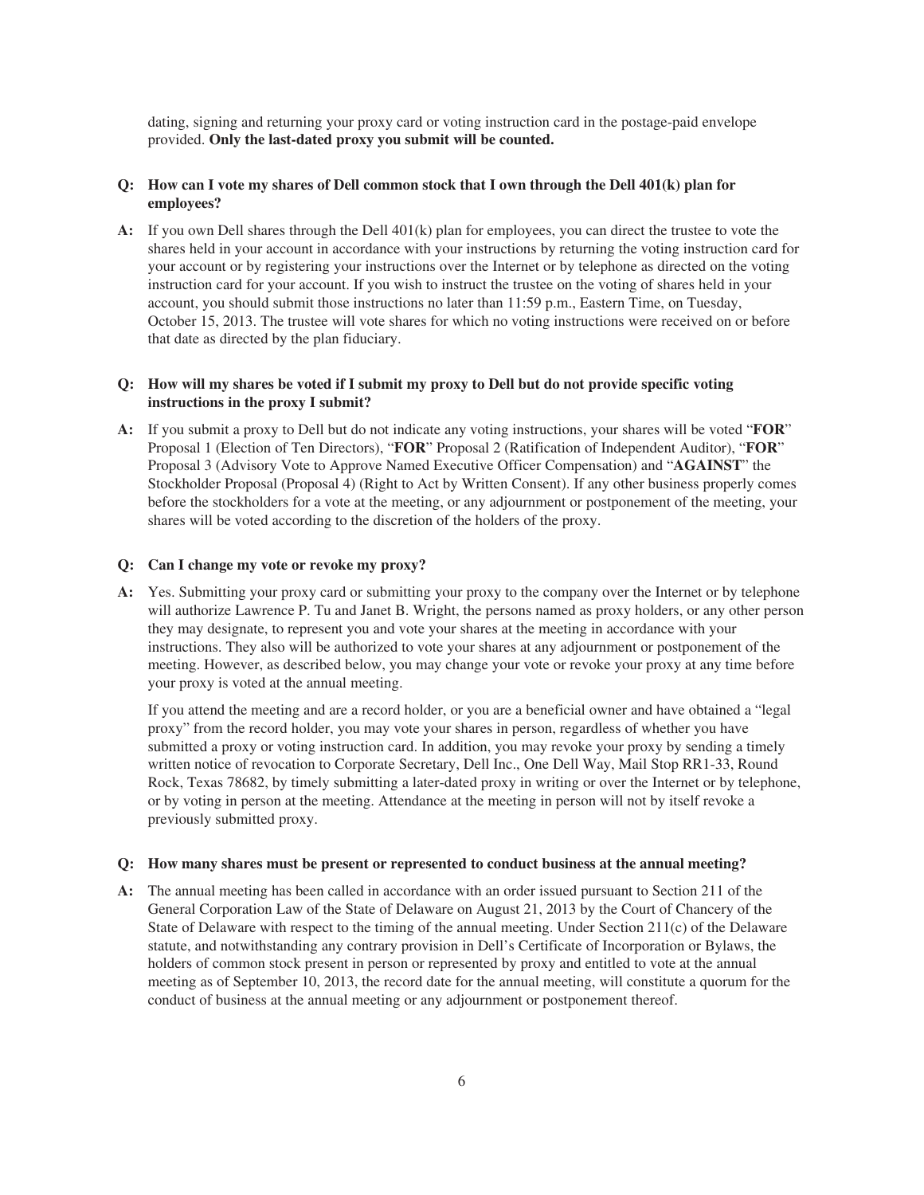dating, signing and returning your proxy card or voting instruction card in the postage-paid envelope provided. **Only the last-dated proxy you submit will be counted.**

**Q: How can I vote my shares of Dell common stock that I own through the Dell 401(k) plan for employees?**

**A:** If you own Dell shares through the Dell 401(k) plan for employees, you can direct the trustee to vote the shares held in your account in accordance with your instructions by returning the voting instruction card for your account or by registering your instructions over the Internet or by telephone as directed on the voting instruction card for your account. If you wish to instruct the trustee on the voting of shares held in your account, you should submit those instructions no later than 11:59 p.m., Eastern Time, on Tuesday, October 15, 2013. The trustee will vote shares for which no voting instructions were received on or before that date as directed by the plan fiduciary.

**Q: How will my shares be voted if I submit my proxy to Dell but do not provide specific voting instructions in the proxy I submit?**

**A:** If you submit a proxy to Dell but do not indicate any voting instructions, your shares will be voted "**FOR**" Proposal 1 (Election of Ten Directors), "**FOR**" Proposal 2 (Ratification of Independent Auditor), "**FOR**" Proposal 3 (Advisory Vote to Approve Named Executive Officer Compensation) and "**AGAINST**" the Stockholder Proposal (Proposal 4) (Right to Act by Written Consent). If any other business properly comes before the stockholders for a vote at the meeting, or any adjournment or postponement of the meeting, your shares will be voted according to the discretion of the holders of the proxy.

**Q: Can I change my vote or revoke my proxy?**

**A:** Yes. Submitting your proxy card or submitting your proxy to the company over the Internet or by telephone will authorize Lawrence P. Tu and Janet B. Wright, the persons named as proxy holders, or any other person they may designate, to represent you and vote your shares at the meeting in accordance with your instructions. They also will be authorized to vote your shares at any adjournment or postponement of the meeting. However, as described below, you may change your vote or revoke your proxy at any time before your proxy is voted at the annual meeting.

If you attend the meeting and are a record holder, or you are a beneficial owner and have obtained a "legal proxy" from the record holder, you may vote your shares in person, regardless of whether you have submitted a proxy or voting instruction card. In addition, you may revoke your proxy by sending a timely written notice of revocation to Corporate Secretary, Dell Inc., One Dell Way, Mail Stop RR1-33, Round Rock, Texas 78682, by timely submitting a later-dated proxy in writing or over the Internet or by telephone, or by voting in person at the meeting. Attendance at the meeting in person will not by itself revoke a previously submitted proxy.

**Q: How many shares must be present or represented to conduct business at the annual meeting?**

**A:** The annual meeting has been called in accordance with an order issued pursuant to Section 211 of the General Corporation Law of the State of Delaware on August 21, 2013 by the Court of Chancery of the State of Delaware with respect to the timing of the annual meeting. Under Section 211(c) of the Delaware statute, and notwithstanding any contrary provision in Dell's Certificate of Incorporation or Bylaws, the holders of common stock present in person or represented by proxy and entitled to vote at the annual meeting as of September 10, 2013, the record date for the annual meeting, will constitute a quorum for the conduct of business at the annual meeting or any adjournment or postponement thereof.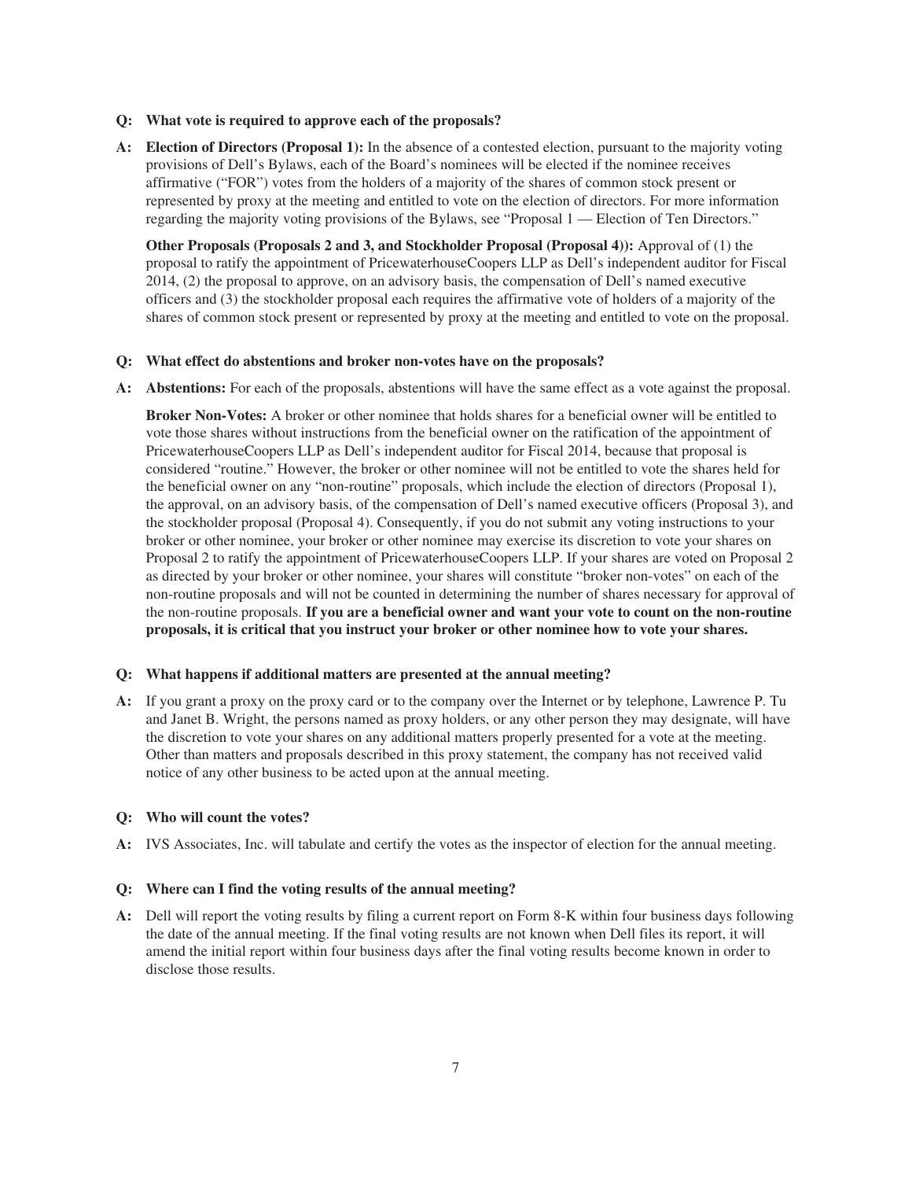**Q: What vote is required to approve each of the proposals?**

**A: Election of Directors (Proposal 1):** In the absence of a contested election, pursuant to the majority voting provisions of Dell's Bylaws, each of the Board's nominees will be elected if the nominee receives affirmative ("FOR") votes from the holders of a majority of the shares of common stock present or represented by proxy at the meeting and entitled to vote on the election of directors. For more information regarding the majority voting provisions of the Bylaws, see "Proposal 1 — Election of Ten Directors."

**Other Proposals (Proposals 2 and 3, and Stockholder Proposal (Proposal 4)):** Approval of (1) the proposal to ratify the appointment of PricewaterhouseCoopers LLP as Dell's independent auditor for Fiscal 2014, (2) the proposal to approve, on an advisory basis, the compensation of Dell's named executive officers and (3) the stockholder proposal each requires the affirmative vote of holders of a majority of the shares of common stock present or represented by proxy at the meeting and entitled to vote on the proposal.

**Q: What effect do abstentions and broker non-votes have on the proposals?**

**A: Abstentions:** For each of the proposals, abstentions will have the same effect as a vote against the proposal.

**Broker Non-Votes:** A broker or other nominee that holds shares for a beneficial owner will be entitled to vote those shares without instructions from the beneficial owner on the ratification of the appointment of PricewaterhouseCoopers LLP as Dell's independent auditor for Fiscal 2014, because that proposal is considered "routine." However, the broker or other nominee will not be entitled to vote the shares held for the beneficial owner on any "non-routine" proposals, which include the election of directors (Proposal 1), the approval, on an advisory basis, of the compensation of Dell's named executive officers (Proposal 3), and the stockholder proposal (Proposal 4). Consequently, if you do not submit any voting instructions to your broker or other nominee, your broker or other nominee may exercise its discretion to vote your shares on Proposal 2 to ratify the appointment of PricewaterhouseCoopers LLP. If your shares are voted on Proposal 2 as directed by your broker or other nominee, your shares will constitute "broker non-votes" on each of the non-routine proposals and will not be counted in determining the number of shares necessary for approval of the non-routine proposals. **If you are a beneficial owner and want your vote to count on the non-routine proposals, it is critical that you instruct your broker or other nominee how to vote your shares.**

**Q: What happens if additional matters are presented at the annual meeting?**

**A:** If you grant a proxy on the proxy card or to the company over the Internet or by telephone, Lawrence P. Tu and Janet B. Wright, the persons named as proxy holders, or any other person they may designate, will have the discretion to vote your shares on any additional matters properly presented for a vote at the meeting. Other than matters and proposals described in this proxy statement, the company has not received valid notice of any other business to be acted upon at the annual meeting.

**Q: Who will count the votes?**

**A:** IVS Associates, Inc. will tabulate and certify the votes as the inspector of election for the annual meeting.

**Q: Where can I find the voting results of the annual meeting?**

**A:** Dell will report the voting results by filing a current report on Form 8-K within four business days following the date of the annual meeting. If the final voting results are not known when Dell files its report, it will amend the initial report within four business days after the final voting results become known in order to disclose those results.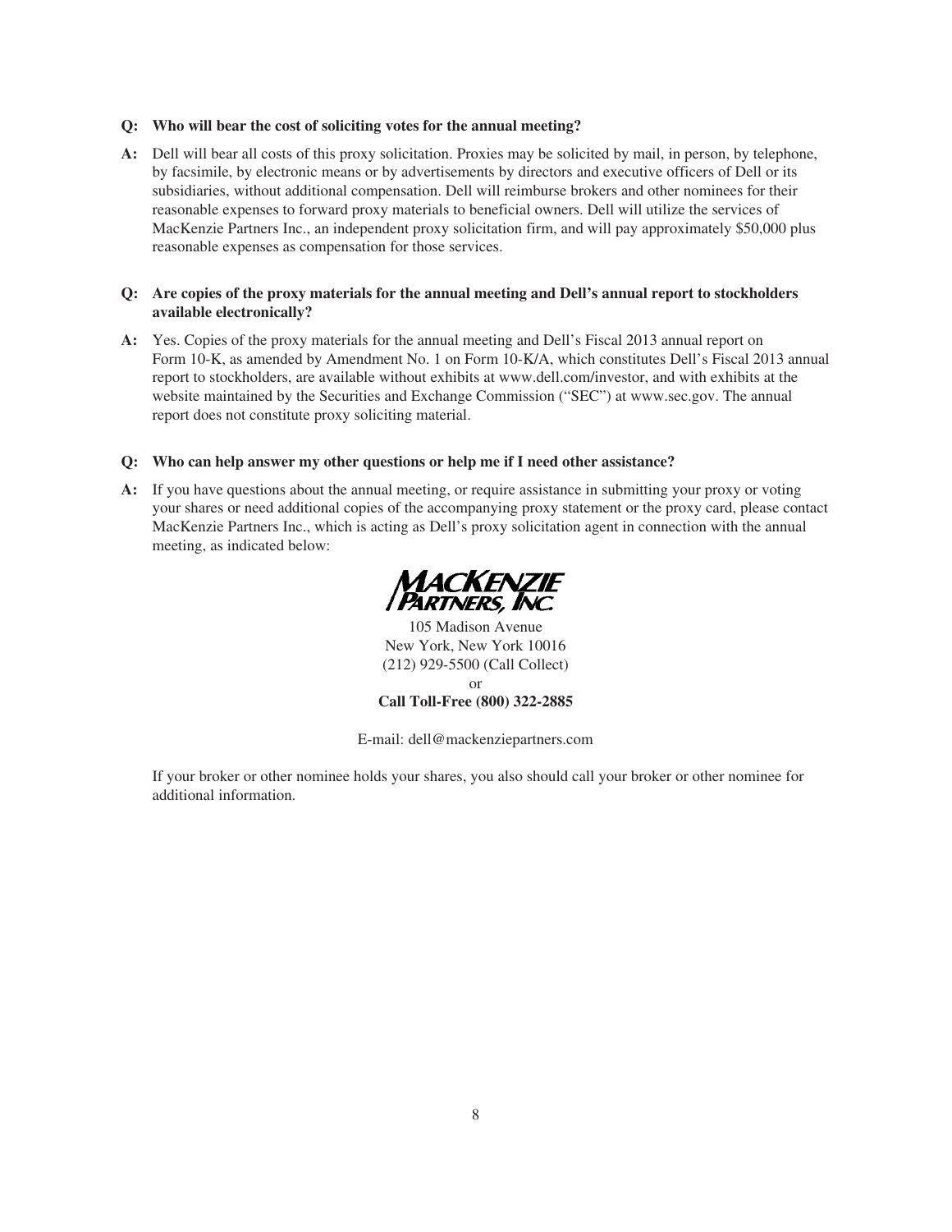**Q: Who will bear the cost of soliciting votes for the annual meeting?**

**A:** Dell will bear all costs of this proxy solicitation. Proxies may be solicited by mail, in person, by telephone, by facsimile, by electronic means or by advertisements by directors and executive officers of Dell or its subsidiaries, without additional compensation. Dell will reimburse brokers and other nominees for their reasonable expenses to forward proxy materials to beneficial owners. Dell will utilize the services of MacKenzie Partners Inc., an independent proxy solicitation firm, and will pay approximately $50,000 plus reasonable expenses as compensation for those services.

**Q: Are copies of the proxy materials for the annual meeting and Dell's annual report to stockholders available electronically?**

**A:** Yes. Copies of the proxy materials for the annual meeting and Dell's Fiscal 2013 annual report on Form 10-K, as amended by Amendment No. 1 on Form 10-K/A, which constitutes Dell's Fiscal 2013 annual report to stockholders, are available without exhibits at www.dell.com/investor, and with exhibits at the website maintained by the Securities and Exchange Commission ("SEC") at www.sec.gov. The annual report does not constitute proxy soliciting material.

**Q: Who can help answer my other questions or help me if I need other assistance?**

**A:** If you have questions about the annual meeting, or require assistance in submitting your proxy or voting your shares or need additional copies of the accompanying proxy statement or the proxy card, please contact MacKenzie Partners Inc., which is acting as Dell's proxy solicitation agent in connection with the annual meeting, as indicated below:

MACKENZIE PARTNERS, INC.

105 Madison Avenue
New York, New York 10016
(212) 929-5500 (Call Collect)
or
**Call Toll-Free (800) 322-2885**

E-mail: dell@mackenziepartners.com

If your broker or other nominee holds your shares, you also should call your broker or other nominee for additional information.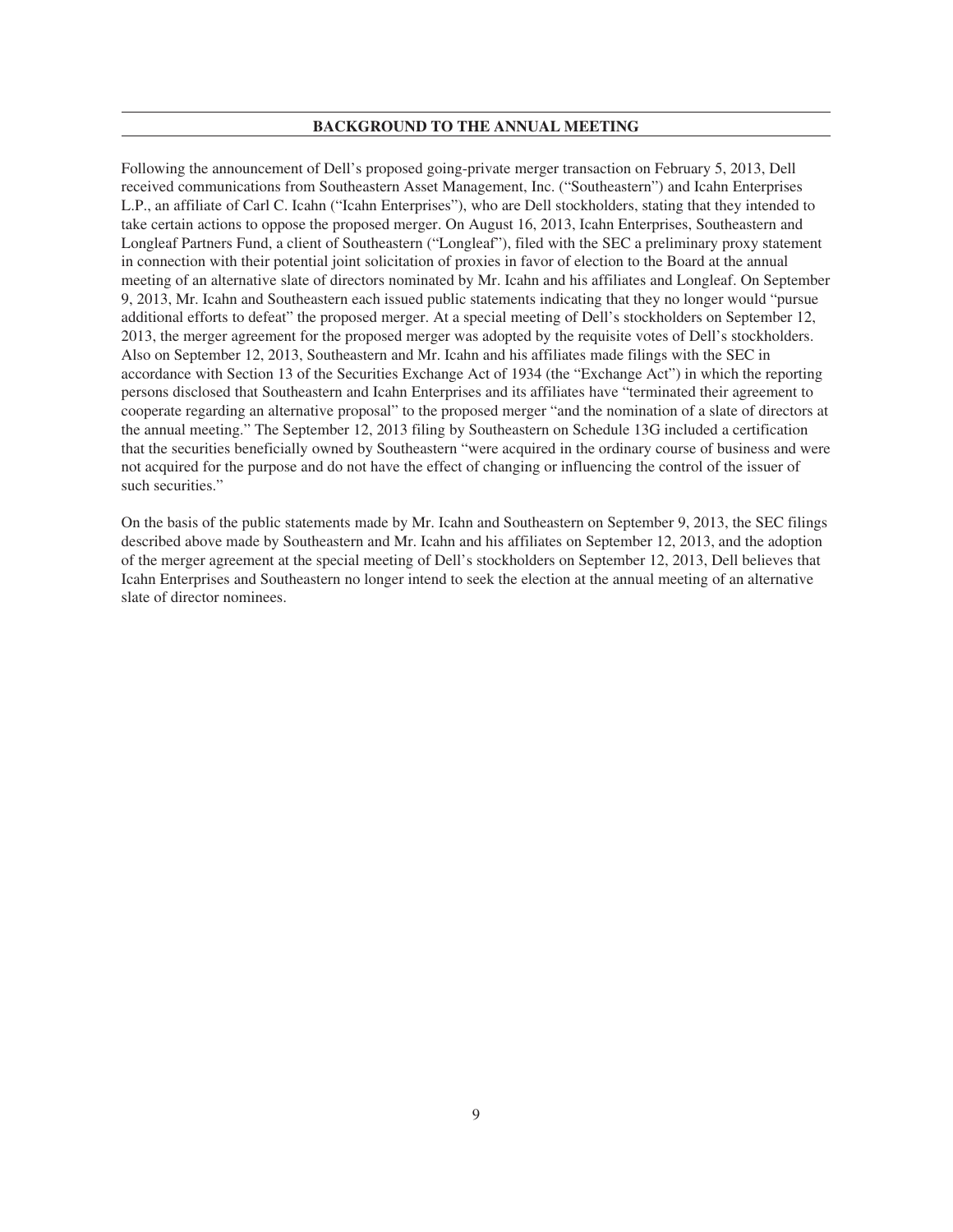## BACKGROUND TO THE ANNUAL MEETING

Following the announcement of Dell's proposed going-private merger transaction on February 5, 2013, Dell received communications from Southeastern Asset Management, Inc. ("Southeastern") and Icahn Enterprises L.P., an affiliate of Carl C. Icahn ("Icahn Enterprises"), who are Dell stockholders, stating that they intended to take certain actions to oppose the proposed merger. On August 16, 2013, Icahn Enterprises, Southeastern and Longleaf Partners Fund, a client of Southeastern ("Longleaf"), filed with the SEC a preliminary proxy statement in connection with their potential joint solicitation of proxies in favor of election to the Board at the annual meeting of an alternative slate of directors nominated by Mr. Icahn and his affiliates and Longleaf. On September 9, 2013, Mr. Icahn and Southeastern each issued public statements indicating that they no longer would "pursue additional efforts to defeat" the proposed merger. At a special meeting of Dell's stockholders on September 12, 2013, the merger agreement for the proposed merger was adopted by the requisite votes of Dell's stockholders. Also on September 12, 2013, Southeastern and Mr. Icahn and his affiliates made filings with the SEC in accordance with Section 13 of the Securities Exchange Act of 1934 (the "Exchange Act") in which the reporting persons disclosed that Southeastern and Icahn Enterprises and its affiliates have "terminated their agreement to cooperate regarding an alternative proposal" to the proposed merger "and the nomination of a slate of directors at the annual meeting." The September 12, 2013 filing by Southeastern on Schedule 13G included a certification that the securities beneficially owned by Southeastern "were acquired in the ordinary course of business and were not acquired for the purpose and do not have the effect of changing or influencing the control of the issuer of such securities."

On the basis of the public statements made by Mr. Icahn and Southeastern on September 9, 2013, the SEC filings described above made by Southeastern and Mr. Icahn and his affiliates on September 12, 2013, and the adoption of the merger agreement at the special meeting of Dell's stockholders on September 12, 2013, Dell believes that Icahn Enterprises and Southeastern no longer intend to seek the election at the annual meeting of an alternative slate of director nominees.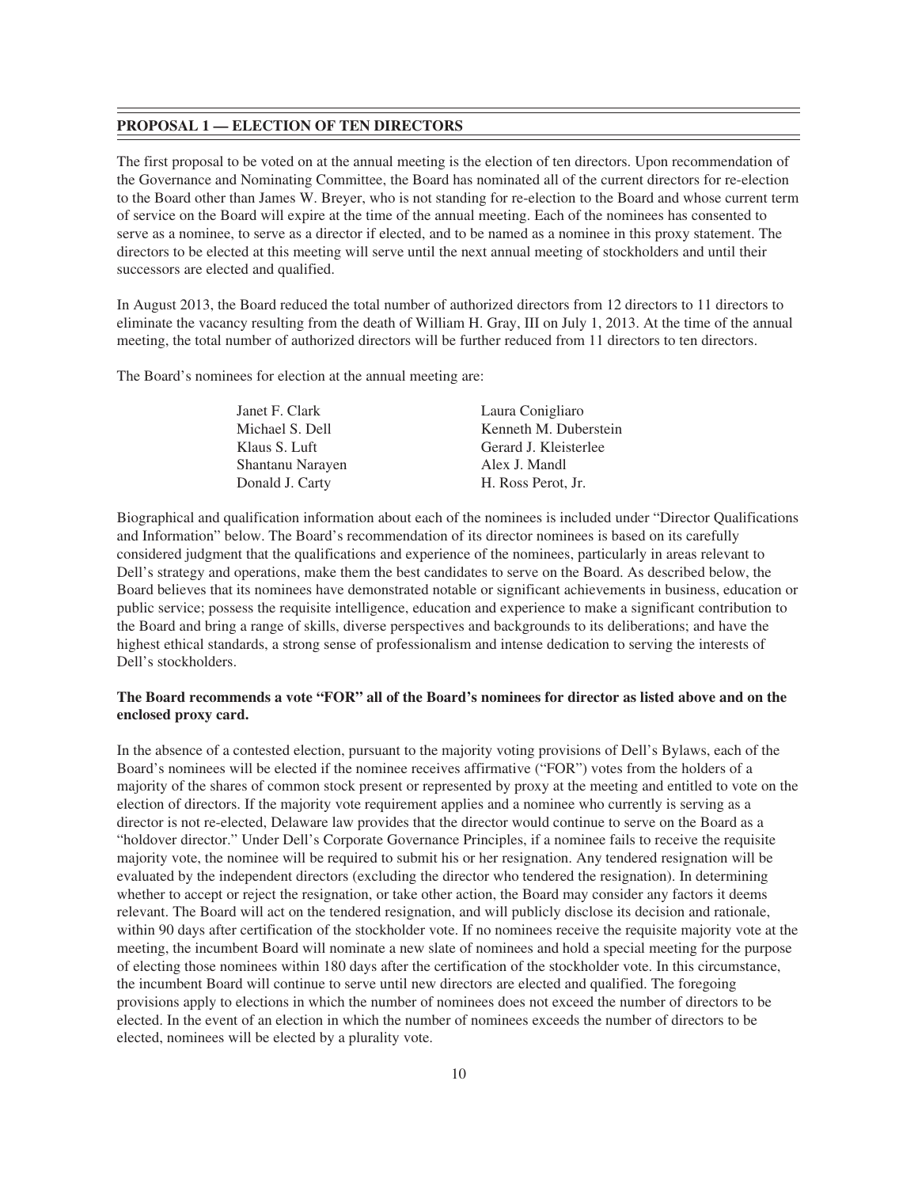## PROPOSAL 1 — ELECTION OF TEN DIRECTORS

The first proposal to be voted on at the annual meeting is the election of ten directors. Upon recommendation of the Governance and Nominating Committee, the Board has nominated all of the current directors for re-election to the Board other than James W. Breyer, who is not standing for re-election to the Board and whose current term of service on the Board will expire at the time of the annual meeting. Each of the nominees has consented to serve as a nominee, to serve as a director if elected, and to be named as a nominee in this proxy statement. The directors to be elected at this meeting will serve until the next annual meeting of stockholders and until their successors are elected and qualified.

In August 2013, the Board reduced the total number of authorized directors from 12 directors to 11 directors to eliminate the vacancy resulting from the death of William H. Gray, III on July 1, 2013. At the time of the annual meeting, the total number of authorized directors will be further reduced from 11 directors to ten directors.

The Board's nominees for election at the annual meeting are:

| | |
|---|---|
| Janet F. Clark | Laura Conigliaro |
| Michael S. Dell | Kenneth M. Duberstein |
| Klaus S. Luft | Gerard J. Kleisterlee |
| Shantanu Narayen | Alex J. Mandl |
| Donald J. Carty | H. Ross Perot, Jr. |

Biographical and qualification information about each of the nominees is included under "Director Qualifications and Information" below. The Board's recommendation of its director nominees is based on its carefully considered judgment that the qualifications and experience of the nominees, particularly in areas relevant to Dell's strategy and operations, make them the best candidates to serve on the Board. As described below, the Board believes that its nominees have demonstrated notable or significant achievements in business, education or public service; possess the requisite intelligence, education and experience to make a significant contribution to the Board and bring a range of skills, diverse perspectives and backgrounds to its deliberations; and have the highest ethical standards, a strong sense of professionalism and intense dedication to serving the interests of Dell's stockholders.

**The Board recommends a vote "FOR" all of the Board's nominees for director as listed above and on the enclosed proxy card.**

In the absence of a contested election, pursuant to the majority voting provisions of Dell's Bylaws, each of the Board's nominees will be elected if the nominee receives affirmative ("FOR") votes from the holders of a majority of the shares of common stock present or represented by proxy at the meeting and entitled to vote on the election of directors. If the majority vote requirement applies and a nominee who currently is serving as a director is not re-elected, Delaware law provides that the director would continue to serve on the Board as a "holdover director." Under Dell's Corporate Governance Principles, if a nominee fails to receive the requisite majority vote, the nominee will be required to submit his or her resignation. Any tendered resignation will be evaluated by the independent directors (excluding the director who tendered the resignation). In determining whether to accept or reject the resignation, or take other action, the Board may consider any factors it deems relevant. The Board will act on the tendered resignation, and will publicly disclose its decision and rationale, within 90 days after certification of the stockholder vote. If no nominees receive the requisite majority vote at the meeting, the incumbent Board will nominate a new slate of nominees and hold a special meeting for the purpose of electing those nominees within 180 days after the certification of the stockholder vote. In this circumstance, the incumbent Board will continue to serve until new directors are elected and qualified. The foregoing provisions apply to elections in which the number of nominees does not exceed the number of directors to be elected. In the event of an election in which the number of nominees exceeds the number of directors to be elected, nominees will be elected by a plurality vote.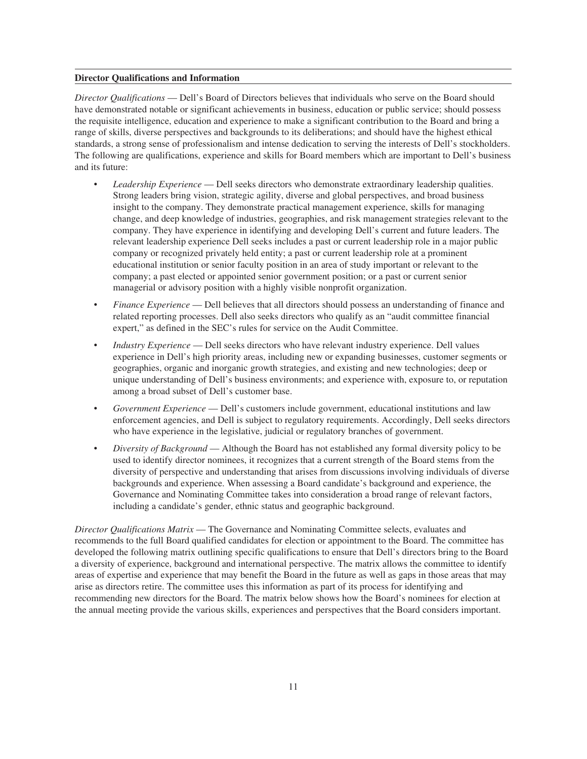**Director Qualifications and Information**

*Director Qualifications* — Dell's Board of Directors believes that individuals who serve on the Board should have demonstrated notable or significant achievements in business, education or public service; should possess the requisite intelligence, education and experience to make a significant contribution to the Board and bring a range of skills, diverse perspectives and backgrounds to its deliberations; and should have the highest ethical standards, a strong sense of professionalism and intense dedication to serving the interests of Dell's stockholders. The following are qualifications, experience and skills for Board members which are important to Dell's business and its future:

- *Leadership Experience* — Dell seeks directors who demonstrate extraordinary leadership qualities. Strong leaders bring vision, strategic agility, diverse and global perspectives, and broad business insight to the company. They demonstrate practical management experience, skills for managing change, and deep knowledge of industries, geographies, and risk management strategies relevant to the company. They have experience in identifying and developing Dell's current and future leaders. The relevant leadership experience Dell seeks includes a past or current leadership role in a major public company or recognized privately held entity; a past or current leadership role at a prominent educational institution or senior faculty position in an area of study important or relevant to the company; a past elected or appointed senior government position; or a past or current senior managerial or advisory position with a highly visible nonprofit organization.
- *Finance Experience* — Dell believes that all directors should possess an understanding of finance and related reporting processes. Dell also seeks directors who qualify as an "audit committee financial expert," as defined in the SEC's rules for service on the Audit Committee.
- *Industry Experience* — Dell seeks directors who have relevant industry experience. Dell values experience in Dell's high priority areas, including new or expanding businesses, customer segments or geographies, organic and inorganic growth strategies, and existing and new technologies; deep or unique understanding of Dell's business environments; and experience with, exposure to, or reputation among a broad subset of Dell's customer base.
- *Government Experience* — Dell's customers include government, educational institutions and law enforcement agencies, and Dell is subject to regulatory requirements. Accordingly, Dell seeks directors who have experience in the legislative, judicial or regulatory branches of government.
- *Diversity of Background* — Although the Board has not established any formal diversity policy to be used to identify director nominees, it recognizes that a current strength of the Board stems from the diversity of perspective and understanding that arises from discussions involving individuals of diverse backgrounds and experience. When assessing a Board candidate's background and experience, the Governance and Nominating Committee takes into consideration a broad range of relevant factors, including a candidate's gender, ethnic status and geographic background.

*Director Qualifications Matrix* — The Governance and Nominating Committee selects, evaluates and recommends to the full Board qualified candidates for election or appointment to the Board. The committee has developed the following matrix outlining specific qualifications to ensure that Dell's directors bring to the Board a diversity of experience, background and international perspective. The matrix allows the committee to identify areas of expertise and experience that may benefit the Board in the future as well as gaps in those areas that may arise as directors retire. The committee uses this information as part of its process for identifying and recommending new directors for the Board. The matrix below shows how the Board's nominees for election at the annual meeting provide the various skills, experiences and perspectives that the Board considers important.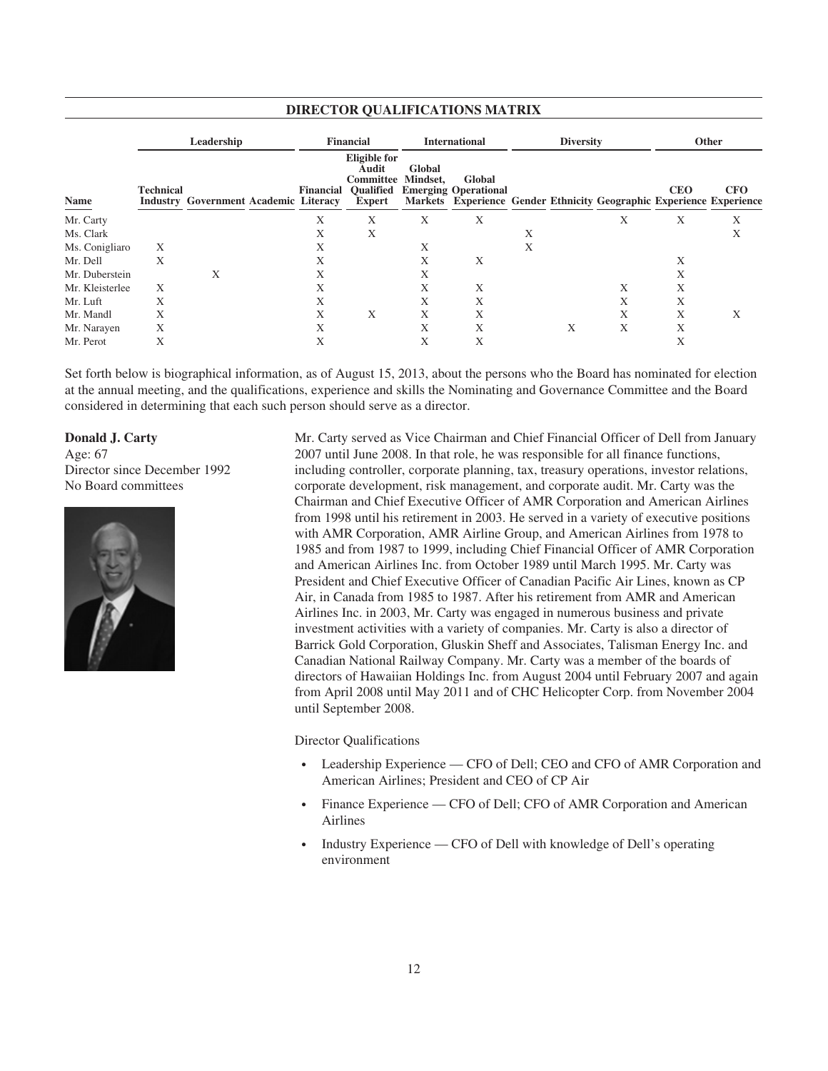## DIRECTOR QUALIFICATIONS MATRIX

| | Leadership | | | Financial | | International | | Diversity | | | Other | |
|---|---|---|---|---|---|---|---|---|---|---|---|---|
| **Name** | **Technical Industry** | **Government** | **Academic** | **Financial Literacy** | **Eligible for Audit Committee Qualified Expert** | **Global Mindset, Emerging Markets** | **Global Operational Experience** | **Gender** | **Ethnicity** | **Geographic** | **CEO Experience** | **CFO Experience** |
| Mr. Carty | | | | X | X | X | X | | | X | X | X |
| Ms. Clark | | | | X | X | | | X | | | | X |
| Ms. Conigliaro | X | | | X | | X | | X | | | | |
| Mr. Dell | X | | | X | | X | X | | | | X | |
| Mr. Duberstein | | X | | X | | X | | | | | X | |
| Mr. Kleisterlee | X | | | X | | X | X | | | X | X | |
| Mr. Luft | X | | | X | | X | X | | | X | X | |
| Mr. Mandl | X | | | X | X | X | X | | | X | X | X |
| Mr. Narayen | X | | | X | | X | X | | X | X | X | |
| Mr. Perot | X | | | X | | X | X | | | | X | |

Set forth below is biographical information, as of August 15, 2013, about the persons who the Board has nominated for election at the annual meeting, and the qualifications, experience and skills the Nominating and Governance Committee and the Board considered in determining that each such person should serve as a director.

**Donald J. Carty**
Age: 67
Director since December 1992
No Board committees

Mr. Carty served as Vice Chairman and Chief Financial Officer of Dell from January 2007 until June 2008. In that role, he was responsible for all finance functions, including controller, corporate planning, tax, treasury operations, investor relations, corporate development, risk management, and corporate audit. Mr. Carty was the Chairman and Chief Executive Officer of AMR Corporation and American Airlines from 1998 until his retirement in 2003. He served in a variety of executive positions with AMR Corporation, AMR Airline Group, and American Airlines from 1978 to 1985 and from 1987 to 1999, including Chief Financial Officer of AMR Corporation and American Airlines Inc. from October 1989 until March 1995. Mr. Carty was President and Chief Executive Officer of Canadian Pacific Air Lines, known as CP Air, in Canada from 1985 to 1987. After his retirement from AMR and American Airlines Inc. in 2003, Mr. Carty was engaged in numerous business and private investment activities with a variety of companies. Mr. Carty is also a director of Barrick Gold Corporation, Gluskin Sheff and Associates, Talisman Energy Inc. and Canadian National Railway Company. Mr. Carty was a member of the boards of directors of Hawaiian Holdings Inc. from August 2004 until February 2007 and again from April 2008 until May 2011 and of CHC Helicopter Corp. from November 2004 until September 2008.

Director Qualifications

- Leadership Experience — CFO of Dell; CEO and CFO of AMR Corporation and American Airlines; President and CEO of CP Air
- Finance Experience — CFO of Dell; CFO of AMR Corporation and American Airlines
- Industry Experience — CFO of Dell with knowledge of Dell's operating environment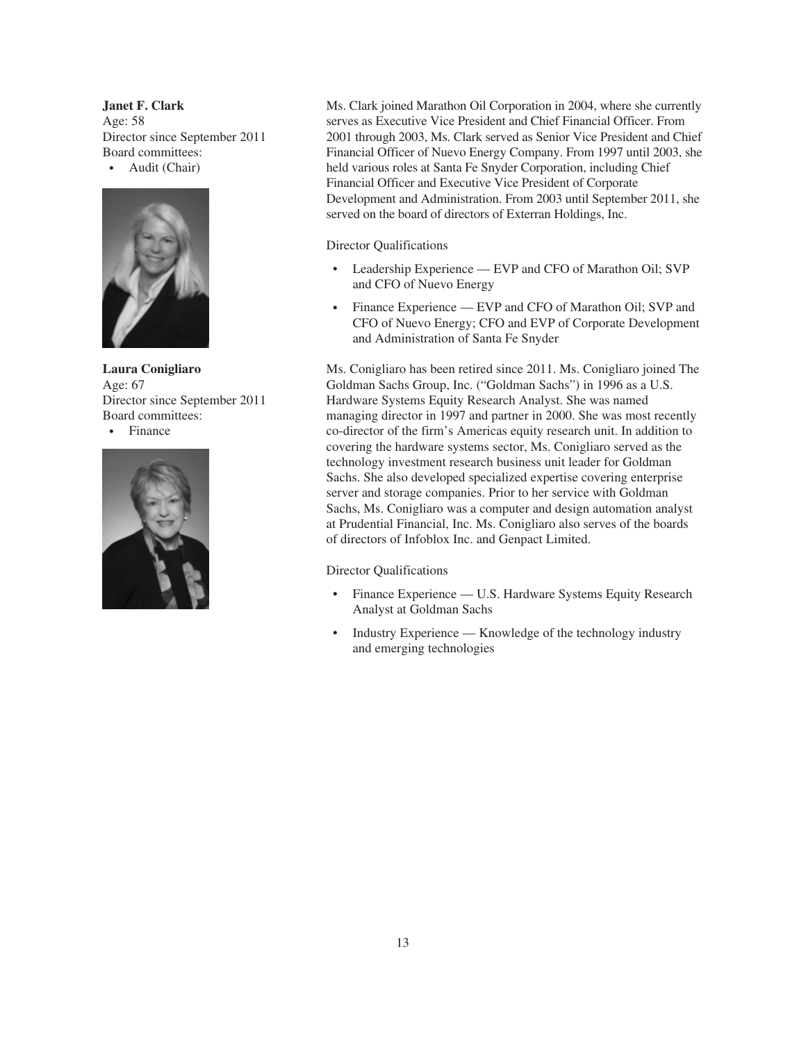**Janet F. Clark**
Age: 58
Director since September 2011
Board committees:
- Audit (Chair)

Ms. Clark joined Marathon Oil Corporation in 2004, where she currently serves as Executive Vice President and Chief Financial Officer. From 2001 through 2003, Ms. Clark served as Senior Vice President and Chief Financial Officer of Nuevo Energy Company. From 1997 until 2003, she held various roles at Santa Fe Snyder Corporation, including Chief Financial Officer and Executive Vice President of Corporate Development and Administration. From 2003 until September 2011, she served on the board of directors of Exterran Holdings, Inc.

Director Qualifications

- Leadership Experience — EVP and CFO of Marathon Oil; SVP and CFO of Nuevo Energy
- Finance Experience — EVP and CFO of Marathon Oil; SVP and CFO of Nuevo Energy; CFO and EVP of Corporate Development and Administration of Santa Fe Snyder

**Laura Conigliaro**
Age: 67
Director since September 2011
Board committees:
- Finance

Ms. Conigliaro has been retired since 2011. Ms. Conigliaro joined The Goldman Sachs Group, Inc. ("Goldman Sachs") in 1996 as a U.S. Hardware Systems Equity Research Analyst. She was named managing director in 1997 and partner in 2000. She was most recently co-director of the firm's Americas equity research unit. In addition to covering the hardware systems sector, Ms. Conigliaro served as the technology investment research business unit leader for Goldman Sachs. She also developed specialized expertise covering enterprise server and storage companies. Prior to her service with Goldman Sachs, Ms. Conigliaro was a computer and design automation analyst at Prudential Financial, Inc. Ms. Conigliaro also serves of the boards of directors of Infoblox Inc. and Genpact Limited.

Director Qualifications

- Finance Experience — U.S. Hardware Systems Equity Research Analyst at Goldman Sachs
- Industry Experience — Knowledge of the technology industry and emerging technologies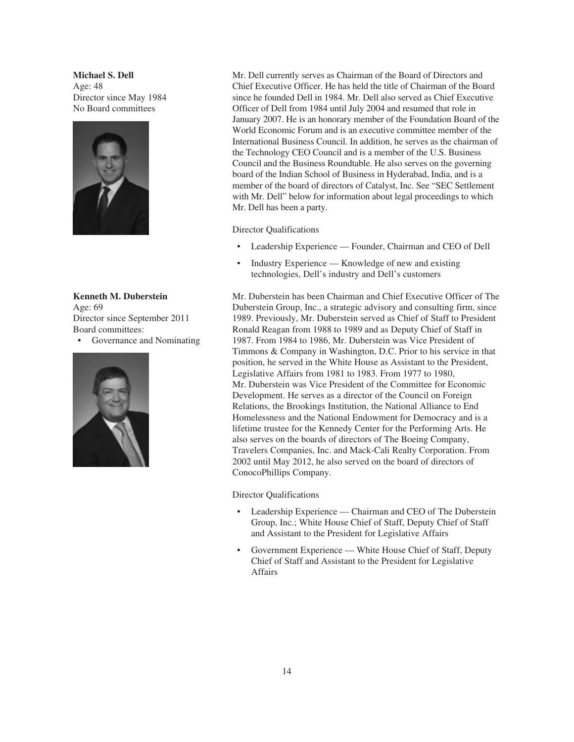**Michael S. Dell**
Age: 48
Director since May 1984
No Board committees

Mr. Dell currently serves as Chairman of the Board of Directors and Chief Executive Officer. He has held the title of Chairman of the Board since he founded Dell in 1984. Mr. Dell also served as Chief Executive Officer of Dell from 1984 until July 2004 and resumed that role in January 2007. He is an honorary member of the Foundation Board of the World Economic Forum and is an executive committee member of the International Business Council. In addition, he serves as the chairman of the Technology CEO Council and is a member of the U.S. Business Council and the Business Roundtable. He also serves on the governing board of the Indian School of Business in Hyderabad, India, and is a member of the board of directors of Catalyst, Inc. See "SEC Settlement with Mr. Dell" below for information about legal proceedings to which Mr. Dell has been a party.

Director Qualifications

- Leadership Experience — Founder, Chairman and CEO of Dell
- Industry Experience — Knowledge of new and existing technologies, Dell's industry and Dell's customers

**Kenneth M. Duberstein**
Age: 69
Director since September 2011
Board committees:
- Governance and Nominating

Mr. Duberstein has been Chairman and Chief Executive Officer of The Duberstein Group, Inc., a strategic advisory and consulting firm, since 1989. Previously, Mr. Duberstein served as Chief of Staff to President Ronald Reagan from 1988 to 1989 and as Deputy Chief of Staff in 1987. From 1984 to 1986, Mr. Duberstein was Vice President of Timmons & Company in Washington, D.C. Prior to his service in that position, he served in the White House as Assistant to the President, Legislative Affairs from 1981 to 1983. From 1977 to 1980, Mr. Duberstein was Vice President of the Committee for Economic Development. He serves as a director of the Council on Foreign Relations, the Brookings Institution, the National Alliance to End Homelessness and the National Endowment for Democracy and is a lifetime trustee for the Kennedy Center for the Performing Arts. He also serves on the boards of directors of The Boeing Company, Travelers Companies, Inc. and Mack-Cali Realty Corporation. From 2002 until May 2012, he also served on the board of directors of ConocoPhillips Company.

Director Qualifications

- Leadership Experience — Chairman and CEO of The Duberstein Group, Inc.; White House Chief of Staff, Deputy Chief of Staff and Assistant to the President for Legislative Affairs
- Government Experience — White House Chief of Staff, Deputy Chief of Staff and Assistant to the President for Legislative Affairs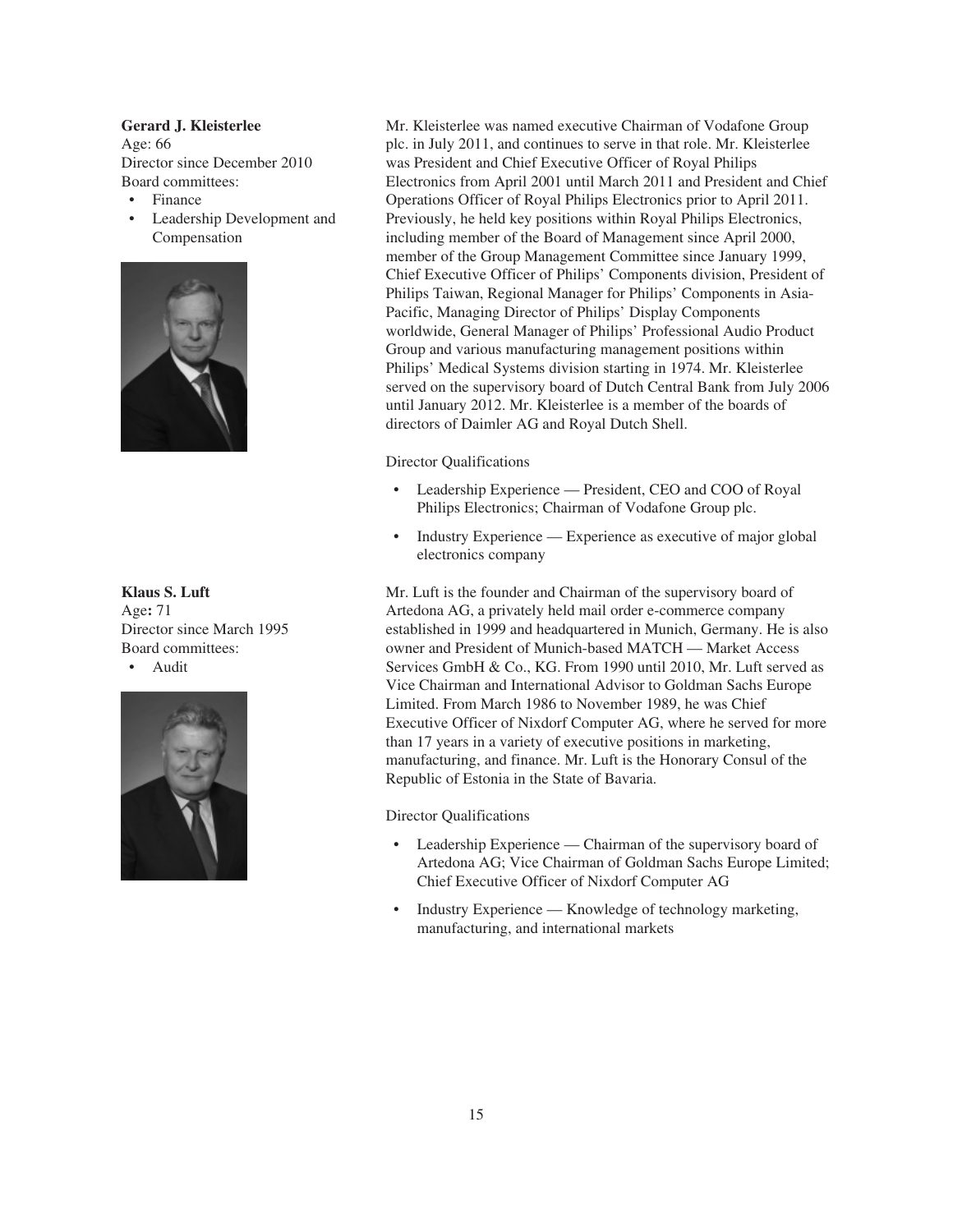**Gerard J. Kleisterlee**
Age: 66
Director since December 2010
Board committees:

- Finance
- Leadership Development and Compensation

Mr. Kleisterlee was named executive Chairman of Vodafone Group plc. in July 2011, and continues to serve in that role. Mr. Kleisterlee was President and Chief Executive Officer of Royal Philips Electronics from April 2001 until March 2011 and President and Chief Operations Officer of Royal Philips Electronics prior to April 2011. Previously, he held key positions within Royal Philips Electronics, including member of the Board of Management since April 2000, member of the Group Management Committee since January 1999, Chief Executive Officer of Philips' Components division, President of Philips Taiwan, Regional Manager for Philips' Components in Asia-Pacific, Managing Director of Philips' Display Components worldwide, General Manager of Philips' Professional Audio Product Group and various manufacturing management positions within Philips' Medical Systems division starting in 1974. Mr. Kleisterlee served on the supervisory board of Dutch Central Bank from July 2006 until January 2012. Mr. Kleisterlee is a member of the boards of directors of Daimler AG and Royal Dutch Shell.

Director Qualifications

- Leadership Experience — President, CEO and COO of Royal Philips Electronics; Chairman of Vodafone Group plc.
- Industry Experience — Experience as executive of major global electronics company

**Klaus S. Luft**
Age: 71
Director since March 1995
Board committees:

- Audit

Mr. Luft is the founder and Chairman of the supervisory board of Artedona AG, a privately held mail order e-commerce company established in 1999 and headquartered in Munich, Germany. He is also owner and President of Munich-based MATCH — Market Access Services GmbH & Co., KG. From 1990 until 2010, Mr. Luft served as Vice Chairman and International Advisor to Goldman Sachs Europe Limited. From March 1986 to November 1989, he was Chief Executive Officer of Nixdorf Computer AG, where he served for more than 17 years in a variety of executive positions in marketing, manufacturing, and finance. Mr. Luft is the Honorary Consul of the Republic of Estonia in the State of Bavaria.

Director Qualifications

- Leadership Experience — Chairman of the supervisory board of Artedona AG; Vice Chairman of Goldman Sachs Europe Limited; Chief Executive Officer of Nixdorf Computer AG
- Industry Experience — Knowledge of technology marketing, manufacturing, and international markets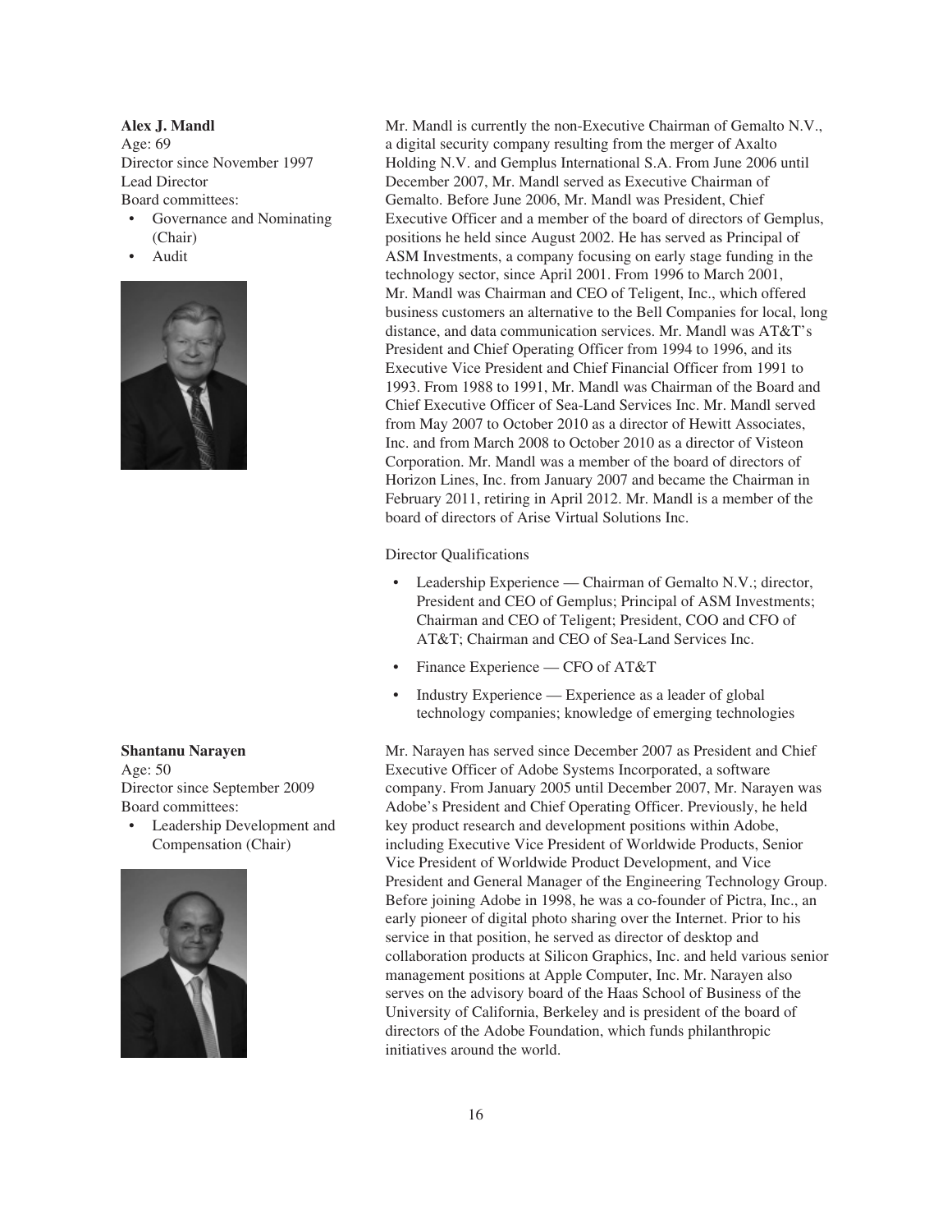**Alex J. Mandl**
Age: 69
Director since November 1997
Lead Director
Board committees:

- Governance and Nominating (Chair)
- Audit

Mr. Mandl is currently the non-Executive Chairman of Gemalto N.V., a digital security company resulting from the merger of Axalto Holding N.V. and Gemplus International S.A. From June 2006 until December 2007, Mr. Mandl served as Executive Chairman of Gemalto. Before June 2006, Mr. Mandl was President, Chief Executive Officer and a member of the board of directors of Gemplus, positions he held since August 2002. He has served as Principal of ASM Investments, a company focusing on early stage funding in the technology sector, since April 2001. From 1996 to March 2001, Mr. Mandl was Chairman and CEO of Teligent, Inc., which offered business customers an alternative to the Bell Companies for local, long distance, and data communication services. Mr. Mandl was AT&T's President and Chief Operating Officer from 1994 to 1996, and its Executive Vice President and Chief Financial Officer from 1991 to 1993. From 1988 to 1991, Mr. Mandl was Chairman of the Board and Chief Executive Officer of Sea-Land Services Inc. Mr. Mandl served from May 2007 to October 2010 as a director of Hewitt Associates, Inc. and from March 2008 to October 2010 as a director of Visteon Corporation. Mr. Mandl was a member of the board of directors of Horizon Lines, Inc. from January 2007 and became the Chairman in February 2011, retiring in April 2012. Mr. Mandl is a member of the board of directors of Arise Virtual Solutions Inc.

Director Qualifications

- Leadership Experience — Chairman of Gemalto N.V.; director, President and CEO of Gemplus; Principal of ASM Investments; Chairman and CEO of Teligent; President, COO and CFO of AT&T; Chairman and CEO of Sea-Land Services Inc.
- Finance Experience — CFO of AT&T
- Industry Experience — Experience as a leader of global technology companies; knowledge of emerging technologies

**Shantanu Narayen**
Age: 50
Director since September 2009
Board committees:

- Leadership Development and Compensation (Chair)

Mr. Narayen has served since December 2007 as President and Chief Executive Officer of Adobe Systems Incorporated, a software company. From January 2005 until December 2007, Mr. Narayen was Adobe's President and Chief Operating Officer. Previously, he held key product research and development positions within Adobe, including Executive Vice President of Worldwide Products, Senior Vice President of Worldwide Product Development, and Vice President and General Manager of the Engineering Technology Group. Before joining Adobe in 1998, he was a co-founder of Pictra, Inc., an early pioneer of digital photo sharing over the Internet. Prior to his service in that position, he served as director of desktop and collaboration products at Silicon Graphics, Inc. and held various senior management positions at Apple Computer, Inc. Mr. Narayen also serves on the advisory board of the Haas School of Business of the University of California, Berkeley and is president of the board of directors of the Adobe Foundation, which funds philanthropic initiatives around the world.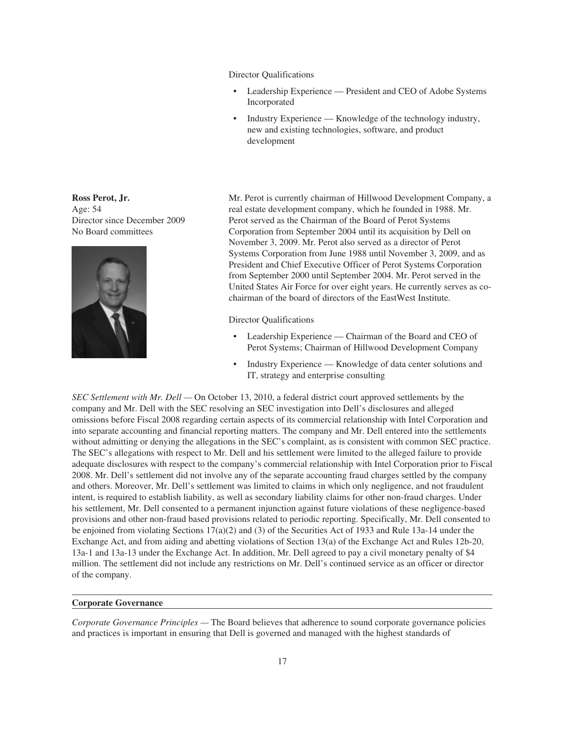Director Qualifications

- Leadership Experience — President and CEO of Adobe Systems Incorporated
- Industry Experience — Knowledge of the technology industry, new and existing technologies, software, and product development

**Ross Perot, Jr.**
Age: 54
Director since December 2009
No Board committees

Mr. Perot is currently chairman of Hillwood Development Company, a real estate development company, which he founded in 1988. Mr. Perot served as the Chairman of the Board of Perot Systems Corporation from September 2004 until its acquisition by Dell on November 3, 2009. Mr. Perot also served as a director of Perot Systems Corporation from June 1988 until November 3, 2009, and as President and Chief Executive Officer of Perot Systems Corporation from September 2000 until September 2004. Mr. Perot served in the United States Air Force for over eight years. He currently serves as co-chairman of the board of directors of the EastWest Institute.

Director Qualifications

- Leadership Experience — Chairman of the Board and CEO of Perot Systems; Chairman of Hillwood Development Company
- Industry Experience — Knowledge of data center solutions and IT, strategy and enterprise consulting

*SEC Settlement with Mr. Dell* — On October 13, 2010, a federal district court approved settlements by the company and Mr. Dell with the SEC resolving an SEC investigation into Dell's disclosures and alleged omissions before Fiscal 2008 regarding certain aspects of its commercial relationship with Intel Corporation and into separate accounting and financial reporting matters. The company and Mr. Dell entered into the settlements without admitting or denying the allegations in the SEC's complaint, as is consistent with common SEC practice. The SEC's allegations with respect to Mr. Dell and his settlement were limited to the alleged failure to provide adequate disclosures with respect to the company's commercial relationship with Intel Corporation prior to Fiscal 2008. Mr. Dell's settlement did not involve any of the separate accounting fraud charges settled by the company and others. Moreover, Mr. Dell's settlement was limited to claims in which only negligence, and not fraudulent intent, is required to establish liability, as well as secondary liability claims for other non-fraud charges. Under his settlement, Mr. Dell consented to a permanent injunction against future violations of these negligence-based provisions and other non-fraud based provisions related to periodic reporting. Specifically, Mr. Dell consented to be enjoined from violating Sections 17(a)(2) and (3) of the Securities Act of 1933 and Rule 13a-14 under the Exchange Act, and from aiding and abetting violations of Section 13(a) of the Exchange Act and Rules 12b-20, 13a-1 and 13a-13 under the Exchange Act. In addition, Mr. Dell agreed to pay a civil monetary penalty of $4 million. The settlement did not include any restrictions on Mr. Dell's continued service as an officer or director of the company.

## Corporate Governance

*Corporate Governance Principles* — The Board believes that adherence to sound corporate governance policies and practices is important in ensuring that Dell is governed and managed with the highest standards of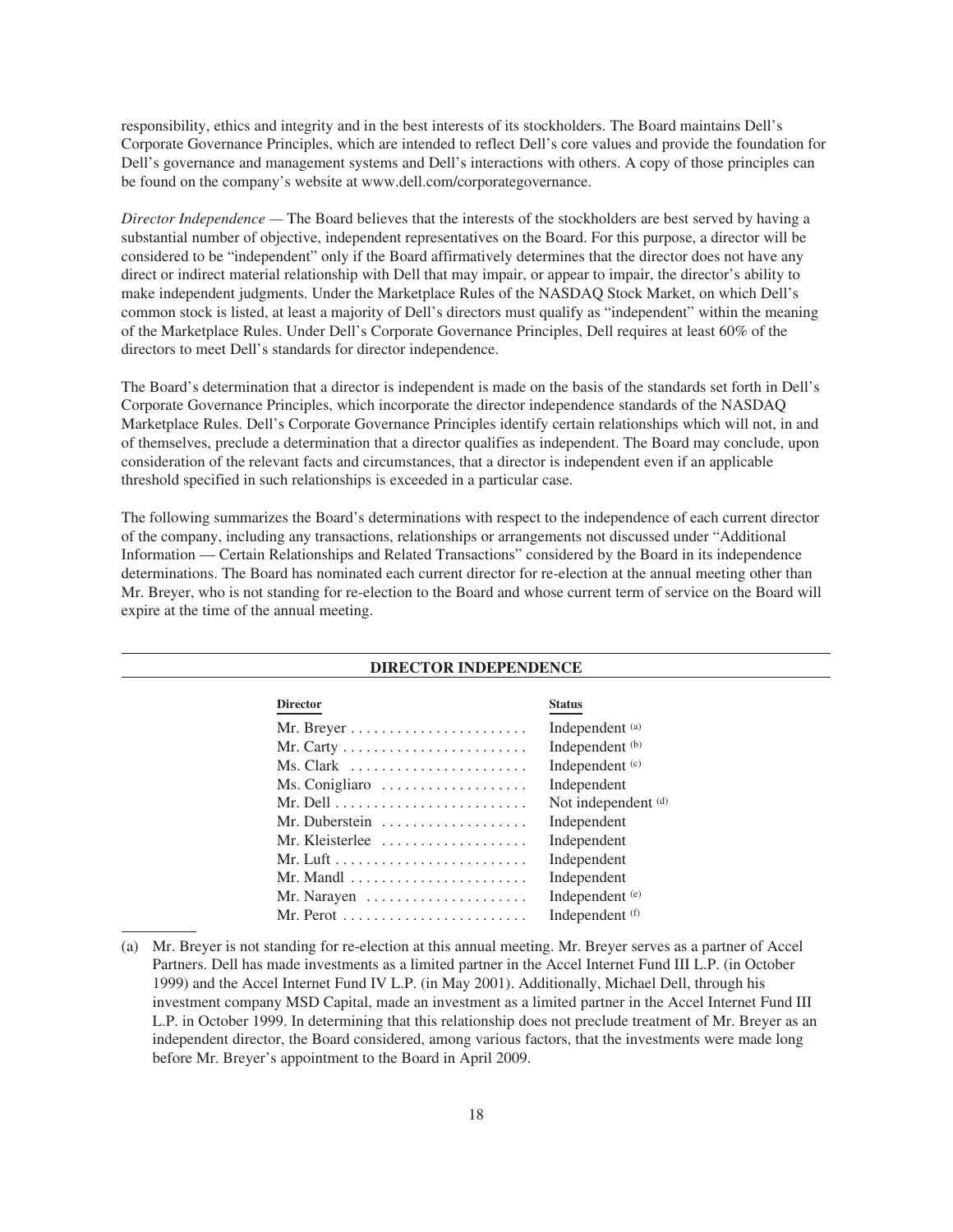responsibility, ethics and integrity and in the best interests of its stockholders. The Board maintains Dell's Corporate Governance Principles, which are intended to reflect Dell's core values and provide the foundation for Dell's governance and management systems and Dell's interactions with others. A copy of those principles can be found on the company's website at www.dell.com/corporategovernance.

*Director Independence* — The Board believes that the interests of the stockholders are best served by having a substantial number of objective, independent representatives on the Board. For this purpose, a director will be considered to be "independent" only if the Board affirmatively determines that the director does not have any direct or indirect material relationship with Dell that may impair, or appear to impair, the director's ability to make independent judgments. Under the Marketplace Rules of the NASDAQ Stock Market, on which Dell's common stock is listed, at least a majority of Dell's directors must qualify as "independent" within the meaning of the Marketplace Rules. Under Dell's Corporate Governance Principles, Dell requires at least 60% of the directors to meet Dell's standards for director independence.

The Board's determination that a director is independent is made on the basis of the standards set forth in Dell's Corporate Governance Principles, which incorporate the director independence standards of the NASDAQ Marketplace Rules. Dell's Corporate Governance Principles identify certain relationships which will not, in and of themselves, preclude a determination that a director qualifies as independent. The Board may conclude, upon consideration of the relevant facts and circumstances, that a director is independent even if an applicable threshold specified in such relationships is exceeded in a particular case.

The following summarizes the Board's determinations with respect to the independence of each current director of the company, including any transactions, relationships or arrangements not discussed under "Additional Information — Certain Relationships and Related Transactions" considered by the Board in its independence determinations. The Board has nominated each current director for re-election at the annual meeting other than Mr. Breyer, who is not standing for re-election to the Board and whose current term of service on the Board will expire at the time of the annual meeting.

**DIRECTOR INDEPENDENCE**

| Director | Status |
|---|---|
| Mr. Breyer | Independent [(a)] |
| Mr. Carty | Independent [(b)] |
| Ms. Clark | Independent [(c)] |
| Ms. Conigliaro | Independent |
| Mr. Dell | Not independent [(d)] |
| Mr. Duberstein | Independent |
| Mr. Kleisterlee | Independent |
| Mr. Luft | Independent |
| Mr. Mandl | Independent |
| Mr. Narayen | Independent [(e)] |
| Mr. Perot | Independent [(f)] |

(a) Mr. Breyer is not standing for re-election at this annual meeting. Mr. Breyer serves as a partner of Accel Partners. Dell has made investments as a limited partner in the Accel Internet Fund III L.P. (in October 1999) and the Accel Internet Fund IV L.P. (in May 2001). Additionally, Michael Dell, through his investment company MSD Capital, made an investment as a limited partner in the Accel Internet Fund III L.P. in October 1999. In determining that this relationship does not preclude treatment of Mr. Breyer as an independent director, the Board considered, among various factors, that the investments were made long before Mr. Breyer's appointment to the Board in April 2009.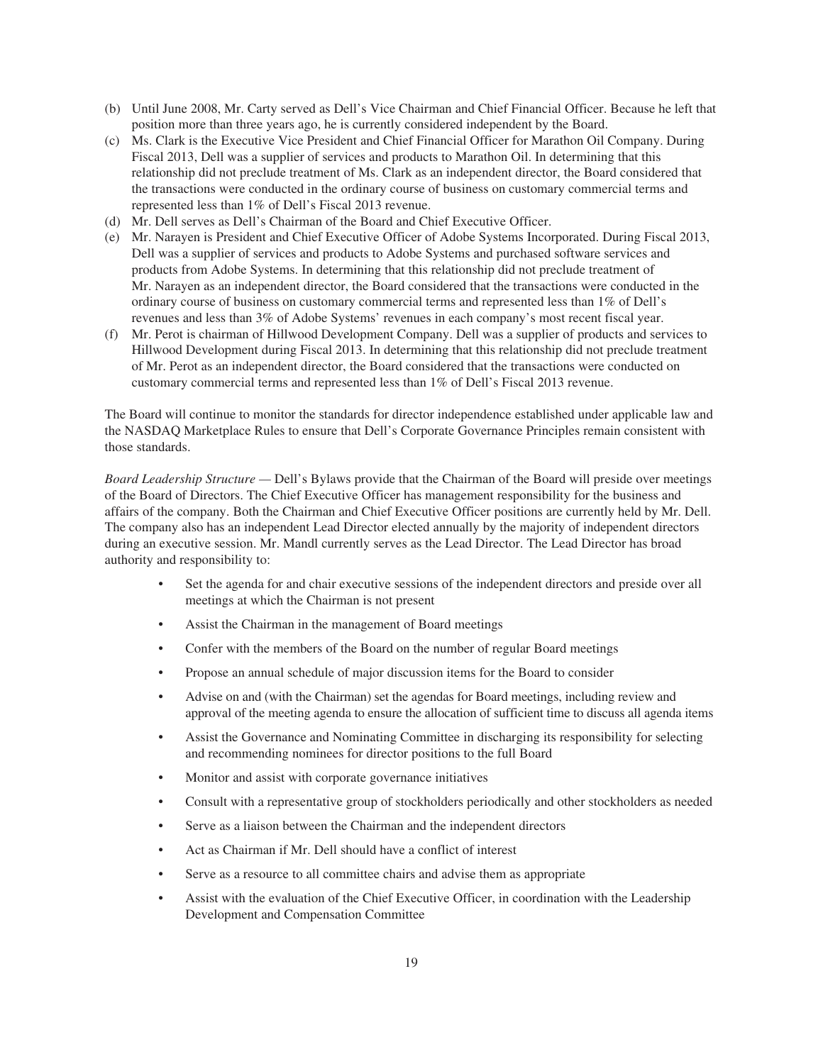(b) Until June 2008, Mr. Carty served as Dell's Vice Chairman and Chief Financial Officer. Because he left that position more than three years ago, he is currently considered independent by the Board.

(c) Ms. Clark is the Executive Vice President and Chief Financial Officer for Marathon Oil Company. During Fiscal 2013, Dell was a supplier of services and products to Marathon Oil. In determining that this relationship did not preclude treatment of Ms. Clark as an independent director, the Board considered that the transactions were conducted in the ordinary course of business on customary commercial terms and represented less than 1% of Dell's Fiscal 2013 revenue.

(d) Mr. Dell serves as Dell's Chairman of the Board and Chief Executive Officer.

(e) Mr. Narayen is President and Chief Executive Officer of Adobe Systems Incorporated. During Fiscal 2013, Dell was a supplier of services and products to Adobe Systems and purchased software services and products from Adobe Systems. In determining that this relationship did not preclude treatment of Mr. Narayen as an independent director, the Board considered that the transactions were conducted in the ordinary course of business on customary commercial terms and represented less than 1% of Dell's revenues and less than 3% of Adobe Systems' revenues in each company's most recent fiscal year.

(f) Mr. Perot is chairman of Hillwood Development Company. Dell was a supplier of products and services to Hillwood Development during Fiscal 2013. In determining that this relationship did not preclude treatment of Mr. Perot as an independent director, the Board considered that the transactions were conducted on customary commercial terms and represented less than 1% of Dell's Fiscal 2013 revenue.

The Board will continue to monitor the standards for director independence established under applicable law and the NASDAQ Marketplace Rules to ensure that Dell's Corporate Governance Principles remain consistent with those standards.

*Board Leadership Structure* — Dell's Bylaws provide that the Chairman of the Board will preside over meetings of the Board of Directors. The Chief Executive Officer has management responsibility for the business and affairs of the company. Both the Chairman and Chief Executive Officer positions are currently held by Mr. Dell. The company also has an independent Lead Director elected annually by the majority of independent directors during an executive session. Mr. Mandl currently serves as the Lead Director. The Lead Director has broad authority and responsibility to:

- Set the agenda for and chair executive sessions of the independent directors and preside over all meetings at which the Chairman is not present
- Assist the Chairman in the management of Board meetings
- Confer with the members of the Board on the number of regular Board meetings
- Propose an annual schedule of major discussion items for the Board to consider
- Advise on and (with the Chairman) set the agendas for Board meetings, including review and approval of the meeting agenda to ensure the allocation of sufficient time to discuss all agenda items
- Assist the Governance and Nominating Committee in discharging its responsibility for selecting and recommending nominees for director positions to the full Board
- Monitor and assist with corporate governance initiatives
- Consult with a representative group of stockholders periodically and other stockholders as needed
- Serve as a liaison between the Chairman and the independent directors
- Act as Chairman if Mr. Dell should have a conflict of interest
- Serve as a resource to all committee chairs and advise them as appropriate
- Assist with the evaluation of the Chief Executive Officer, in coordination with the Leadership Development and Compensation Committee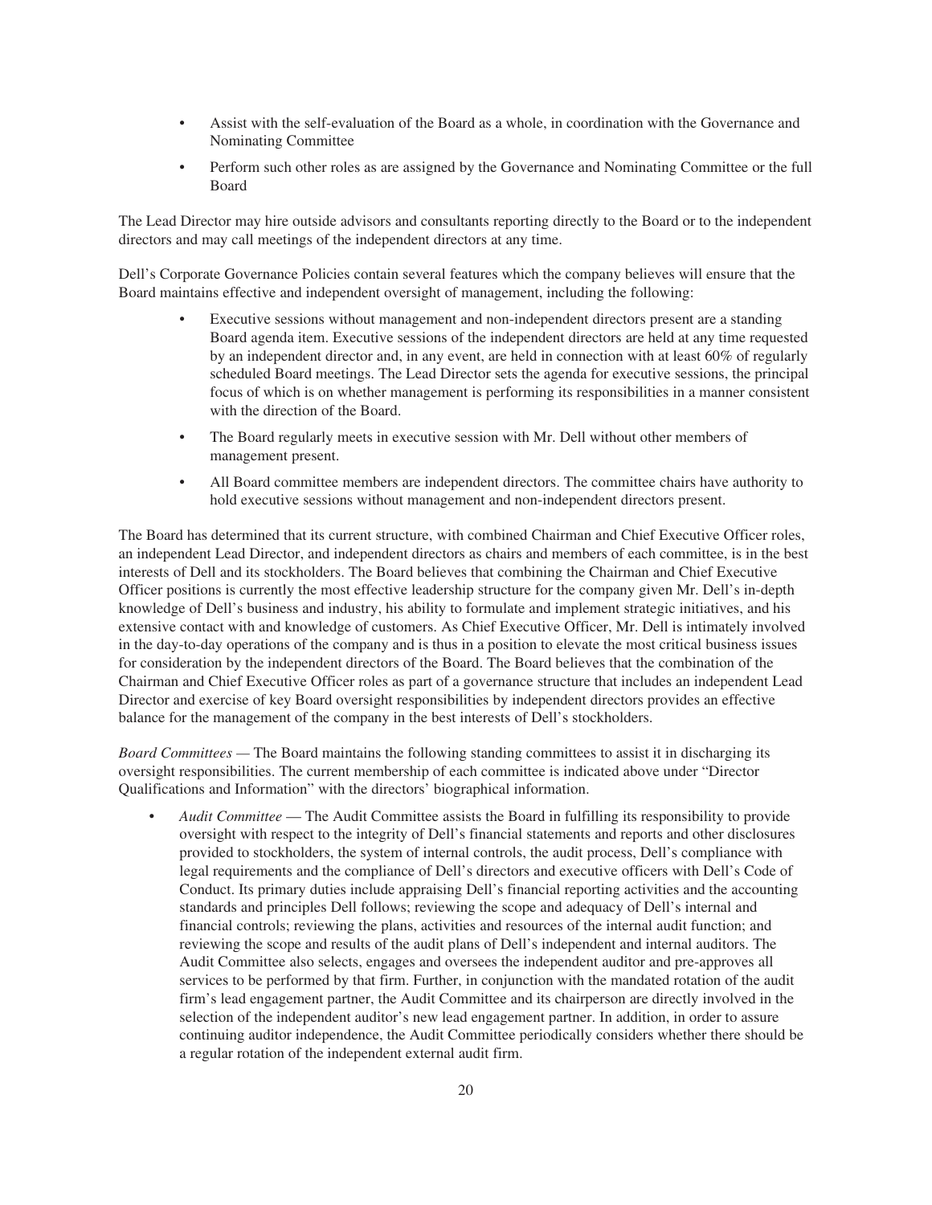- Assist with the self-evaluation of the Board as a whole, in coordination with the Governance and Nominating Committee
- Perform such other roles as are assigned by the Governance and Nominating Committee or the full Board

The Lead Director may hire outside advisors and consultants reporting directly to the Board or to the independent directors and may call meetings of the independent directors at any time.

Dell's Corporate Governance Policies contain several features which the company believes will ensure that the Board maintains effective and independent oversight of management, including the following:

- Executive sessions without management and non-independent directors present are a standing Board agenda item. Executive sessions of the independent directors are held at any time requested by an independent director and, in any event, are held in connection with at least 60% of regularly scheduled Board meetings. The Lead Director sets the agenda for executive sessions, the principal focus of which is on whether management is performing its responsibilities in a manner consistent with the direction of the Board.
- The Board regularly meets in executive session with Mr. Dell without other members of management present.
- All Board committee members are independent directors. The committee chairs have authority to hold executive sessions without management and non-independent directors present.

The Board has determined that its current structure, with combined Chairman and Chief Executive Officer roles, an independent Lead Director, and independent directors as chairs and members of each committee, is in the best interests of Dell and its stockholders. The Board believes that combining the Chairman and Chief Executive Officer positions is currently the most effective leadership structure for the company given Mr. Dell's in-depth knowledge of Dell's business and industry, his ability to formulate and implement strategic initiatives, and his extensive contact with and knowledge of customers. As Chief Executive Officer, Mr. Dell is intimately involved in the day-to-day operations of the company and is thus in a position to elevate the most critical business issues for consideration by the independent directors of the Board. The Board believes that the combination of the Chairman and Chief Executive Officer roles as part of a governance structure that includes an independent Lead Director and exercise of key Board oversight responsibilities by independent directors provides an effective balance for the management of the company in the best interests of Dell's stockholders.

*Board Committees —* The Board maintains the following standing committees to assist it in discharging its oversight responsibilities. The current membership of each committee is indicated above under "Director Qualifications and Information" with the directors' biographical information.

- *Audit Committee* — The Audit Committee assists the Board in fulfilling its responsibility to provide oversight with respect to the integrity of Dell's financial statements and reports and other disclosures provided to stockholders, the system of internal controls, the audit process, Dell's compliance with legal requirements and the compliance of Dell's directors and executive officers with Dell's Code of Conduct. Its primary duties include appraising Dell's financial reporting activities and the accounting standards and principles Dell follows; reviewing the scope and adequacy of Dell's internal and financial controls; reviewing the plans, activities and resources of the internal audit function; and reviewing the scope and results of the audit plans of Dell's independent and internal auditors. The Audit Committee also selects, engages and oversees the independent auditor and pre-approves all services to be performed by that firm. Further, in conjunction with the mandated rotation of the audit firm's lead engagement partner, the Audit Committee and its chairperson are directly involved in the selection of the independent auditor's new lead engagement partner. In addition, in order to assure continuing auditor independence, the Audit Committee periodically considers whether there should be a regular rotation of the independent external audit firm.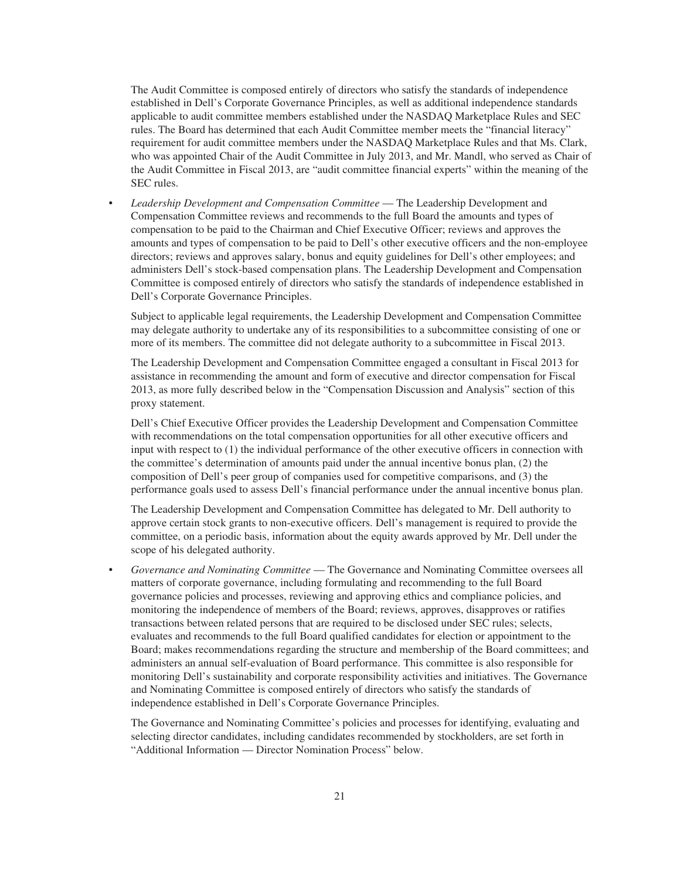The Audit Committee is composed entirely of directors who satisfy the standards of independence established in Dell's Corporate Governance Principles, as well as additional independence standards applicable to audit committee members established under the NASDAQ Marketplace Rules and SEC rules. The Board has determined that each Audit Committee member meets the "financial literacy" requirement for audit committee members under the NASDAQ Marketplace Rules and that Ms. Clark, who was appointed Chair of the Audit Committee in July 2013, and Mr. Mandl, who served as Chair of the Audit Committee in Fiscal 2013, are "audit committee financial experts" within the meaning of the SEC rules.

- *Leadership Development and Compensation Committee* — The Leadership Development and Compensation Committee reviews and recommends to the full Board the amounts and types of compensation to be paid to the Chairman and Chief Executive Officer; reviews and approves the amounts and types of compensation to be paid to Dell's other executive officers and the non-employee directors; reviews and approves salary, bonus and equity guidelines for Dell's other employees; and administers Dell's stock-based compensation plans. The Leadership Development and Compensation Committee is composed entirely of directors who satisfy the standards of independence established in Dell's Corporate Governance Principles.

  Subject to applicable legal requirements, the Leadership Development and Compensation Committee may delegate authority to undertake any of its responsibilities to a subcommittee consisting of one or more of its members. The committee did not delegate authority to a subcommittee in Fiscal 2013.

  The Leadership Development and Compensation Committee engaged a consultant in Fiscal 2013 for assistance in recommending the amount and form of executive and director compensation for Fiscal 2013, as more fully described below in the "Compensation Discussion and Analysis" section of this proxy statement.

  Dell's Chief Executive Officer provides the Leadership Development and Compensation Committee with recommendations on the total compensation opportunities for all other executive officers and input with respect to (1) the individual performance of the other executive officers in connection with the committee's determination of amounts paid under the annual incentive bonus plan, (2) the composition of Dell's peer group of companies used for competitive comparisons, and (3) the performance goals used to assess Dell's financial performance under the annual incentive bonus plan.

  The Leadership Development and Compensation Committee has delegated to Mr. Dell authority to approve certain stock grants to non-executive officers. Dell's management is required to provide the committee, on a periodic basis, information about the equity awards approved by Mr. Dell under the scope of his delegated authority.

- *Governance and Nominating Committee* — The Governance and Nominating Committee oversees all matters of corporate governance, including formulating and recommending to the full Board governance policies and processes, reviewing and approving ethics and compliance policies, and monitoring the independence of members of the Board; reviews, approves, disapproves or ratifies transactions between related persons that are required to be disclosed under SEC rules; selects, evaluates and recommends to the full Board qualified candidates for election or appointment to the Board; makes recommendations regarding the structure and membership of the Board committees; and administers an annual self-evaluation of Board performance. This committee is also responsible for monitoring Dell's sustainability and corporate responsibility activities and initiatives. The Governance and Nominating Committee is composed entirely of directors who satisfy the standards of independence established in Dell's Corporate Governance Principles.

  The Governance and Nominating Committee's policies and processes for identifying, evaluating and selecting director candidates, including candidates recommended by stockholders, are set forth in "Additional Information — Director Nomination Process" below.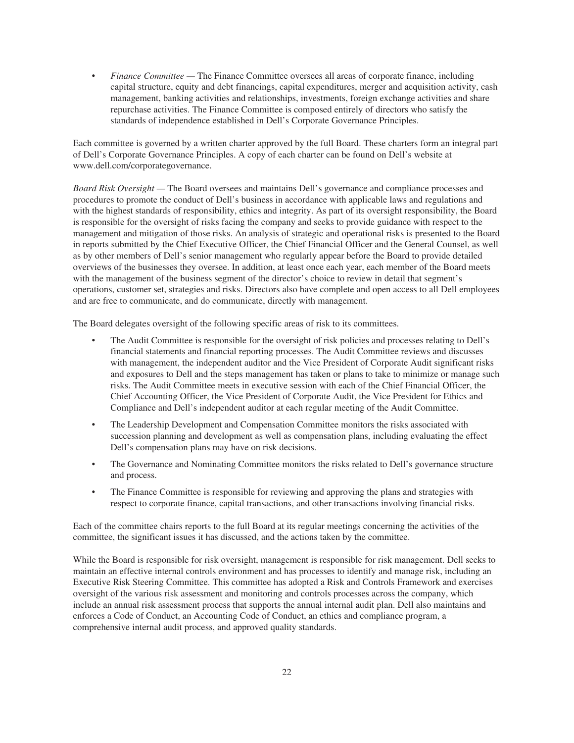- *Finance Committee* — The Finance Committee oversees all areas of corporate finance, including capital structure, equity and debt financings, capital expenditures, merger and acquisition activity, cash management, banking activities and relationships, investments, foreign exchange activities and share repurchase activities. The Finance Committee is composed entirely of directors who satisfy the standards of independence established in Dell's Corporate Governance Principles.

Each committee is governed by a written charter approved by the full Board. These charters form an integral part of Dell's Corporate Governance Principles. A copy of each charter can be found on Dell's website at www.dell.com/corporategovernance.

*Board Risk Oversight* — The Board oversees and maintains Dell's governance and compliance processes and procedures to promote the conduct of Dell's business in accordance with applicable laws and regulations and with the highest standards of responsibility, ethics and integrity. As part of its oversight responsibility, the Board is responsible for the oversight of risks facing the company and seeks to provide guidance with respect to the management and mitigation of those risks. An analysis of strategic and operational risks is presented to the Board in reports submitted by the Chief Executive Officer, the Chief Financial Officer and the General Counsel, as well as by other members of Dell's senior management who regularly appear before the Board to provide detailed overviews of the businesses they oversee. In addition, at least once each year, each member of the Board meets with the management of the business segment of the director's choice to review in detail that segment's operations, customer set, strategies and risks. Directors also have complete and open access to all Dell employees and are free to communicate, and do communicate, directly with management.

The Board delegates oversight of the following specific areas of risk to its committees.

- The Audit Committee is responsible for the oversight of risk policies and processes relating to Dell's financial statements and financial reporting processes. The Audit Committee reviews and discusses with management, the independent auditor and the Vice President of Corporate Audit significant risks and exposures to Dell and the steps management has taken or plans to take to minimize or manage such risks. The Audit Committee meets in executive session with each of the Chief Financial Officer, the Chief Accounting Officer, the Vice President of Corporate Audit, the Vice President for Ethics and Compliance and Dell's independent auditor at each regular meeting of the Audit Committee.
- The Leadership Development and Compensation Committee monitors the risks associated with succession planning and development as well as compensation plans, including evaluating the effect Dell's compensation plans may have on risk decisions.
- The Governance and Nominating Committee monitors the risks related to Dell's governance structure and process.
- The Finance Committee is responsible for reviewing and approving the plans and strategies with respect to corporate finance, capital transactions, and other transactions involving financial risks.

Each of the committee chairs reports to the full Board at its regular meetings concerning the activities of the committee, the significant issues it has discussed, and the actions taken by the committee.

While the Board is responsible for risk oversight, management is responsible for risk management. Dell seeks to maintain an effective internal controls environment and has processes to identify and manage risk, including an Executive Risk Steering Committee. This committee has adopted a Risk and Controls Framework and exercises oversight of the various risk assessment and monitoring and controls processes across the company, which include an annual risk assessment process that supports the annual internal audit plan. Dell also maintains and enforces a Code of Conduct, an Accounting Code of Conduct, an ethics and compliance program, a comprehensive internal audit process, and approved quality standards.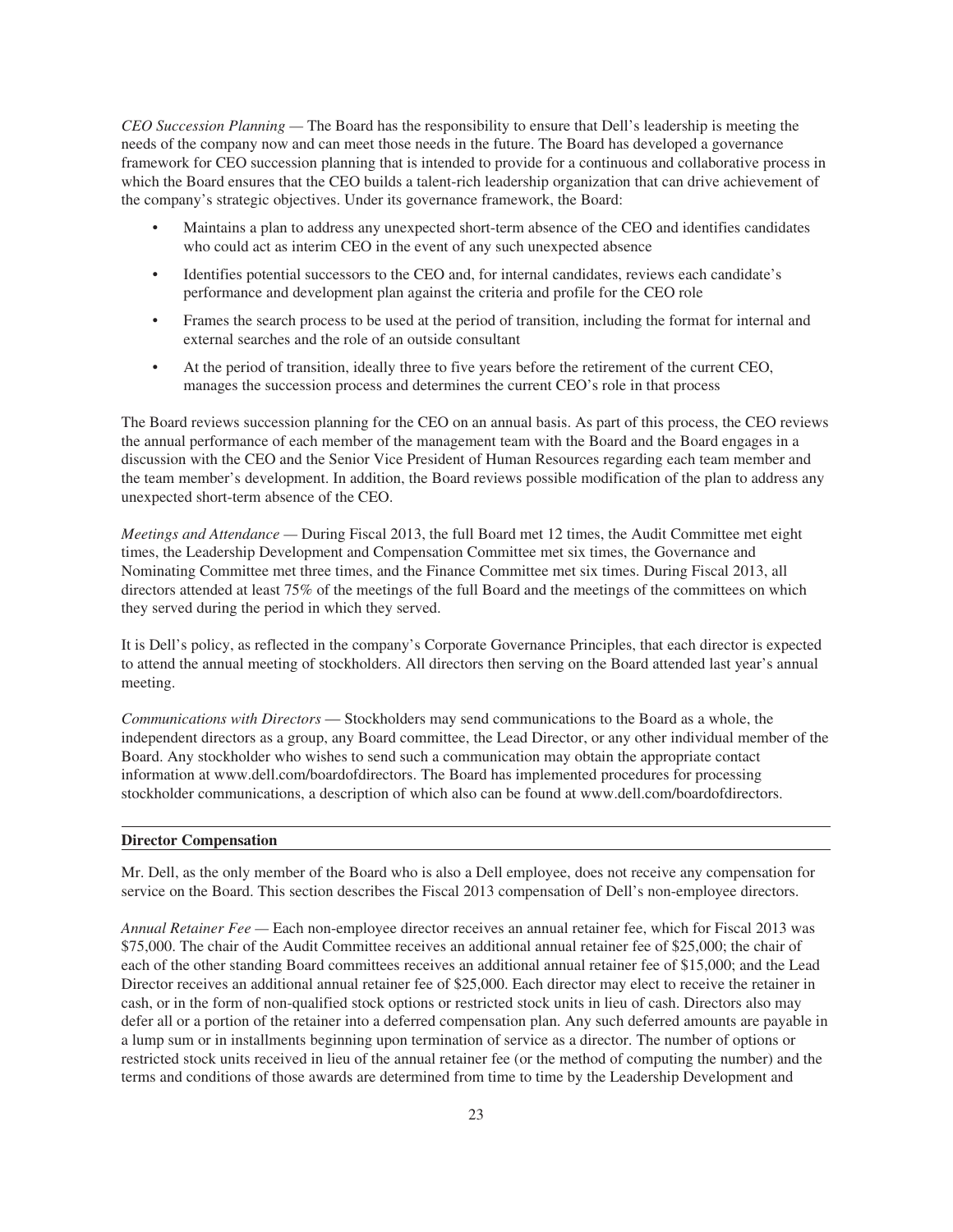*CEO Succession Planning* — The Board has the responsibility to ensure that Dell's leadership is meeting the needs of the company now and can meet those needs in the future. The Board has developed a governance framework for CEO succession planning that is intended to provide for a continuous and collaborative process in which the Board ensures that the CEO builds a talent-rich leadership organization that can drive achievement of the company's strategic objectives. Under its governance framework, the Board:

- Maintains a plan to address any unexpected short-term absence of the CEO and identifies candidates who could act as interim CEO in the event of any such unexpected absence
- Identifies potential successors to the CEO and, for internal candidates, reviews each candidate's performance and development plan against the criteria and profile for the CEO role
- Frames the search process to be used at the period of transition, including the format for internal and external searches and the role of an outside consultant
- At the period of transition, ideally three to five years before the retirement of the current CEO, manages the succession process and determines the current CEO's role in that process

The Board reviews succession planning for the CEO on an annual basis. As part of this process, the CEO reviews the annual performance of each member of the management team with the Board and the Board engages in a discussion with the CEO and the Senior Vice President of Human Resources regarding each team member and the team member's development. In addition, the Board reviews possible modification of the plan to address any unexpected short-term absence of the CEO.

*Meetings and Attendance* — During Fiscal 2013, the full Board met 12 times, the Audit Committee met eight times, the Leadership Development and Compensation Committee met six times, the Governance and Nominating Committee met three times, and the Finance Committee met six times. During Fiscal 2013, all directors attended at least 75% of the meetings of the full Board and the meetings of the committees on which they served during the period in which they served.

It is Dell's policy, as reflected in the company's Corporate Governance Principles, that each director is expected to attend the annual meeting of stockholders. All directors then serving on the Board attended last year's annual meeting.

*Communications with Directors* — Stockholders may send communications to the Board as a whole, the independent directors as a group, any Board committee, the Lead Director, or any other individual member of the Board. Any stockholder who wishes to send such a communication may obtain the appropriate contact information at www.dell.com/boardofdirectors. The Board has implemented procedures for processing stockholder communications, a description of which also can be found at www.dell.com/boardofdirectors.

## Director Compensation

Mr. Dell, as the only member of the Board who is also a Dell employee, does not receive any compensation for service on the Board. This section describes the Fiscal 2013 compensation of Dell's non-employee directors.

*Annual Retainer Fee* — Each non-employee director receives an annual retainer fee, which for Fiscal 2013 was \$75,000. The chair of the Audit Committee receives an additional annual retainer fee of \$25,000; the chair of each of the other standing Board committees receives an additional annual retainer fee of \$15,000; and the Lead Director receives an additional annual retainer fee of \$25,000. Each director may elect to receive the retainer in cash, or in the form of non-qualified stock options or restricted stock units in lieu of cash. Directors also may defer all or a portion of the retainer into a deferred compensation plan. Any such deferred amounts are payable in a lump sum or in installments beginning upon termination of service as a director. The number of options or restricted stock units received in lieu of the annual retainer fee (or the method of computing the number) and the terms and conditions of those awards are determined from time to time by the Leadership Development and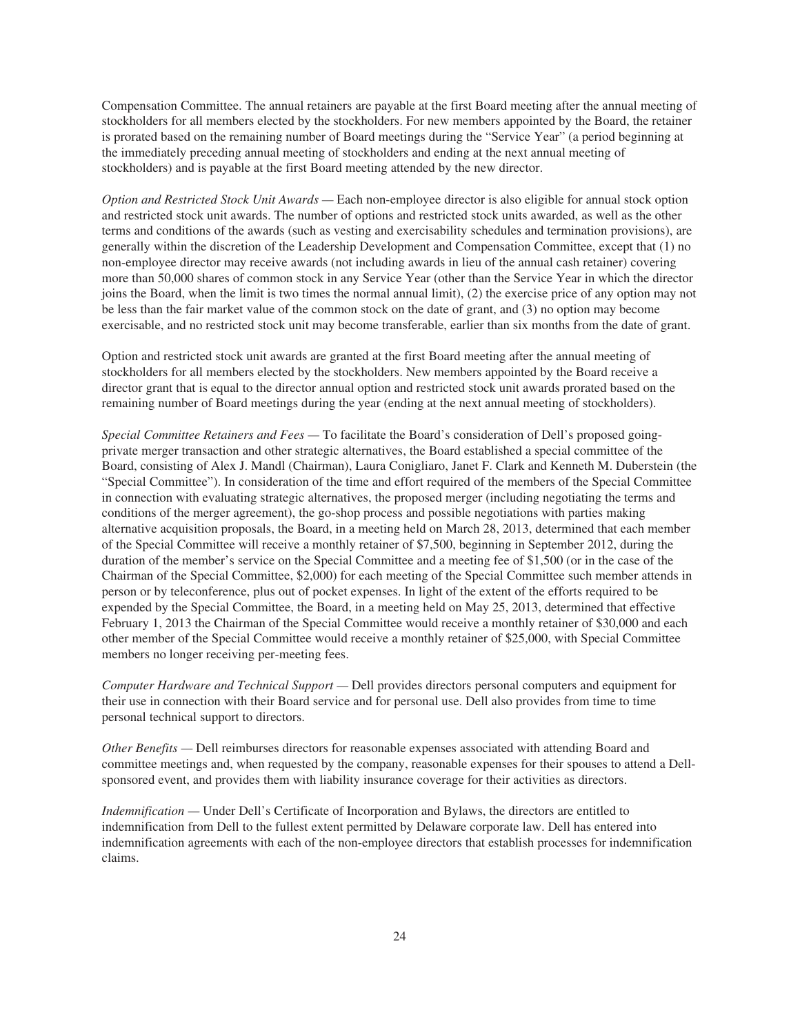Compensation Committee. The annual retainers are payable at the first Board meeting after the annual meeting of stockholders for all members elected by the stockholders. For new members appointed by the Board, the retainer is prorated based on the remaining number of Board meetings during the "Service Year" (a period beginning at the immediately preceding annual meeting of stockholders and ending at the next annual meeting of stockholders) and is payable at the first Board meeting attended by the new director.

*Option and Restricted Stock Unit Awards —* Each non-employee director is also eligible for annual stock option and restricted stock unit awards. The number of options and restricted stock units awarded, as well as the other terms and conditions of the awards (such as vesting and exercisability schedules and termination provisions), are generally within the discretion of the Leadership Development and Compensation Committee, except that (1) no non-employee director may receive awards (not including awards in lieu of the annual cash retainer) covering more than 50,000 shares of common stock in any Service Year (other than the Service Year in which the director joins the Board, when the limit is two times the normal annual limit), (2) the exercise price of any option may not be less than the fair market value of the common stock on the date of grant, and (3) no option may become exercisable, and no restricted stock unit may become transferable, earlier than six months from the date of grant.

Option and restricted stock unit awards are granted at the first Board meeting after the annual meeting of stockholders for all members elected by the stockholders. New members appointed by the Board receive a director grant that is equal to the director annual option and restricted stock unit awards prorated based on the remaining number of Board meetings during the year (ending at the next annual meeting of stockholders).

*Special Committee Retainers and Fees —* To facilitate the Board's consideration of Dell's proposed going-private merger transaction and other strategic alternatives, the Board established a special committee of the Board, consisting of Alex J. Mandl (Chairman), Laura Conigliaro, Janet F. Clark and Kenneth M. Duberstein (the "Special Committee"). In consideration of the time and effort required of the members of the Special Committee in connection with evaluating strategic alternatives, the proposed merger (including negotiating the terms and conditions of the merger agreement), the go-shop process and possible negotiations with parties making alternative acquisition proposals, the Board, in a meeting held on March 28, 2013, determined that each member of the Special Committee will receive a monthly retainer of $7,500, beginning in September 2012, during the duration of the member's service on the Special Committee and a meeting fee of $1,500 (or in the case of the Chairman of the Special Committee, $2,000) for each meeting of the Special Committee such member attends in person or by teleconference, plus out of pocket expenses. In light of the extent of the efforts required to be expended by the Special Committee, the Board, in a meeting held on May 25, 2013, determined that effective February 1, 2013 the Chairman of the Special Committee would receive a monthly retainer of $30,000 and each other member of the Special Committee would receive a monthly retainer of $25,000, with Special Committee members no longer receiving per-meeting fees.

*Computer Hardware and Technical Support —* Dell provides directors personal computers and equipment for their use in connection with their Board service and for personal use. Dell also provides from time to time personal technical support to directors.

*Other Benefits —* Dell reimburses directors for reasonable expenses associated with attending Board and committee meetings and, when requested by the company, reasonable expenses for their spouses to attend a Dell-sponsored event, and provides them with liability insurance coverage for their activities as directors.

*Indemnification —* Under Dell's Certificate of Incorporation and Bylaws, the directors are entitled to indemnification from Dell to the fullest extent permitted by Delaware corporate law. Dell has entered into indemnification agreements with each of the non-employee directors that establish processes for indemnification claims.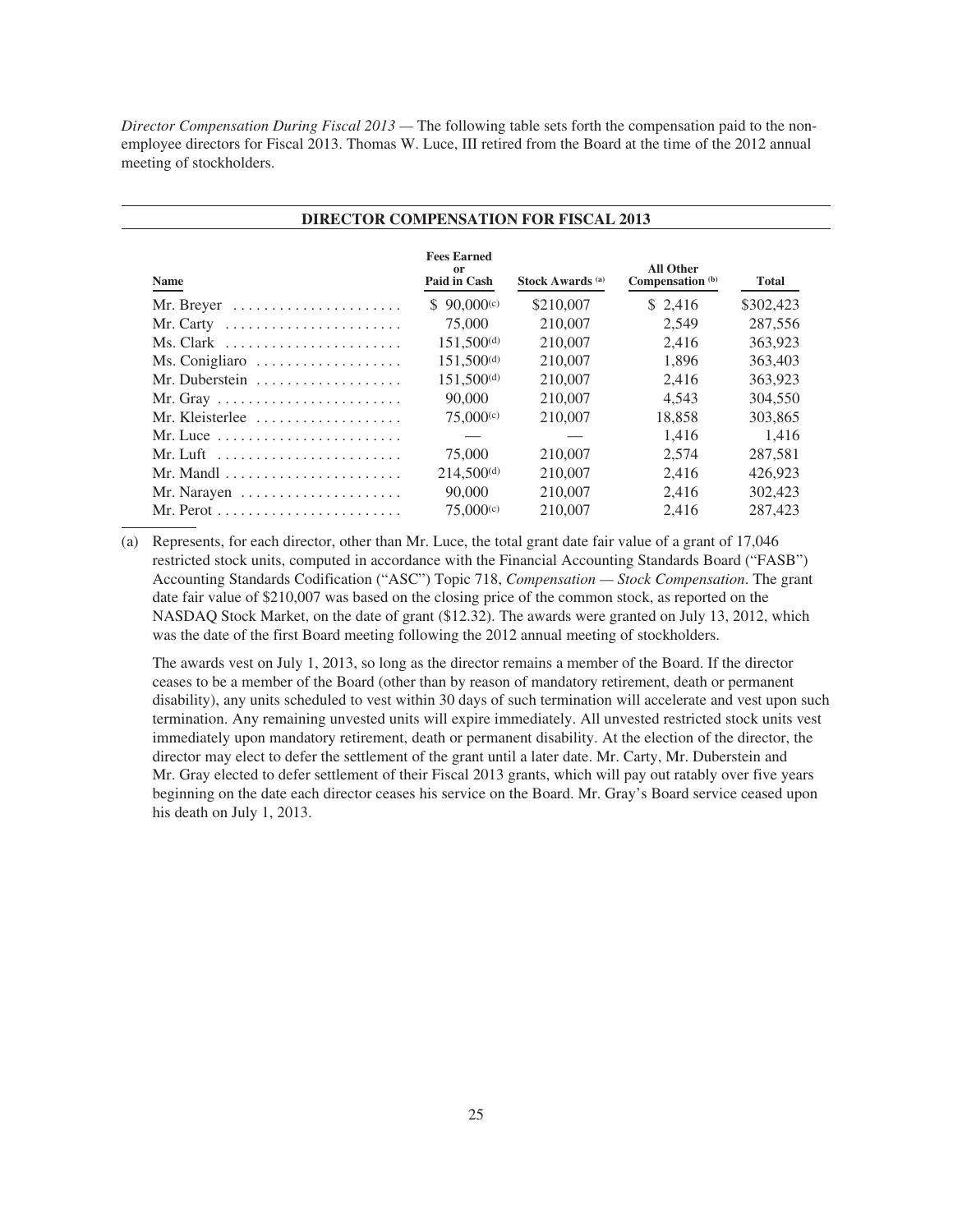*Director Compensation During Fiscal 2013* — The following table sets forth the compensation paid to the non-employee directors for Fiscal 2013. Thomas W. Luce, III retired from the Board at the time of the 2012 annual meeting of stockholders.

**DIRECTOR COMPENSATION FOR FISCAL 2013**

| Name | Fees Earned or Paid in Cash | Stock Awards [(a)] | All Other Compensation [(b)] | Total |
|---|---|---|---|---|
| Mr. Breyer | $ 90,000[(c)] | $210,007 | $ 2,416 | $302,423 |
| Mr. Carty | 75,000 | 210,007 | 2,549 | 287,556 |
| Ms. Clark | 151,500[(d)] | 210,007 | 2,416 | 363,923 |
| Ms. Conigliaro | 151,500[(d)] | 210,007 | 1,896 | 363,403 |
| Mr. Duberstein | 151,500[(d)] | 210,007 | 2,416 | 363,923 |
| Mr. Gray | 90,000 | 210,007 | 4,543 | 304,550 |
| Mr. Kleisterlee | 75,000[(c)] | 210,007 | 18,858 | 303,865 |
| Mr. Luce | — | — | 1,416 | 1,416 |
| Mr. Luft | 75,000 | 210,007 | 2,574 | 287,581 |
| Mr. Mandl | 214,500[(d)] | 210,007 | 2,416 | 426,923 |
| Mr. Narayen | 90,000 | 210,007 | 2,416 | 302,423 |
| Mr. Perot | 75,000[(c)] | 210,007 | 2,416 | 287,423 |

(a) Represents, for each director, other than Mr. Luce, the total grant date fair value of a grant of 17,046 restricted stock units, computed in accordance with the Financial Accounting Standards Board ("FASB") Accounting Standards Codification ("ASC") Topic 718, *Compensation — Stock Compensation*. The grant date fair value of $210,007 was based on the closing price of the common stock, as reported on the NASDAQ Stock Market, on the date of grant ($12.32). The awards were granted on July 13, 2012, which was the date of the first Board meeting following the 2012 annual meeting of stockholders.

The awards vest on July 1, 2013, so long as the director remains a member of the Board. If the director ceases to be a member of the Board (other than by reason of mandatory retirement, death or permanent disability), any units scheduled to vest within 30 days of such termination will accelerate and vest upon such termination. Any remaining unvested units will expire immediately. All unvested restricted stock units vest immediately upon mandatory retirement, death or permanent disability. At the election of the director, the director may elect to defer the settlement of the grant until a later date. Mr. Carty, Mr. Duberstein and Mr. Gray elected to defer settlement of their Fiscal 2013 grants, which will pay out ratably over five years beginning on the date each director ceases his service on the Board. Mr. Gray's Board service ceased upon his death on July 1, 2013.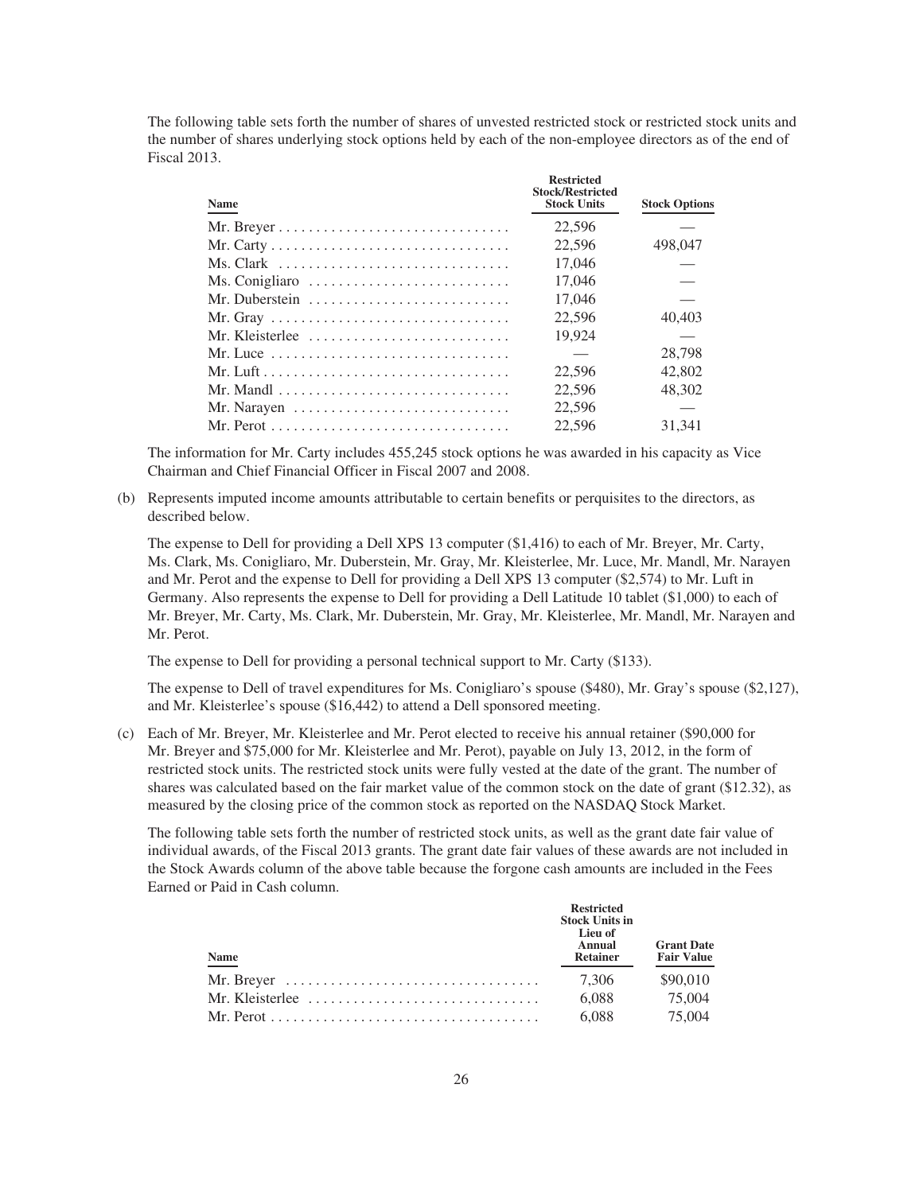The following table sets forth the number of shares of unvested restricted stock or restricted stock units and the number of shares underlying stock options held by each of the non-employee directors as of the end of Fiscal 2013.

| Name | Restricted Stock/Restricted Stock Units | Stock Options |
|---|---|---|
| Mr. Breyer | 22,596 | — |
| Mr. Carty | 22,596 | 498,047 |
| Ms. Clark | 17,046 | — |
| Ms. Conigliaro | 17,046 | — |
| Mr. Duberstein | 17,046 | — |
| Mr. Gray | 22,596 | 40,403 |
| Mr. Kleisterlee | 19,924 | — |
| Mr. Luce | — | 28,798 |
| Mr. Luft | 22,596 | 42,802 |
| Mr. Mandl | 22,596 | 48,302 |
| Mr. Narayen | 22,596 | — |
| Mr. Perot | 22,596 | 31,341 |

The information for Mr. Carty includes 455,245 stock options he was awarded in his capacity as Vice Chairman and Chief Financial Officer in Fiscal 2007 and 2008.

(b) Represents imputed income amounts attributable to certain benefits or perquisites to the directors, as described below.

The expense to Dell for providing a Dell XPS 13 computer ($1,416) to each of Mr. Breyer, Mr. Carty, Ms. Clark, Ms. Conigliaro, Mr. Duberstein, Mr. Gray, Mr. Kleisterlee, Mr. Luce, Mr. Mandl, Mr. Narayen and Mr. Perot and the expense to Dell for providing a Dell XPS 13 computer ($2,574) to Mr. Luft in Germany. Also represents the expense to Dell for providing a Dell Latitude 10 tablet ($1,000) to each of Mr. Breyer, Mr. Carty, Ms. Clark, Mr. Duberstein, Mr. Gray, Mr. Kleisterlee, Mr. Mandl, Mr. Narayen and Mr. Perot.

The expense to Dell for providing a personal technical support to Mr. Carty ($133).

The expense to Dell of travel expenditures for Ms. Conigliaro's spouse ($480), Mr. Gray's spouse ($2,127), and Mr. Kleisterlee's spouse ($16,442) to attend a Dell sponsored meeting.

(c) Each of Mr. Breyer, Mr. Kleisterlee and Mr. Perot elected to receive his annual retainer ($90,000 for Mr. Breyer and $75,000 for Mr. Kleisterlee and Mr. Perot), payable on July 13, 2012, in the form of restricted stock units. The restricted stock units were fully vested at the date of the grant. The number of shares was calculated based on the fair market value of the common stock on the date of grant ($12.32), as measured by the closing price of the common stock as reported on the NASDAQ Stock Market.

The following table sets forth the number of restricted stock units, as well as the grant date fair value of individual awards, of the Fiscal 2013 grants. The grant date fair values of these awards are not included in the Stock Awards column of the above table because the forgone cash amounts are included in the Fees Earned or Paid in Cash column.

| Name | Restricted Stock Units in Lieu of Annual Retainer | Grant Date Fair Value |
|---|---|---|
| Mr. Breyer | 7,306 | $90,010 |
| Mr. Kleisterlee | 6,088 | 75,004 |
| Mr. Perot | 6,088 | 75,004 |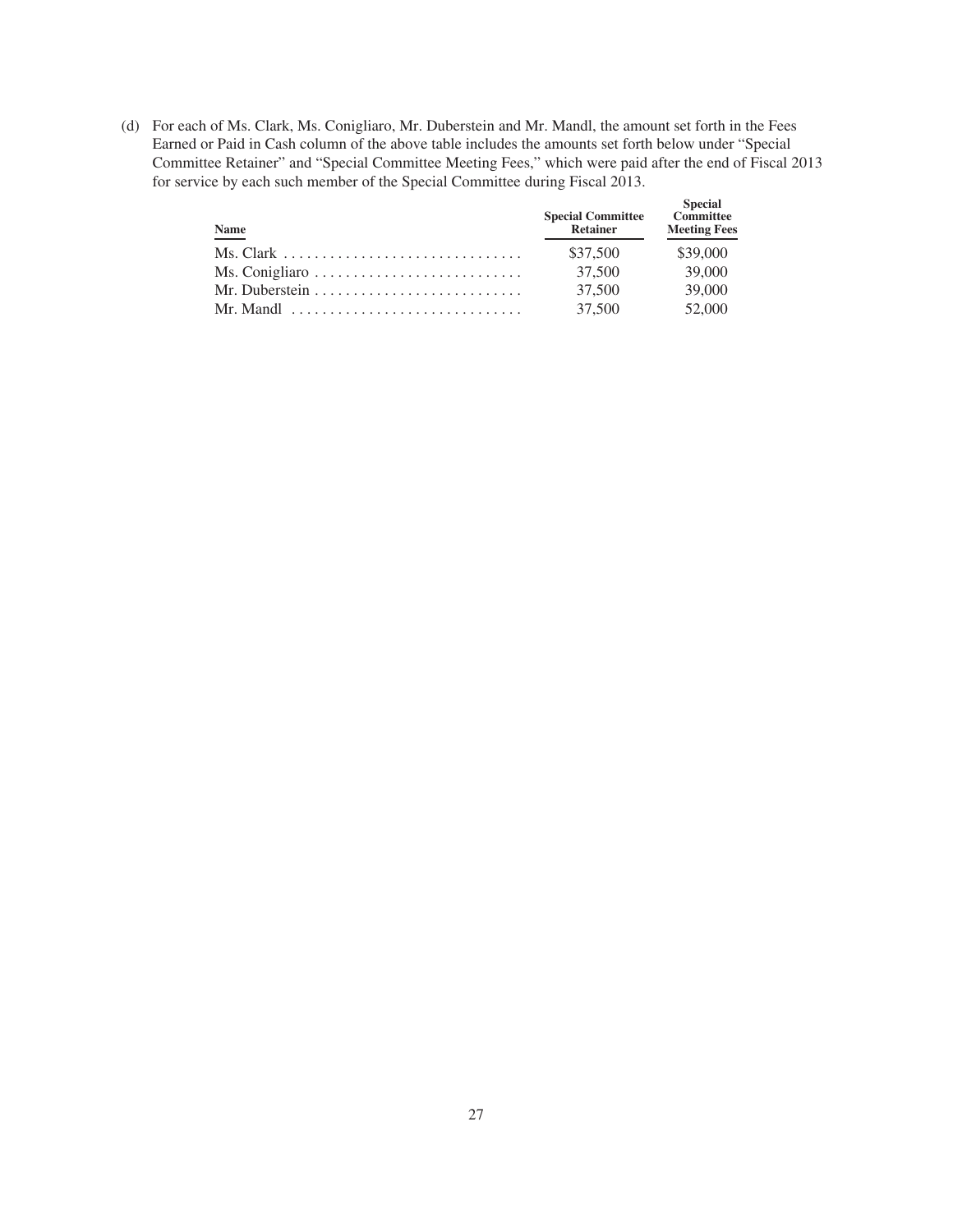(d) For each of Ms. Clark, Ms. Conigliaro, Mr. Duberstein and Mr. Mandl, the amount set forth in the Fees Earned or Paid in Cash column of the above table includes the amounts set forth below under "Special Committee Retainer" and "Special Committee Meeting Fees," which were paid after the end of Fiscal 2013 for service by each such member of the Special Committee during Fiscal 2013.

| Name | Special Committee Retainer | Special Committee Meeting Fees |
|---|---|---|
| Ms. Clark | $37,500 | $39,000 |
| Ms. Conigliaro | 37,500 | 39,000 |
| Mr. Duberstein | 37,500 | 39,000 |
| Mr. Mandl | 37,500 | 52,000 |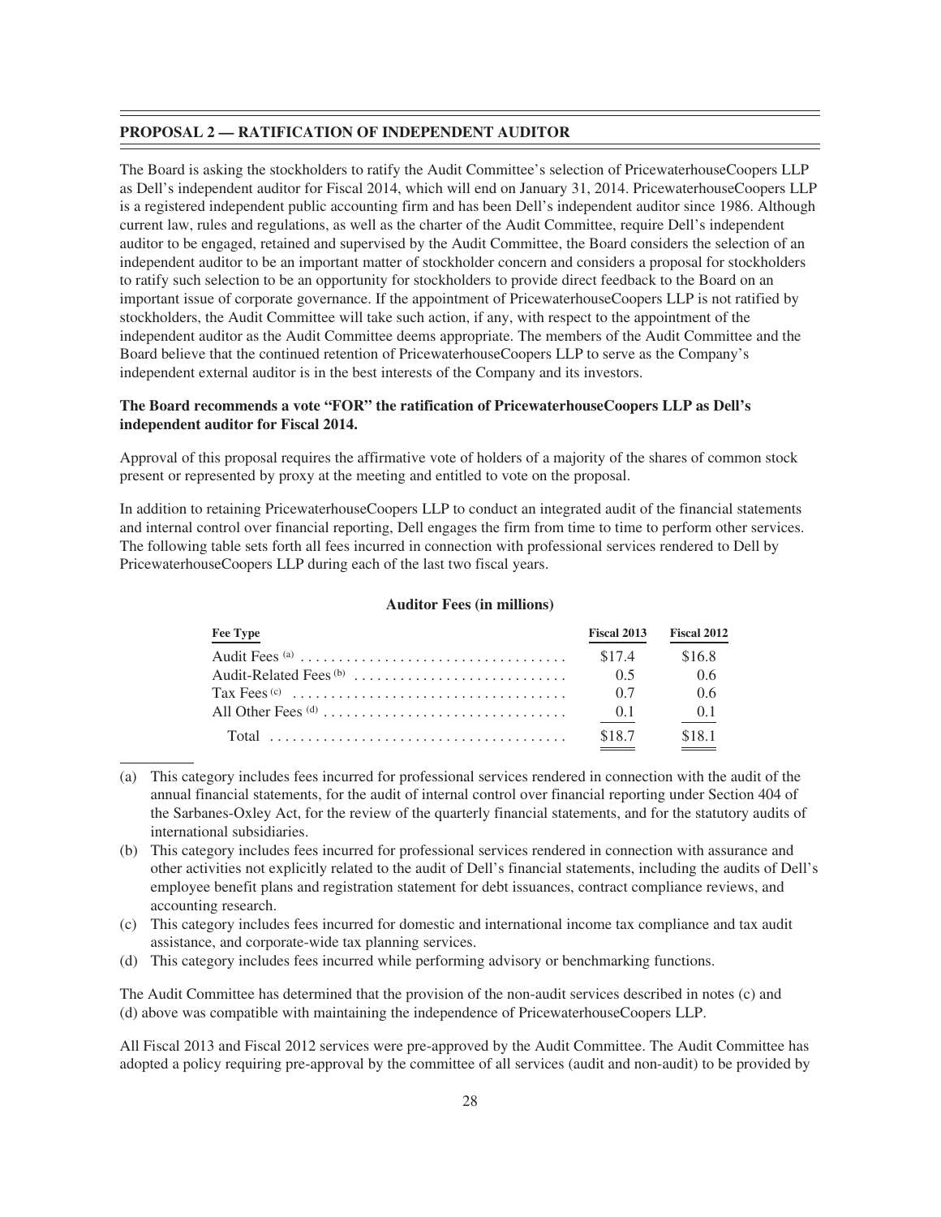## PROPOSAL 2 — RATIFICATION OF INDEPENDENT AUDITOR

The Board is asking the stockholders to ratify the Audit Committee's selection of PricewaterhouseCoopers LLP as Dell's independent auditor for Fiscal 2014, which will end on January 31, 2014. PricewaterhouseCoopers LLP is a registered independent public accounting firm and has been Dell's independent auditor since 1986. Although current law, rules and regulations, as well as the charter of the Audit Committee, require Dell's independent auditor to be engaged, retained and supervised by the Audit Committee, the Board considers the selection of an independent auditor to be an important matter of stockholder concern and considers a proposal for stockholders to ratify such selection to be an opportunity for stockholders to provide direct feedback to the Board on an important issue of corporate governance. If the appointment of PricewaterhouseCoopers LLP is not ratified by stockholders, the Audit Committee will take such action, if any, with respect to the appointment of the independent auditor as the Audit Committee deems appropriate. The members of the Audit Committee and the Board believe that the continued retention of PricewaterhouseCoopers LLP to serve as the Company's independent external auditor is in the best interests of the Company and its investors.

**The Board recommends a vote "FOR" the ratification of PricewaterhouseCoopers LLP as Dell's independent auditor for Fiscal 2014.**

Approval of this proposal requires the affirmative vote of holders of a majority of the shares of common stock present or represented by proxy at the meeting and entitled to vote on the proposal.

In addition to retaining PricewaterhouseCoopers LLP to conduct an integrated audit of the financial statements and internal control over financial reporting, Dell engages the firm from time to time to perform other services. The following table sets forth all fees incurred in connection with professional services rendered to Dell by PricewaterhouseCoopers LLP during each of the last two fiscal years.

**Auditor Fees (in millions)**

| Fee Type | Fiscal 2013 | Fiscal 2012 |
|---|---|---|
| Audit Fees [(a)] | $17.4 | $16.8 |
| Audit-Related Fees [(b)] | 0.5 | 0.6 |
| Tax Fees [(c)] | 0.7 | 0.6 |
| All Other Fees [(d)] | 0.1 | 0.1 |
| Total | $18.7 | $18.1 |

(a) This category includes fees incurred for professional services rendered in connection with the audit of the annual financial statements, for the audit of internal control over financial reporting under Section 404 of the Sarbanes-Oxley Act, for the review of the quarterly financial statements, and for the statutory audits of international subsidiaries.

(b) This category includes fees incurred for professional services rendered in connection with assurance and other activities not explicitly related to the audit of Dell's financial statements, including the audits of Dell's employee benefit plans and registration statement for debt issuances, contract compliance reviews, and accounting research.

(c) This category includes fees incurred for domestic and international income tax compliance and tax audit assistance, and corporate-wide tax planning services.

(d) This category includes fees incurred while performing advisory or benchmarking functions.

The Audit Committee has determined that the provision of the non-audit services described in notes (c) and (d) above was compatible with maintaining the independence of PricewaterhouseCoopers LLP.

All Fiscal 2013 and Fiscal 2012 services were pre-approved by the Audit Committee. The Audit Committee has adopted a policy requiring pre-approval by the committee of all services (audit and non-audit) to be provided by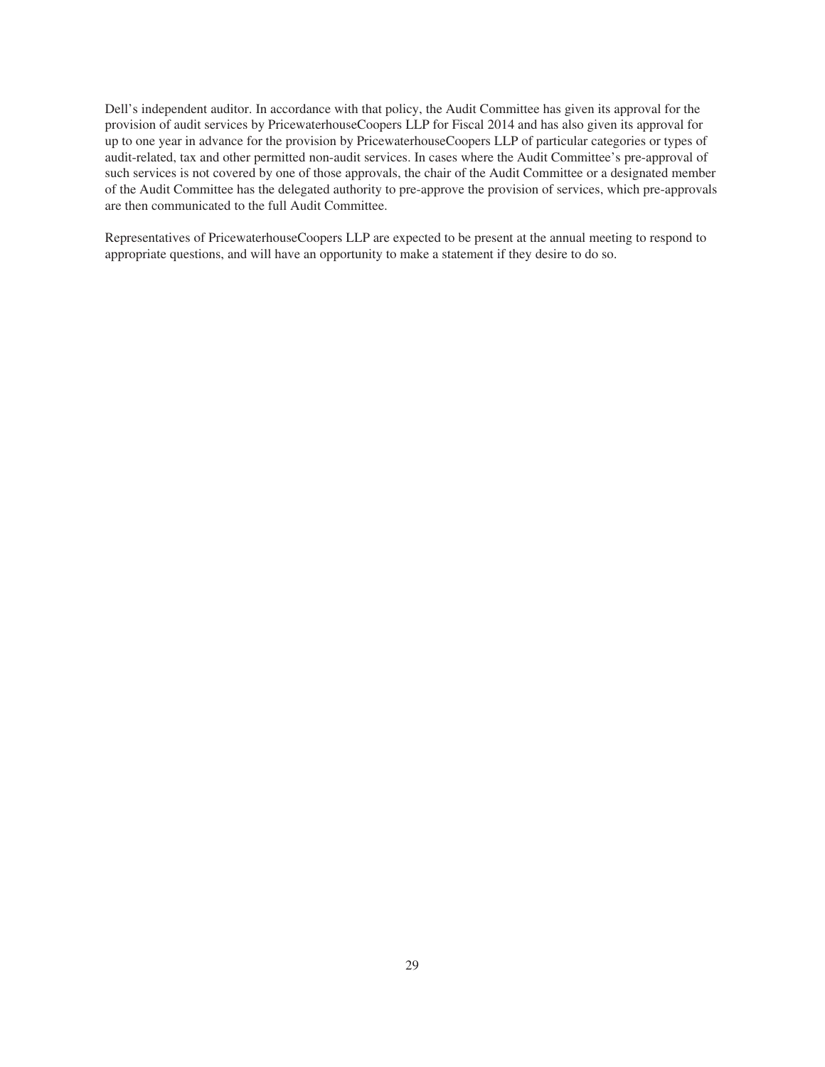Dell's independent auditor. In accordance with that policy, the Audit Committee has given its approval for the provision of audit services by PricewaterhouseCoopers LLP for Fiscal 2014 and has also given its approval for up to one year in advance for the provision by PricewaterhouseCoopers LLP of particular categories or types of audit-related, tax and other permitted non-audit services. In cases where the Audit Committee's pre-approval of such services is not covered by one of those approvals, the chair of the Audit Committee or a designated member of the Audit Committee has the delegated authority to pre-approve the provision of services, which pre-approvals are then communicated to the full Audit Committee.

Representatives of PricewaterhouseCoopers LLP are expected to be present at the annual meeting to respond to appropriate questions, and will have an opportunity to make a statement if they desire to do so.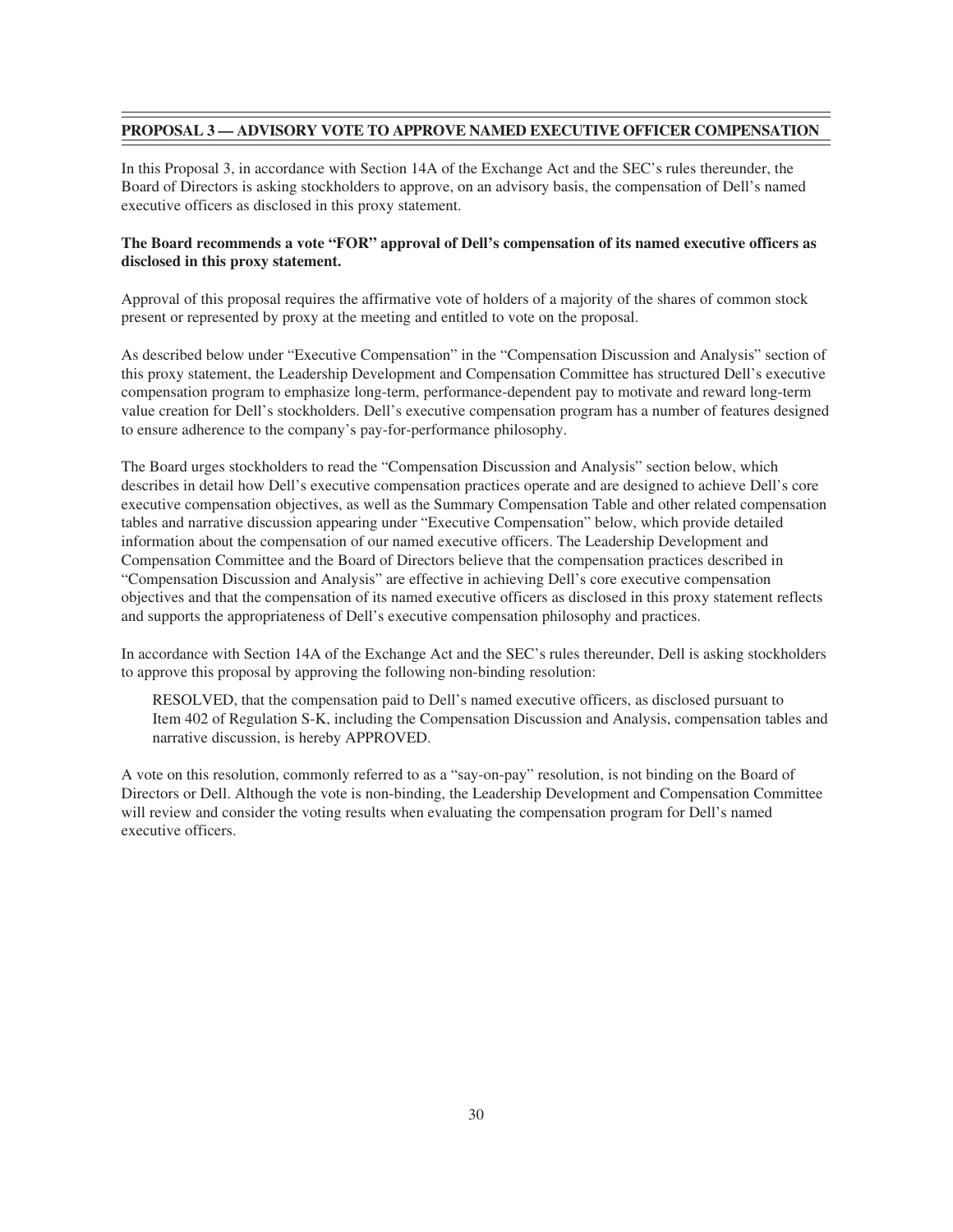## PROPOSAL 3 — ADVISORY VOTE TO APPROVE NAMED EXECUTIVE OFFICER COMPENSATION

In this Proposal 3, in accordance with Section 14A of the Exchange Act and the SEC's rules thereunder, the Board of Directors is asking stockholders to approve, on an advisory basis, the compensation of Dell's named executive officers as disclosed in this proxy statement.

**The Board recommends a vote "FOR" approval of Dell's compensation of its named executive officers as disclosed in this proxy statement.**

Approval of this proposal requires the affirmative vote of holders of a majority of the shares of common stock present or represented by proxy at the meeting and entitled to vote on the proposal.

As described below under "Executive Compensation" in the "Compensation Discussion and Analysis" section of this proxy statement, the Leadership Development and Compensation Committee has structured Dell's executive compensation program to emphasize long-term, performance-dependent pay to motivate and reward long-term value creation for Dell's stockholders. Dell's executive compensation program has a number of features designed to ensure adherence to the company's pay-for-performance philosophy.

The Board urges stockholders to read the "Compensation Discussion and Analysis" section below, which describes in detail how Dell's executive compensation practices operate and are designed to achieve Dell's core executive compensation objectives, as well as the Summary Compensation Table and other related compensation tables and narrative discussion appearing under "Executive Compensation" below, which provide detailed information about the compensation of our named executive officers. The Leadership Development and Compensation Committee and the Board of Directors believe that the compensation practices described in "Compensation Discussion and Analysis" are effective in achieving Dell's core executive compensation objectives and that the compensation of its named executive officers as disclosed in this proxy statement reflects and supports the appropriateness of Dell's executive compensation philosophy and practices.

In accordance with Section 14A of the Exchange Act and the SEC's rules thereunder, Dell is asking stockholders to approve this proposal by approving the following non-binding resolution:

> RESOLVED, that the compensation paid to Dell's named executive officers, as disclosed pursuant to Item 402 of Regulation S-K, including the Compensation Discussion and Analysis, compensation tables and narrative discussion, is hereby APPROVED.

A vote on this resolution, commonly referred to as a "say-on-pay" resolution, is not binding on the Board of Directors or Dell. Although the vote is non-binding, the Leadership Development and Compensation Committee will review and consider the voting results when evaluating the compensation program for Dell's named executive officers.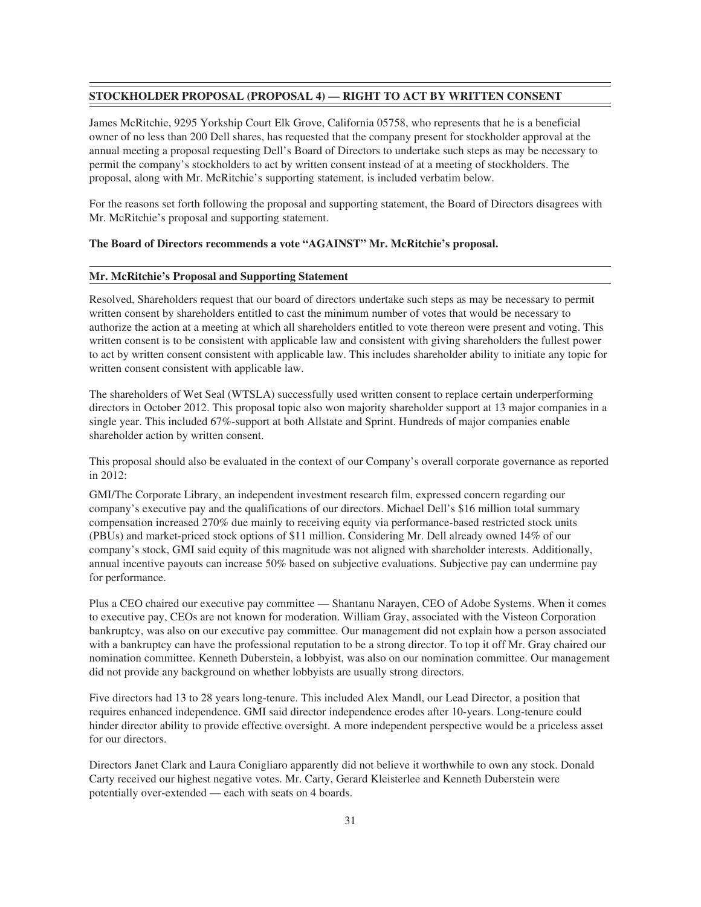## STOCKHOLDER PROPOSAL (PROPOSAL 4) — RIGHT TO ACT BY WRITTEN CONSENT

James McRitchie, 9295 Yorkship Court Elk Grove, California 05758, who represents that he is a beneficial owner of no less than 200 Dell shares, has requested that the company present for stockholder approval at the annual meeting a proposal requesting Dell's Board of Directors to undertake such steps as may be necessary to permit the company's stockholders to act by written consent instead of at a meeting of stockholders. The proposal, along with Mr. McRitchie's supporting statement, is included verbatim below.

For the reasons set forth following the proposal and supporting statement, the Board of Directors disagrees with Mr. McRitchie's proposal and supporting statement.

**The Board of Directors recommends a vote "AGAINST" Mr. McRitchie's proposal.**

### Mr. McRitchie's Proposal and Supporting Statement

Resolved, Shareholders request that our board of directors undertake such steps as may be necessary to permit written consent by shareholders entitled to cast the minimum number of votes that would be necessary to authorize the action at a meeting at which all shareholders entitled to vote thereon were present and voting. This written consent is to be consistent with applicable law and consistent with giving shareholders the fullest power to act by written consent consistent with applicable law. This includes shareholder ability to initiate any topic for written consent consistent with applicable law.

The shareholders of Wet Seal (WTSLA) successfully used written consent to replace certain underperforming directors in October 2012. This proposal topic also won majority shareholder support at 13 major companies in a single year. This included 67%-support at both Allstate and Sprint. Hundreds of major companies enable shareholder action by written consent.

This proposal should also be evaluated in the context of our Company's overall corporate governance as reported in 2012:

GMI/The Corporate Library, an independent investment research film, expressed concern regarding our company's executive pay and the qualifications of our directors. Michael Dell's $16 million total summary compensation increased 270% due mainly to receiving equity via performance-based restricted stock units (PBUs) and market-priced stock options of $11 million. Considering Mr. Dell already owned 14% of our company's stock, GMI said equity of this magnitude was not aligned with shareholder interests. Additionally, annual incentive payouts can increase 50% based on subjective evaluations. Subjective pay can undermine pay for performance.

Plus a CEO chaired our executive pay committee — Shantanu Narayen, CEO of Adobe Systems. When it comes to executive pay, CEOs are not known for moderation. William Gray, associated with the Visteon Corporation bankruptcy, was also on our executive pay committee. Our management did not explain how a person associated with a bankruptcy can have the professional reputation to be a strong director. To top it off Mr. Gray chaired our nomination committee. Kenneth Duberstein, a lobbyist, was also on our nomination committee. Our management did not provide any background on whether lobbyists are usually strong directors.

Five directors had 13 to 28 years long-tenure. This included Alex Mandl, our Lead Director, a position that requires enhanced independence. GMI said director independence erodes after 10-years. Long-tenure could hinder director ability to provide effective oversight. A more independent perspective would be a priceless asset for our directors.

Directors Janet Clark and Laura Conigliaro apparently did not believe it worthwhile to own any stock. Donald Carty received our highest negative votes. Mr. Carty, Gerard Kleisterlee and Kenneth Duberstein were potentially over-extended — each with seats on 4 boards.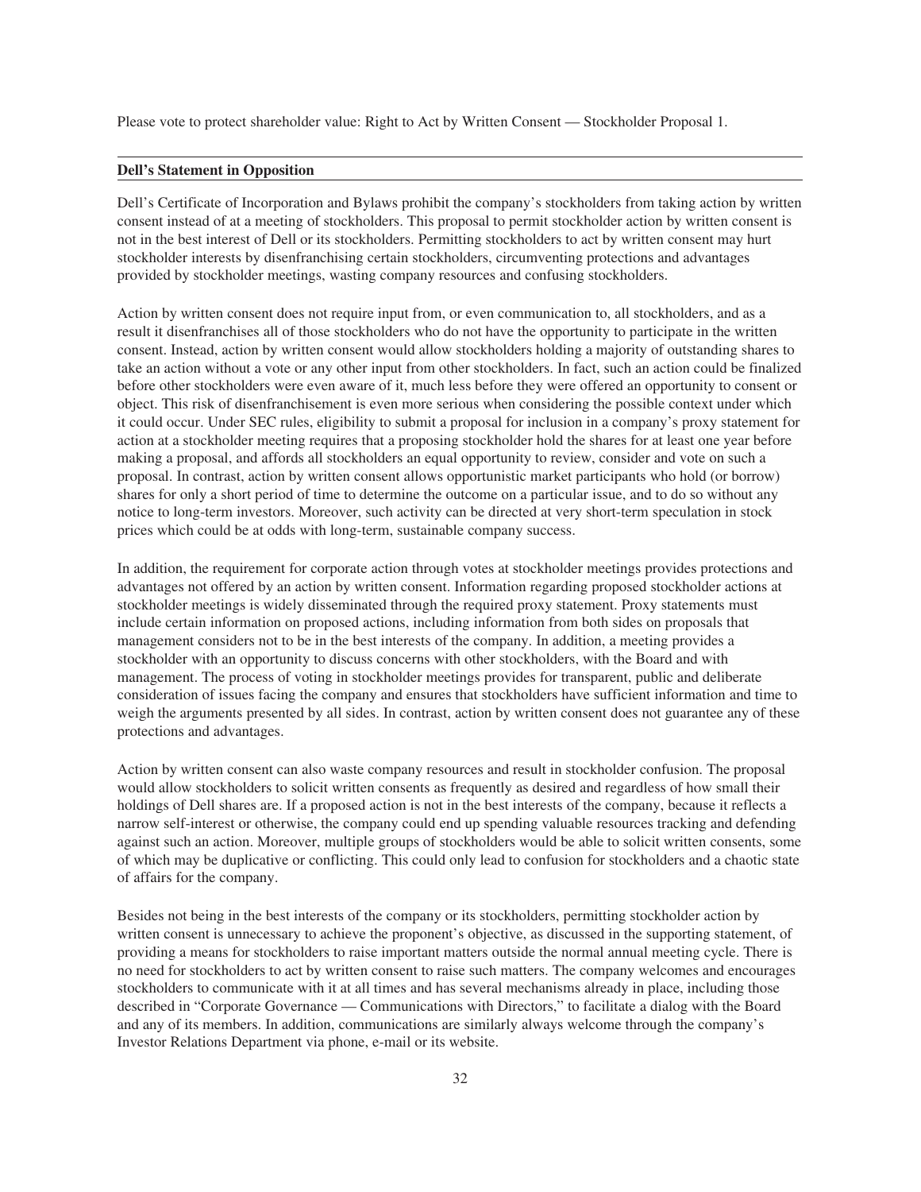Please vote to protect shareholder value: Right to Act by Written Consent — Stockholder Proposal 1.

**Dell's Statement in Opposition**

Dell's Certificate of Incorporation and Bylaws prohibit the company's stockholders from taking action by written consent instead of at a meeting of stockholders. This proposal to permit stockholder action by written consent is not in the best interest of Dell or its stockholders. Permitting stockholders to act by written consent may hurt stockholder interests by disenfranchising certain stockholders, circumventing protections and advantages provided by stockholder meetings, wasting company resources and confusing stockholders.

Action by written consent does not require input from, or even communication to, all stockholders, and as a result it disenfranchises all of those stockholders who do not have the opportunity to participate in the written consent. Instead, action by written consent would allow stockholders holding a majority of outstanding shares to take an action without a vote or any other input from other stockholders. In fact, such an action could be finalized before other stockholders were even aware of it, much less before they were offered an opportunity to consent or object. This risk of disenfranchisement is even more serious when considering the possible context under which it could occur. Under SEC rules, eligibility to submit a proposal for inclusion in a company's proxy statement for action at a stockholder meeting requires that a proposing stockholder hold the shares for at least one year before making a proposal, and affords all stockholders an equal opportunity to review, consider and vote on such a proposal. In contrast, action by written consent allows opportunistic market participants who hold (or borrow) shares for only a short period of time to determine the outcome on a particular issue, and to do so without any notice to long-term investors. Moreover, such activity can be directed at very short-term speculation in stock prices which could be at odds with long-term, sustainable company success.

In addition, the requirement for corporate action through votes at stockholder meetings provides protections and advantages not offered by an action by written consent. Information regarding proposed stockholder actions at stockholder meetings is widely disseminated through the required proxy statement. Proxy statements must include certain information on proposed actions, including information from both sides on proposals that management considers not to be in the best interests of the company. In addition, a meeting provides a stockholder with an opportunity to discuss concerns with other stockholders, with the Board and with management. The process of voting in stockholder meetings provides for transparent, public and deliberate consideration of issues facing the company and ensures that stockholders have sufficient information and time to weigh the arguments presented by all sides. In contrast, action by written consent does not guarantee any of these protections and advantages.

Action by written consent can also waste company resources and result in stockholder confusion. The proposal would allow stockholders to solicit written consents as frequently as desired and regardless of how small their holdings of Dell shares are. If a proposed action is not in the best interests of the company, because it reflects a narrow self-interest or otherwise, the company could end up spending valuable resources tracking and defending against such an action. Moreover, multiple groups of stockholders would be able to solicit written consents, some of which may be duplicative or conflicting. This could only lead to confusion for stockholders and a chaotic state of affairs for the company.

Besides not being in the best interests of the company or its stockholders, permitting stockholder action by written consent is unnecessary to achieve the proponent's objective, as discussed in the supporting statement, of providing a means for stockholders to raise important matters outside the normal annual meeting cycle. There is no need for stockholders to act by written consent to raise such matters. The company welcomes and encourages stockholders to communicate with it at all times and has several mechanisms already in place, including those described in "Corporate Governance — Communications with Directors," to facilitate a dialog with the Board and any of its members. In addition, communications are similarly always welcome through the company's Investor Relations Department via phone, e-mail or its website.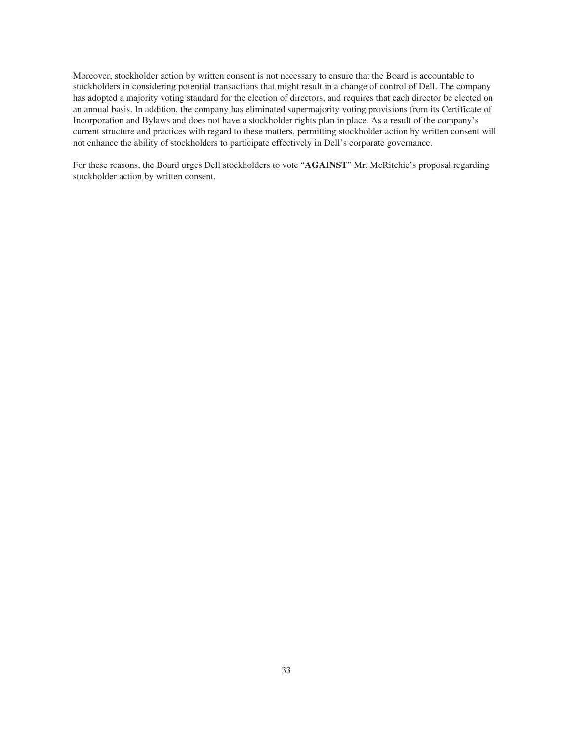Moreover, stockholder action by written consent is not necessary to ensure that the Board is accountable to stockholders in considering potential transactions that might result in a change of control of Dell. The company has adopted a majority voting standard for the election of directors, and requires that each director be elected on an annual basis. In addition, the company has eliminated supermajority voting provisions from its Certificate of Incorporation and Bylaws and does not have a stockholder rights plan in place. As a result of the company's current structure and practices with regard to these matters, permitting stockholder action by written consent will not enhance the ability of stockholders to participate effectively in Dell's corporate governance.

For these reasons, the Board urges Dell stockholders to vote "**AGAINST**" Mr. McRitchie's proposal regarding stockholder action by written consent.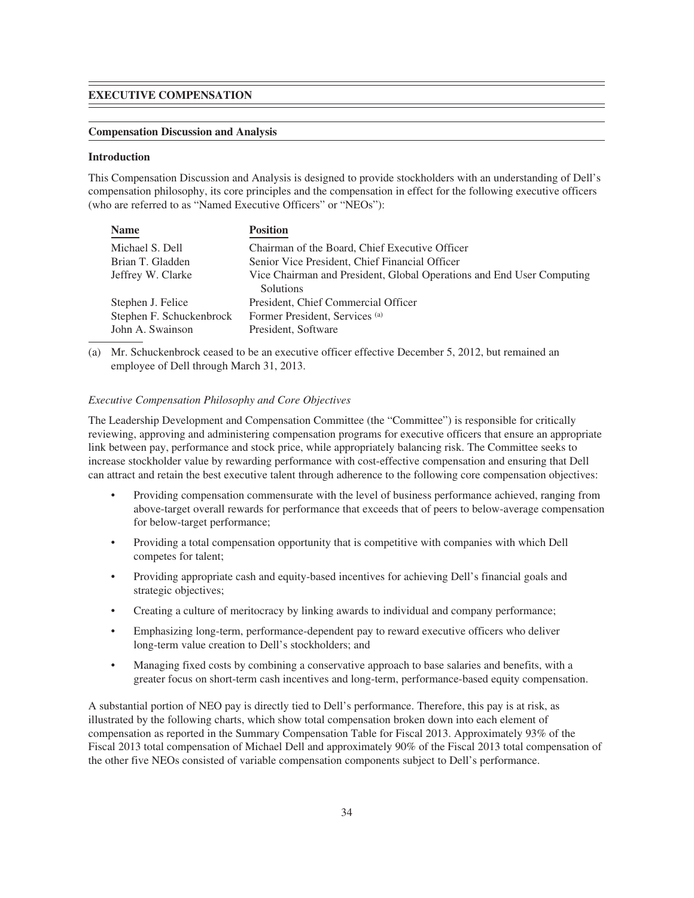## EXECUTIVE COMPENSATION

### Compensation Discussion and Analysis

#### Introduction

This Compensation Discussion and Analysis is designed to provide stockholders with an understanding of Dell's compensation philosophy, its core principles and the compensation in effect for the following executive officers (who are referred to as "Named Executive Officers" or "NEOs"):

| Name | Position |
| --- | --- |
| Michael S. Dell | Chairman of the Board, Chief Executive Officer |
| Brian T. Gladden | Senior Vice President, Chief Financial Officer |
| Jeffrey W. Clarke | Vice Chairman and President, Global Operations and End User Computing Solutions |
| Stephen J. Felice | President, Chief Commercial Officer |
| Stephen F. Schuckenbrock | Former President, Services [(a)] |
| John A. Swainson | President, Software |

(a) Mr. Schuckenbrock ceased to be an executive officer effective December 5, 2012, but remained an employee of Dell through March 31, 2013.

*Executive Compensation Philosophy and Core Objectives*

The Leadership Development and Compensation Committee (the "Committee") is responsible for critically reviewing, approving and administering compensation programs for executive officers that ensure an appropriate link between pay, performance and stock price, while appropriately balancing risk. The Committee seeks to increase stockholder value by rewarding performance with cost-effective compensation and ensuring that Dell can attract and retain the best executive talent through adherence to the following core compensation objectives:

- Providing compensation commensurate with the level of business performance achieved, ranging from above-target overall rewards for performance that exceeds that of peers to below-average compensation for below-target performance;
- Providing a total compensation opportunity that is competitive with companies with which Dell competes for talent;
- Providing appropriate cash and equity-based incentives for achieving Dell's financial goals and strategic objectives;
- Creating a culture of meritocracy by linking awards to individual and company performance;
- Emphasizing long-term, performance-dependent pay to reward executive officers who deliver long-term value creation to Dell's stockholders; and
- Managing fixed costs by combining a conservative approach to base salaries and benefits, with a greater focus on short-term cash incentives and long-term, performance-based equity compensation.

A substantial portion of NEO pay is directly tied to Dell's performance. Therefore, this pay is at risk, as illustrated by the following charts, which show total compensation broken down into each element of compensation as reported in the Summary Compensation Table for Fiscal 2013. Approximately 93% of the Fiscal 2013 total compensation of Michael Dell and approximately 90% of the Fiscal 2013 total compensation of the other five NEOs consisted of variable compensation components subject to Dell's performance.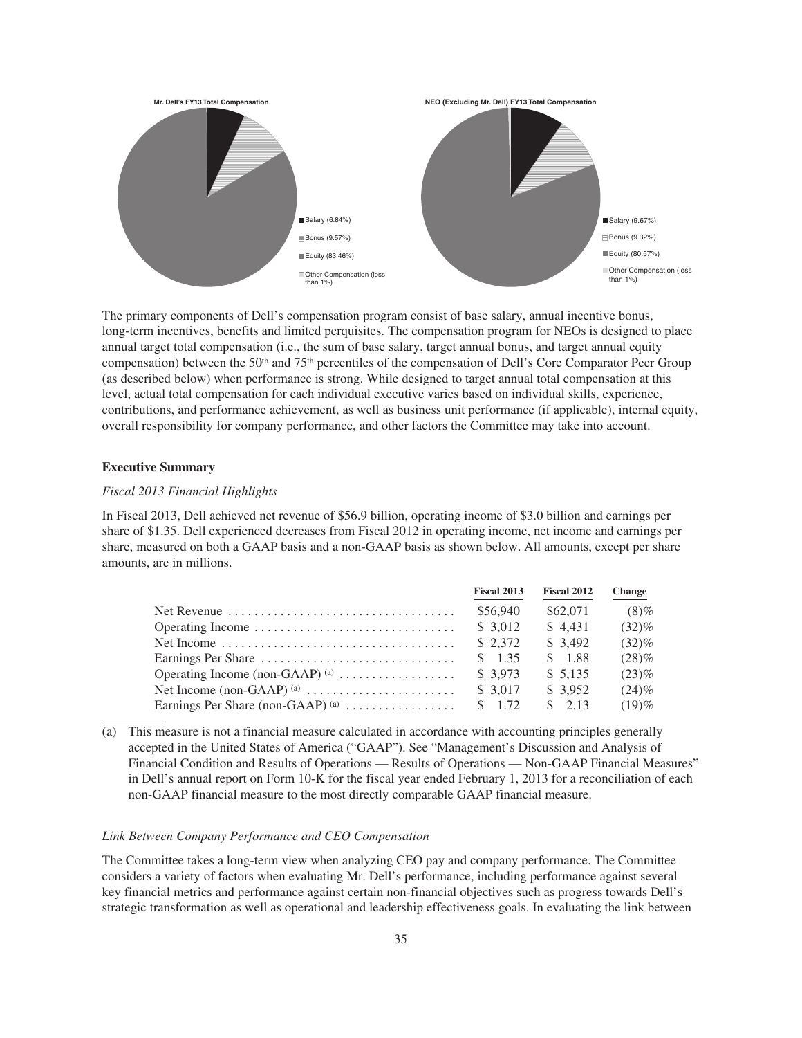**Mr. Dell's FY13 Total Compensation**

- Salary (6.84%)
- Bonus (9.57%)
- Equity (83.46%)
- Other Compensation (less than 1%)

**NEO (Excluding Mr. Dell) FY13 Total Compensation**

- Salary (9.67%)
- Bonus (9.32%)
- Equity (80.57%)
- Other Compensation (less than 1%)

The primary components of Dell's compensation program consist of base salary, annual incentive bonus, long-term incentives, benefits and limited perquisites. The compensation program for NEOs is designed to place annual target total compensation (i.e., the sum of base salary, target annual bonus, and target annual equity compensation) between the 50th and 75th percentiles of the compensation of Dell's Core Comparator Peer Group (as described below) when performance is strong. While designed to target annual total compensation at this level, actual total compensation for each individual executive varies based on individual skills, experience, contributions, and performance achievement, as well as business unit performance (if applicable), internal equity, overall responsibility for company performance, and other factors the Committee may take into account.

**Executive Summary**

*Fiscal 2013 Financial Highlights*

In Fiscal 2013, Dell achieved net revenue of $56.9 billion, operating income of $3.0 billion and earnings per share of $1.35. Dell experienced decreases from Fiscal 2012 in operating income, net income and earnings per share, measured on both a GAAP basis and a non-GAAP basis as shown below. All amounts, except per share amounts, are in millions.

| | Fiscal 2013 | Fiscal 2012 | Change |
|---|---|---|---|
| Net Revenue | $56,940 | $62,071 | (8)% |
| Operating Income | $ 3,012 | $ 4,431 | (32)% |
| Net Income | $ 2,372 | $ 3,492 | (32)% |
| Earnings Per Share | $ 1.35 | $ 1.88 | (28)% |
| Operating Income (non-GAAP) [(a)] | $ 3,973 | $ 5,135 | (23)% |
| Net Income (non-GAAP) [(a)] | $ 3,017 | $ 3,952 | (24)% |
| Earnings Per Share (non-GAAP) [(a)] | $ 1.72 | $ 2.13 | (19)% |

(a) This measure is not a financial measure calculated in accordance with accounting principles generally accepted in the United States of America ("GAAP"). See "Management's Discussion and Analysis of Financial Condition and Results of Operations — Results of Operations — Non-GAAP Financial Measures" in Dell's annual report on Form 10-K for the fiscal year ended February 1, 2013 for a reconciliation of each non-GAAP financial measure to the most directly comparable GAAP financial measure.

*Link Between Company Performance and CEO Compensation*

The Committee takes a long-term view when analyzing CEO pay and company performance. The Committee considers a variety of factors when evaluating Mr. Dell's performance, including performance against several key financial metrics and performance against certain non-financial objectives such as progress towards Dell's strategic transformation as well as operational and leadership effectiveness goals. In evaluating the link between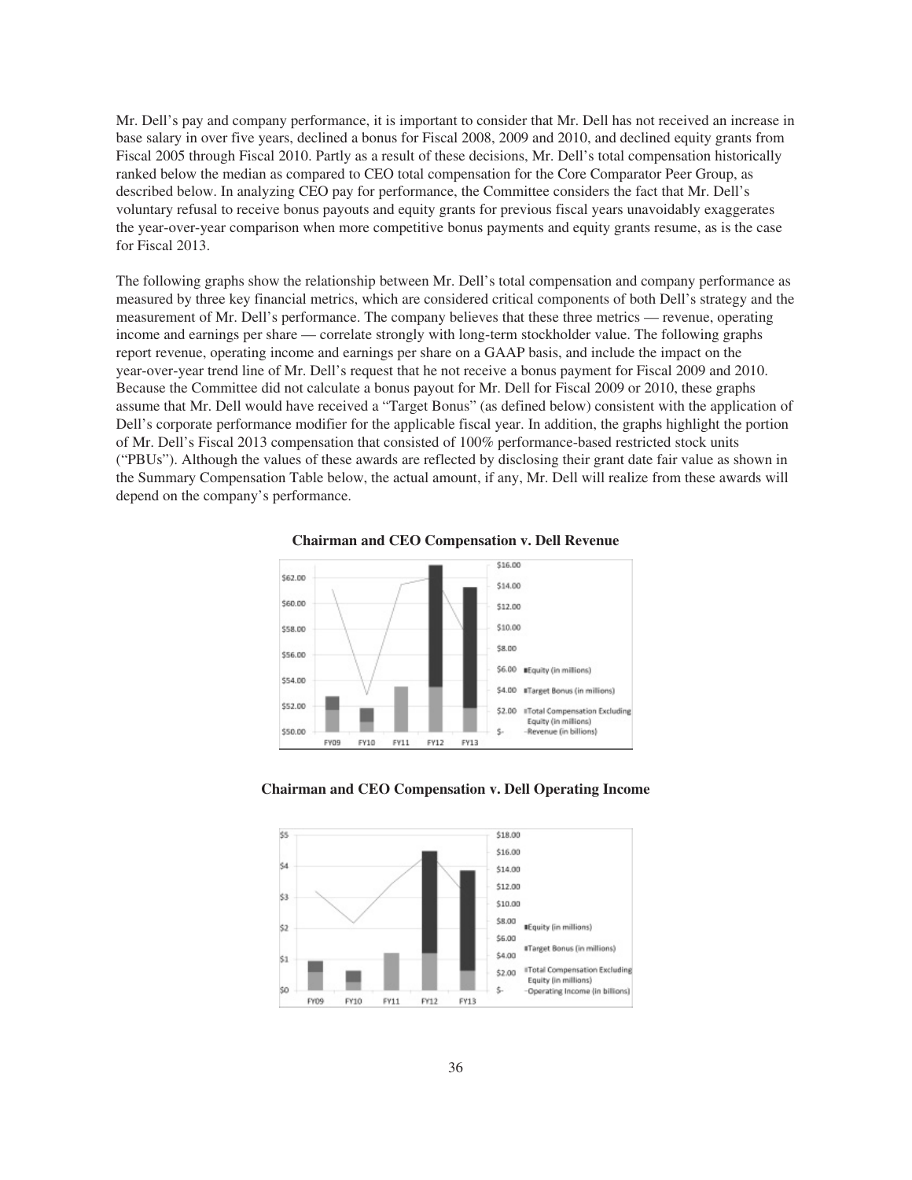Mr. Dell's pay and company performance, it is important to consider that Mr. Dell has not received an increase in base salary in over five years, declined a bonus for Fiscal 2008, 2009 and 2010, and declined equity grants from Fiscal 2005 through Fiscal 2010. Partly as a result of these decisions, Mr. Dell's total compensation historically ranked below the median as compared to CEO total compensation for the Core Comparator Peer Group, as described below. In analyzing CEO pay for performance, the Committee considers the fact that Mr. Dell's voluntary refusal to receive bonus payouts and equity grants for previous fiscal years unavoidably exaggerates the year-over-year comparison when more competitive bonus payments and equity grants resume, as is the case for Fiscal 2013.

The following graphs show the relationship between Mr. Dell's total compensation and company performance as measured by three key financial metrics, which are considered critical components of both Dell's strategy and the measurement of Mr. Dell's performance. The company believes that these three metrics — revenue, operating income and earnings per share — correlate strongly with long-term stockholder value. The following graphs report revenue, operating income and earnings per share on a GAAP basis, and include the impact on the year-over-year trend line of Mr. Dell's request that he not receive a bonus payment for Fiscal 2009 and 2010. Because the Committee did not calculate a bonus payout for Mr. Dell for Fiscal 2009 or 2010, these graphs assume that Mr. Dell would have received a "Target Bonus" (as defined below) consistent with the application of Dell's corporate performance modifier for the applicable fiscal year. In addition, the graphs highlight the portion of Mr. Dell's Fiscal 2013 compensation that consisted of 100% performance-based restricted stock units ("PBUs"). Although the values of these awards are reflected by disclosing their grant date fair value as shown in the Summary Compensation Table below, the actual amount, if any, Mr. Dell will realize from these awards will depend on the company's performance.

**Chairman and CEO Compensation v. Dell Revenue**

**Chairman and CEO Compensation v. Dell Operating Income**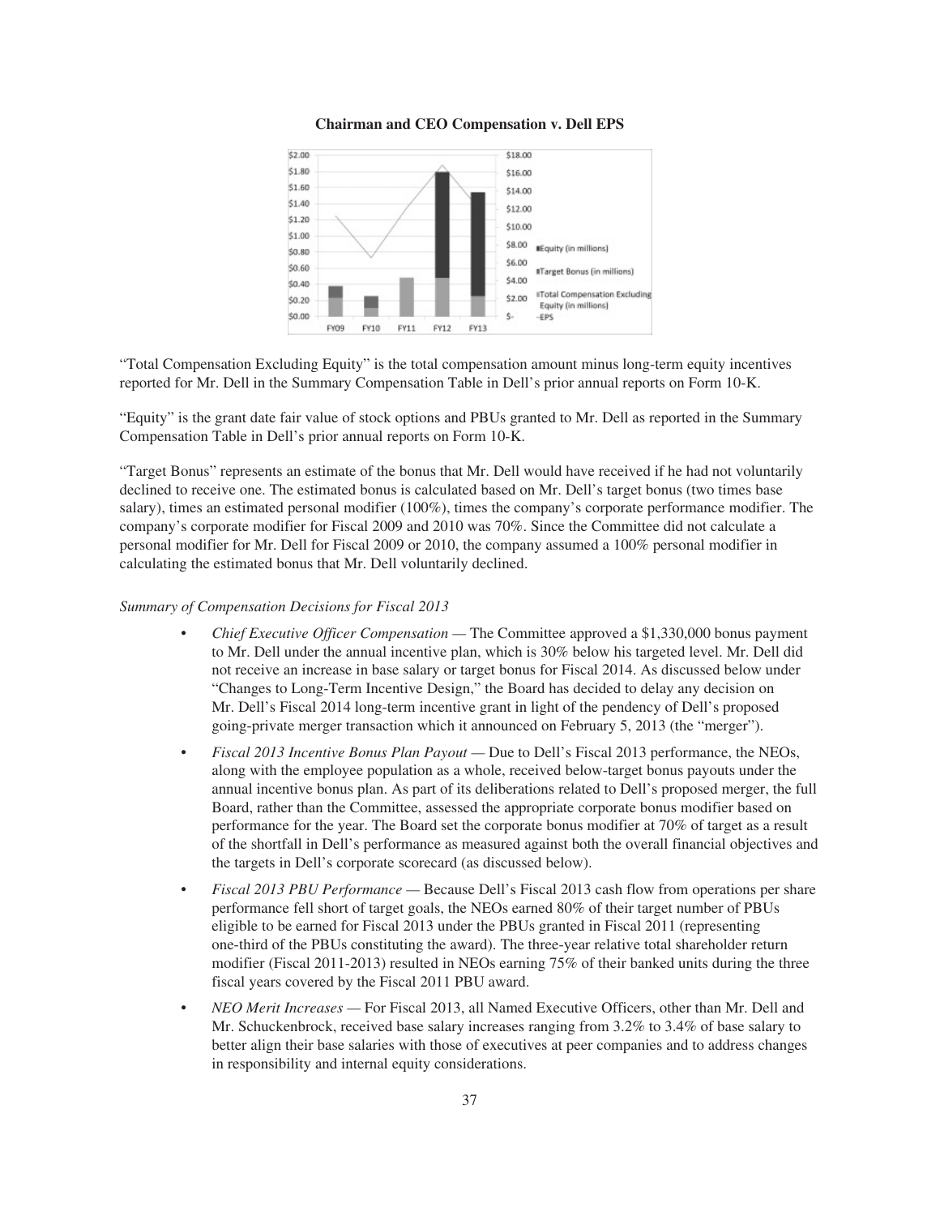**Chairman and CEO Compensation v. Dell EPS**

"Total Compensation Excluding Equity" is the total compensation amount minus long-term equity incentives reported for Mr. Dell in the Summary Compensation Table in Dell's prior annual reports on Form 10-K.

"Equity" is the grant date fair value of stock options and PBUs granted to Mr. Dell as reported in the Summary Compensation Table in Dell's prior annual reports on Form 10-K.

"Target Bonus" represents an estimate of the bonus that Mr. Dell would have received if he had not voluntarily declined to receive one. The estimated bonus is calculated based on Mr. Dell's target bonus (two times base salary), times an estimated personal modifier (100%), times the company's corporate performance modifier. The company's corporate modifier for Fiscal 2009 and 2010 was 70%. Since the Committee did not calculate a personal modifier for Mr. Dell for Fiscal 2009 or 2010, the company assumed a 100% personal modifier in calculating the estimated bonus that Mr. Dell voluntarily declined.

*Summary of Compensation Decisions for Fiscal 2013*

- *Chief Executive Officer Compensation* — The Committee approved a $1,330,000 bonus payment to Mr. Dell under the annual incentive plan, which is 30% below his targeted level. Mr. Dell did not receive an increase in base salary or target bonus for Fiscal 2014. As discussed below under "Changes to Long-Term Incentive Design," the Board has decided to delay any decision on Mr. Dell's Fiscal 2014 long-term incentive grant in light of the pendency of Dell's proposed going-private merger transaction which it announced on February 5, 2013 (the "merger").
- *Fiscal 2013 Incentive Bonus Plan Payout* — Due to Dell's Fiscal 2013 performance, the NEOs, along with the employee population as a whole, received below-target bonus payouts under the annual incentive bonus plan. As part of its deliberations related to Dell's proposed merger, the full Board, rather than the Committee, assessed the appropriate corporate bonus modifier based on performance for the year. The Board set the corporate bonus modifier at 70% of target as a result of the shortfall in Dell's performance as measured against both the overall financial objectives and the targets in Dell's corporate scorecard (as discussed below).
- *Fiscal 2013 PBU Performance* — Because Dell's Fiscal 2013 cash flow from operations per share performance fell short of target goals, the NEOs earned 80% of their target number of PBUs eligible to be earned for Fiscal 2013 under the PBUs granted in Fiscal 2011 (representing one-third of the PBUs constituting the award). The three-year relative total shareholder return modifier (Fiscal 2011-2013) resulted in NEOs earning 75% of their banked units during the three fiscal years covered by the Fiscal 2011 PBU award.
- *NEO Merit Increases* — For Fiscal 2013, all Named Executive Officers, other than Mr. Dell and Mr. Schuckenbrock, received base salary increases ranging from 3.2% to 3.4% of base salary to better align their base salaries with those of executives at peer companies and to address changes in responsibility and internal equity considerations.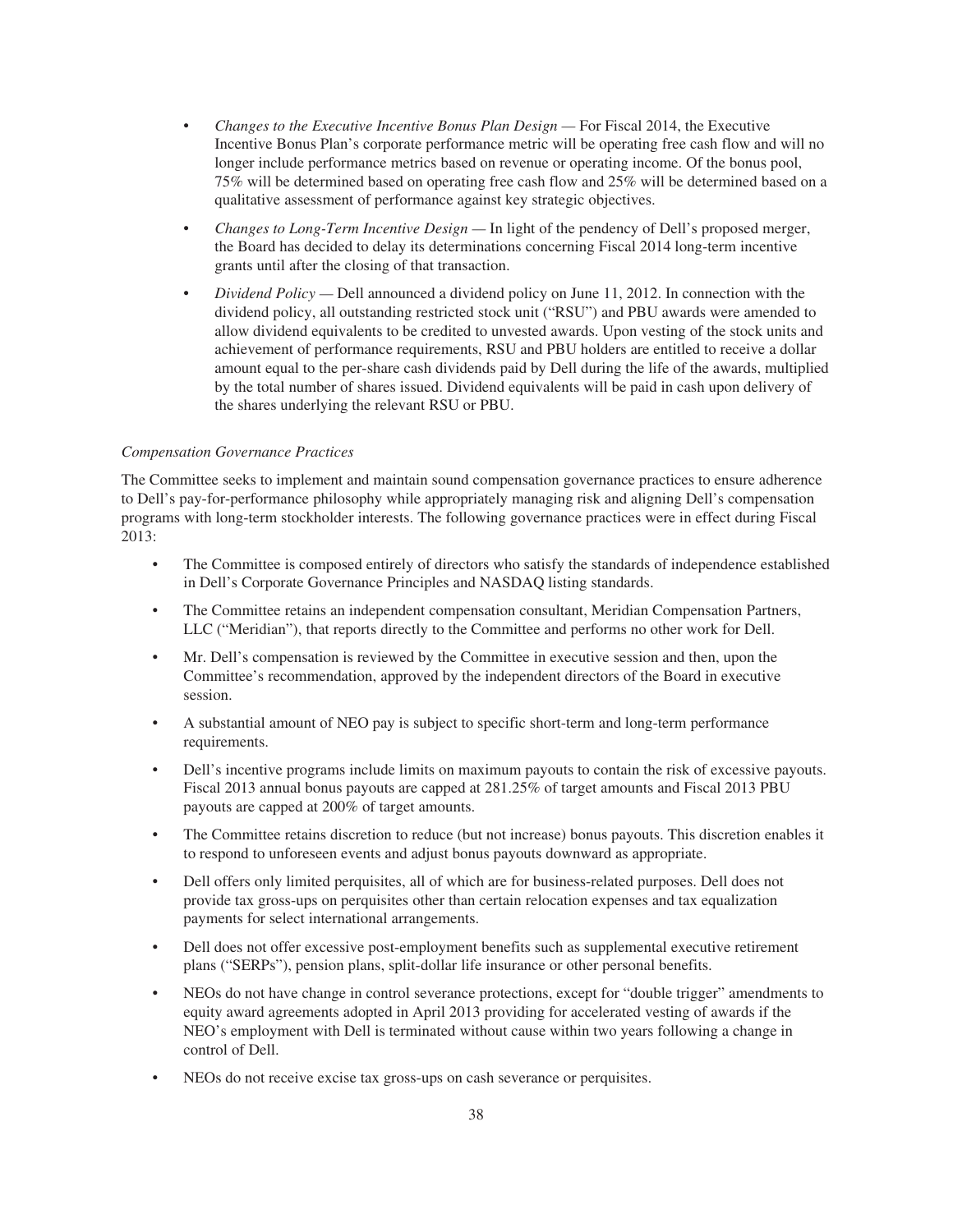- *Changes to the Executive Incentive Bonus Plan Design* — For Fiscal 2014, the Executive Incentive Bonus Plan's corporate performance metric will be operating free cash flow and will no longer include performance metrics based on revenue or operating income. Of the bonus pool, 75% will be determined based on operating free cash flow and 25% will be determined based on a qualitative assessment of performance against key strategic objectives.
- *Changes to Long-Term Incentive Design* — In light of the pendency of Dell's proposed merger, the Board has decided to delay its determinations concerning Fiscal 2014 long-term incentive grants until after the closing of that transaction.
- *Dividend Policy* — Dell announced a dividend policy on June 11, 2012. In connection with the dividend policy, all outstanding restricted stock unit ("RSU") and PBU awards were amended to allow dividend equivalents to be credited to unvested awards. Upon vesting of the stock units and achievement of performance requirements, RSU and PBU holders are entitled to receive a dollar amount equal to the per-share cash dividends paid by Dell during the life of the awards, multiplied by the total number of shares issued. Dividend equivalents will be paid in cash upon delivery of the shares underlying the relevant RSU or PBU.

*Compensation Governance Practices*

The Committee seeks to implement and maintain sound compensation governance practices to ensure adherence to Dell's pay-for-performance philosophy while appropriately managing risk and aligning Dell's compensation programs with long-term stockholder interests. The following governance practices were in effect during Fiscal 2013:

- The Committee is composed entirely of directors who satisfy the standards of independence established in Dell's Corporate Governance Principles and NASDAQ listing standards.
- The Committee retains an independent compensation consultant, Meridian Compensation Partners, LLC ("Meridian"), that reports directly to the Committee and performs no other work for Dell.
- Mr. Dell's compensation is reviewed by the Committee in executive session and then, upon the Committee's recommendation, approved by the independent directors of the Board in executive session.
- A substantial amount of NEO pay is subject to specific short-term and long-term performance requirements.
- Dell's incentive programs include limits on maximum payouts to contain the risk of excessive payouts. Fiscal 2013 annual bonus payouts are capped at 281.25% of target amounts and Fiscal 2013 PBU payouts are capped at 200% of target amounts.
- The Committee retains discretion to reduce (but not increase) bonus payouts. This discretion enables it to respond to unforeseen events and adjust bonus payouts downward as appropriate.
- Dell offers only limited perquisites, all of which are for business-related purposes. Dell does not provide tax gross-ups on perquisites other than certain relocation expenses and tax equalization payments for select international arrangements.
- Dell does not offer excessive post-employment benefits such as supplemental executive retirement plans ("SERPs"), pension plans, split-dollar life insurance or other personal benefits.
- NEOs do not have change in control severance protections, except for "double trigger" amendments to equity award agreements adopted in April 2013 providing for accelerated vesting of awards if the NEO's employment with Dell is terminated without cause within two years following a change in control of Dell.
- NEOs do not receive excise tax gross-ups on cash severance or perquisites.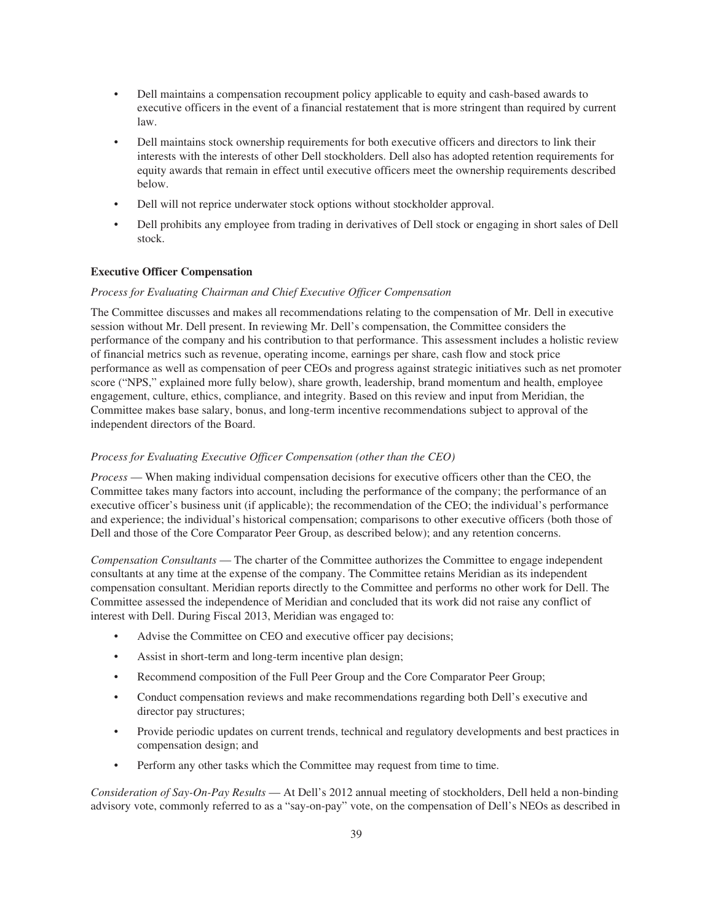- Dell maintains a compensation recoupment policy applicable to equity and cash-based awards to executive officers in the event of a financial restatement that is more stringent than required by current law.
- Dell maintains stock ownership requirements for both executive officers and directors to link their interests with the interests of other Dell stockholders. Dell also has adopted retention requirements for equity awards that remain in effect until executive officers meet the ownership requirements described below.
- Dell will not reprice underwater stock options without stockholder approval.
- Dell prohibits any employee from trading in derivatives of Dell stock or engaging in short sales of Dell stock.

**Executive Officer Compensation**

*Process for Evaluating Chairman and Chief Executive Officer Compensation*

The Committee discusses and makes all recommendations relating to the compensation of Mr. Dell in executive session without Mr. Dell present. In reviewing Mr. Dell's compensation, the Committee considers the performance of the company and his contribution to that performance. This assessment includes a holistic review of financial metrics such as revenue, operating income, earnings per share, cash flow and stock price performance as well as compensation of peer CEOs and progress against strategic initiatives such as net promoter score ("NPS," explained more fully below), share growth, leadership, brand momentum and health, employee engagement, culture, ethics, compliance, and integrity. Based on this review and input from Meridian, the Committee makes base salary, bonus, and long-term incentive recommendations subject to approval of the independent directors of the Board.

*Process for Evaluating Executive Officer Compensation (other than the CEO)*

*Process* — When making individual compensation decisions for executive officers other than the CEO, the Committee takes many factors into account, including the performance of the company; the performance of an executive officer's business unit (if applicable); the recommendation of the CEO; the individual's performance and experience; the individual's historical compensation; comparisons to other executive officers (both those of Dell and those of the Core Comparator Peer Group, as described below); and any retention concerns.

*Compensation Consultants* — The charter of the Committee authorizes the Committee to engage independent consultants at any time at the expense of the company. The Committee retains Meridian as its independent compensation consultant. Meridian reports directly to the Committee and performs no other work for Dell. The Committee assessed the independence of Meridian and concluded that its work did not raise any conflict of interest with Dell. During Fiscal 2013, Meridian was engaged to:

- Advise the Committee on CEO and executive officer pay decisions;
- Assist in short-term and long-term incentive plan design;
- Recommend composition of the Full Peer Group and the Core Comparator Peer Group;
- Conduct compensation reviews and make recommendations regarding both Dell's executive and director pay structures;
- Provide periodic updates on current trends, technical and regulatory developments and best practices in compensation design; and
- Perform any other tasks which the Committee may request from time to time.

*Consideration of Say-On-Pay Results* — At Dell's 2012 annual meeting of stockholders, Dell held a non-binding advisory vote, commonly referred to as a "say-on-pay" vote, on the compensation of Dell's NEOs as described in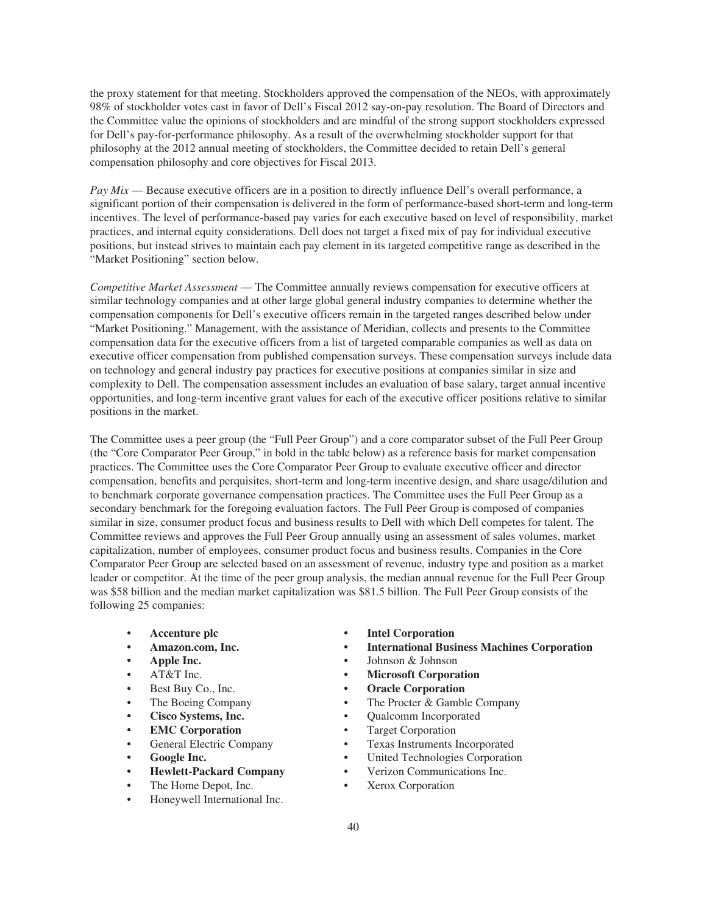the proxy statement for that meeting. Stockholders approved the compensation of the NEOs, with approximately 98% of stockholder votes cast in favor of Dell's Fiscal 2012 say-on-pay resolution. The Board of Directors and the Committee value the opinions of stockholders and are mindful of the strong support stockholders expressed for Dell's pay-for-performance philosophy. As a result of the overwhelming stockholder support for that philosophy at the 2012 annual meeting of stockholders, the Committee decided to retain Dell's general compensation philosophy and core objectives for Fiscal 2013.

*Pay Mix* — Because executive officers are in a position to directly influence Dell's overall performance, a significant portion of their compensation is delivered in the form of performance-based short-term and long-term incentives. The level of performance-based pay varies for each executive based on level of responsibility, market practices, and internal equity considerations. Dell does not target a fixed mix of pay for individual executive positions, but instead strives to maintain each pay element in its targeted competitive range as described in the "Market Positioning" section below.

*Competitive Market Assessment* — The Committee annually reviews compensation for executive officers at similar technology companies and at other large global general industry companies to determine whether the compensation components for Dell's executive officers remain in the targeted ranges described below under "Market Positioning." Management, with the assistance of Meridian, collects and presents to the Committee compensation data for the executive officers from a list of targeted comparable companies as well as data on executive officer compensation from published compensation surveys. These compensation surveys include data on technology and general industry pay practices for executive positions at companies similar in size and complexity to Dell. The compensation assessment includes an evaluation of base salary, target annual incentive opportunities, and long-term incentive grant values for each of the executive officer positions relative to similar positions in the market.

The Committee uses a peer group (the "Full Peer Group") and a core comparator subset of the Full Peer Group (the "Core Comparator Peer Group," in bold in the table below) as a reference basis for market compensation practices. The Committee uses the Core Comparator Peer Group to evaluate executive officer and director compensation, benefits and perquisites, short-term and long-term incentive design, and share usage/dilution and to benchmark corporate governance compensation practices. The Committee uses the Full Peer Group as a secondary benchmark for the foregoing evaluation factors. The Full Peer Group is composed of companies similar in size, consumer product focus and business results to Dell with which Dell competes for talent. The Committee reviews and approves the Full Peer Group annually using an assessment of sales volumes, market capitalization, number of employees, consumer product focus and business results. Companies in the Core Comparator Peer Group are selected based on an assessment of revenue, industry type and position as a market leader or competitor. At the time of the peer group analysis, the median annual revenue for the Full Peer Group was $58 billion and the median market capitalization was $81.5 billion. The Full Peer Group consists of the following 25 companies:

- **Accenture plc**
- **Amazon.com, Inc.**
- **Apple Inc.**
- AT&T Inc.
- Best Buy Co., Inc.
- The Boeing Company
- **Cisco Systems, Inc.**
- **EMC Corporation**
- General Electric Company
- **Google Inc.**
- **Hewlett-Packard Company**
- The Home Depot, Inc.
- Honeywell International Inc.
- **Intel Corporation**
- **International Business Machines Corporation**
- Johnson & Johnson
- **Microsoft Corporation**
- **Oracle Corporation**
- The Procter & Gamble Company
- Qualcomm Incorporated
- Target Corporation
- Texas Instruments Incorporated
- United Technologies Corporation
- Verizon Communications Inc.
- Xerox Corporation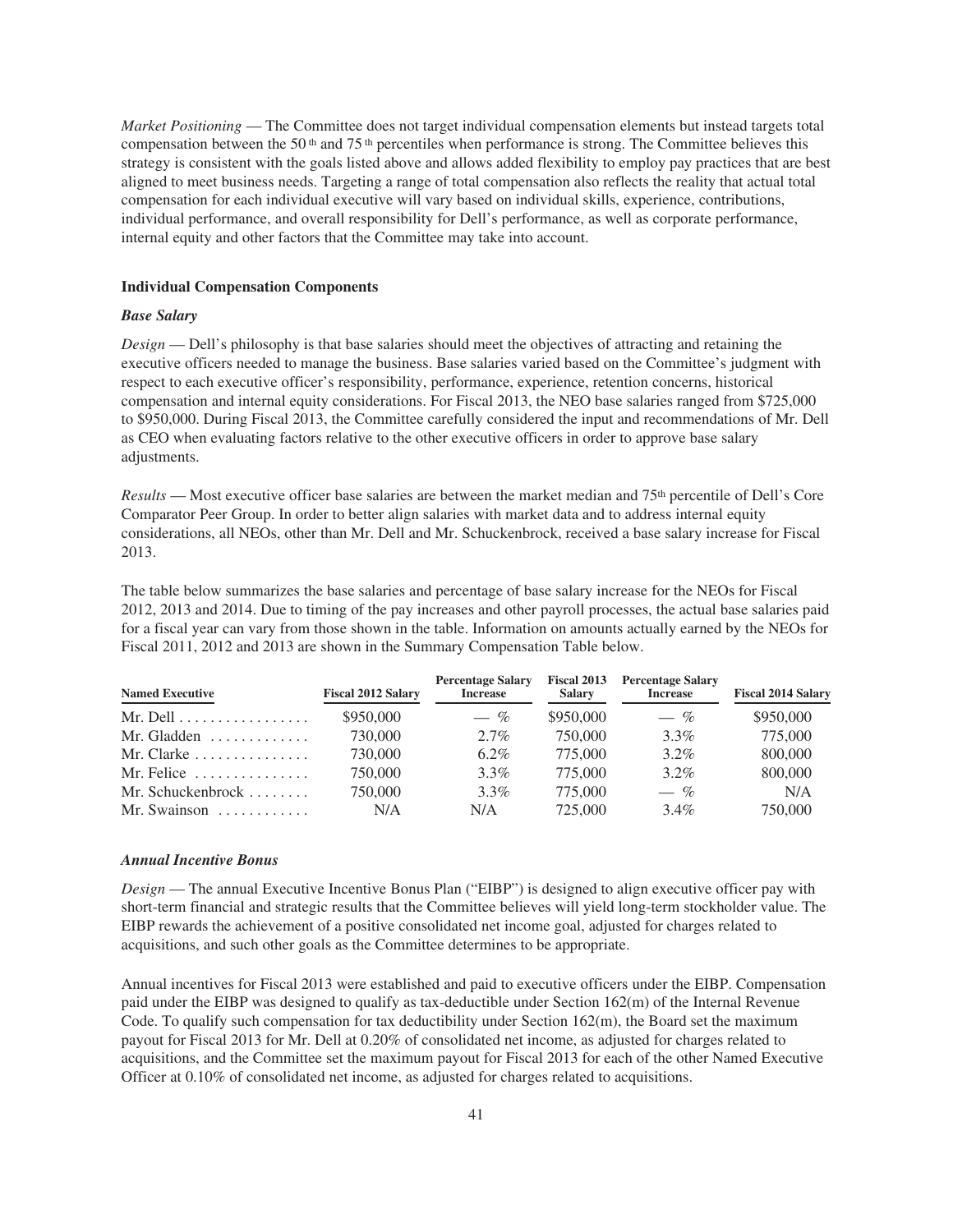*Market Positioning* — The Committee does not target individual compensation elements but instead targets total compensation between the 50th and 75th percentiles when performance is strong. The Committee believes this strategy is consistent with the goals listed above and allows added flexibility to employ pay practices that are best aligned to meet business needs. Targeting a range of total compensation also reflects the reality that actual total compensation for each individual executive will vary based on individual skills, experience, contributions, individual performance, and overall responsibility for Dell's performance, as well as corporate performance, internal equity and other factors that the Committee may take into account.

**Individual Compensation Components**

***Base Salary***

*Design* — Dell's philosophy is that base salaries should meet the objectives of attracting and retaining the executive officers needed to manage the business. Base salaries varied based on the Committee's judgment with respect to each executive officer's responsibility, performance, experience, retention concerns, historical compensation and internal equity considerations. For Fiscal 2013, the NEO base salaries ranged from $725,000 to $950,000. During Fiscal 2013, the Committee carefully considered the input and recommendations of Mr. Dell as CEO when evaluating factors relative to the other executive officers in order to approve base salary adjustments.

*Results* — Most executive officer base salaries are between the market median and 75th percentile of Dell's Core Comparator Peer Group. In order to better align salaries with market data and to address internal equity considerations, all NEOs, other than Mr. Dell and Mr. Schuckenbrock, received a base salary increase for Fiscal 2013.

The table below summarizes the base salaries and percentage of base salary increase for the NEOs for Fiscal 2012, 2013 and 2014. Due to timing of the pay increases and other payroll processes, the actual base salaries paid for a fiscal year can vary from those shown in the table. Information on amounts actually earned by the NEOs for Fiscal 2011, 2012 and 2013 are shown in the Summary Compensation Table below.

| Named Executive | Fiscal 2012 Salary | Percentage Salary Increase | Fiscal 2013 Salary | Percentage Salary Increase | Fiscal 2014 Salary |
|---|---|---|---|---|---|
| Mr. Dell | $950,000 | — % | $950,000 | — % | $950,000 |
| Mr. Gladden | 730,000 | 2.7% | 750,000 | 3.3% | 775,000 |
| Mr. Clarke | 730,000 | 6.2% | 775,000 | 3.2% | 800,000 |
| Mr. Felice | 750,000 | 3.3% | 775,000 | 3.2% | 800,000 |
| Mr. Schuckenbrock | 750,000 | 3.3% | 775,000 | — % | N/A |
| Mr. Swainson | N/A | N/A | 725,000 | 3.4% | 750,000 |

***Annual Incentive Bonus***

*Design* — The annual Executive Incentive Bonus Plan ("EIBP") is designed to align executive officer pay with short-term financial and strategic results that the Committee believes will yield long-term stockholder value. The EIBP rewards the achievement of a positive consolidated net income goal, adjusted for charges related to acquisitions, and such other goals as the Committee determines to be appropriate.

Annual incentives for Fiscal 2013 were established and paid to executive officers under the EIBP. Compensation paid under the EIBP was designed to qualify as tax-deductible under Section 162(m) of the Internal Revenue Code. To qualify such compensation for tax deductibility under Section 162(m), the Board set the maximum payout for Fiscal 2013 for Mr. Dell at 0.20% of consolidated net income, as adjusted for charges related to acquisitions, and the Committee set the maximum payout for Fiscal 2013 for each of the other Named Executive Officer at 0.10% of consolidated net income, as adjusted for charges related to acquisitions.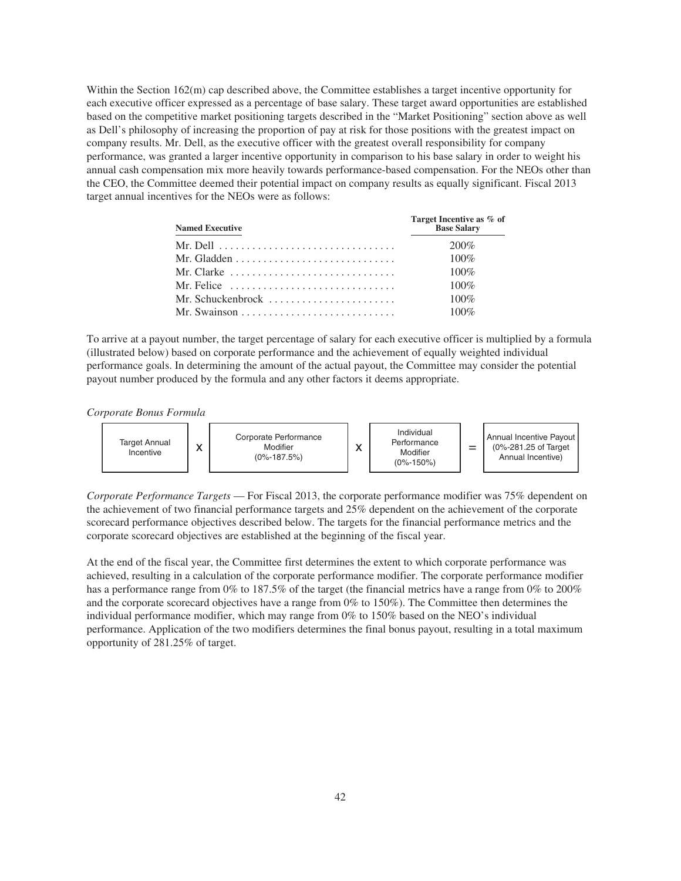Within the Section 162(m) cap described above, the Committee establishes a target incentive opportunity for each executive officer expressed as a percentage of base salary. These target award opportunities are established based on the competitive market positioning targets described in the "Market Positioning" section above as well as Dell's philosophy of increasing the proportion of pay at risk for those positions with the greatest impact on company results. Mr. Dell, as the executive officer with the greatest overall responsibility for company performance, was granted a larger incentive opportunity in comparison to his base salary in order to weight his annual cash compensation mix more heavily towards performance-based compensation. For the NEOs other than the CEO, the Committee deemed their potential impact on company results as equally significant. Fiscal 2013 target annual incentives for the NEOs were as follows:

| Named Executive | Target Incentive as % of Base Salary |
|---|---|
| Mr. Dell | 200% |
| Mr. Gladden | 100% |
| Mr. Clarke | 100% |
| Mr. Felice | 100% |
| Mr. Schuckenbrock | 100% |
| Mr. Swainson | 100% |

To arrive at a payout number, the target percentage of salary for each executive officer is multiplied by a formula (illustrated below) based on corporate performance and the achievement of equally weighted individual performance goals. In determining the amount of the actual payout, the Committee may consider the potential payout number produced by the formula and any other factors it deems appropriate.

*Corporate Bonus Formula*

| Target Annual Incentive | x | Corporate Performance Modifier (0%-187.5%) | x | Individual Performance Modifier (0%-150%) | = | Annual Incentive Payout (0%-281.25 of Target Annual Incentive) |
|---|---|---|---|---|---|---|

*Corporate Performance Targets* — For Fiscal 2013, the corporate performance modifier was 75% dependent on the achievement of two financial performance targets and 25% dependent on the achievement of the corporate scorecard performance objectives described below. The targets for the financial performance metrics and the corporate scorecard objectives are established at the beginning of the fiscal year.

At the end of the fiscal year, the Committee first determines the extent to which corporate performance was achieved, resulting in a calculation of the corporate performance modifier. The corporate performance modifier has a performance range from 0% to 187.5% of the target (the financial metrics have a range from 0% to 200% and the corporate scorecard objectives have a range from 0% to 150%). The Committee then determines the individual performance modifier, which may range from 0% to 150% based on the NEO's individual performance. Application of the two modifiers determines the final bonus payout, resulting in a total maximum opportunity of 281.25% of target.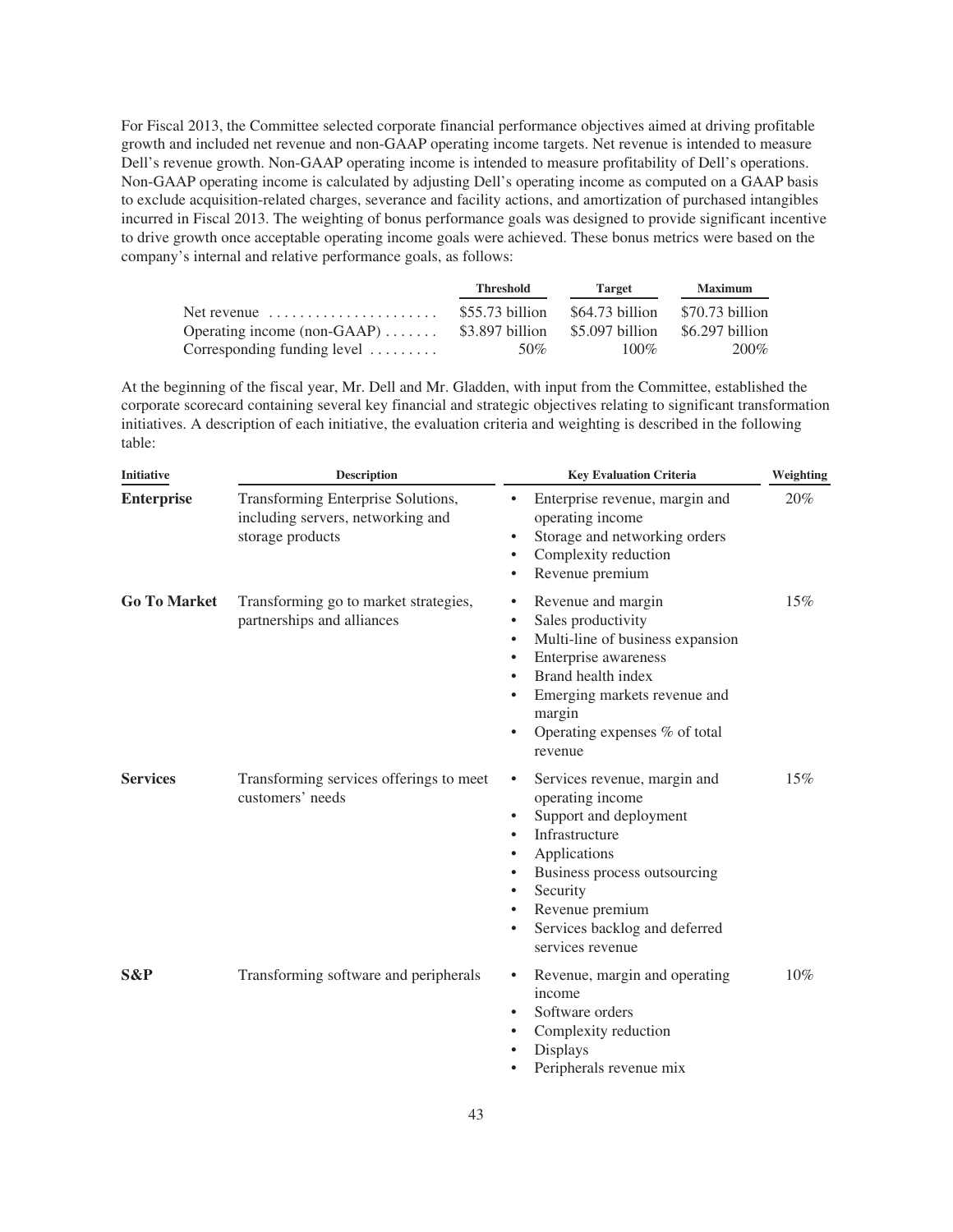For Fiscal 2013, the Committee selected corporate financial performance objectives aimed at driving profitable growth and included net revenue and non-GAAP operating income targets. Net revenue is intended to measure Dell's revenue growth. Non-GAAP operating income is intended to measure profitability of Dell's operations. Non-GAAP operating income is calculated by adjusting Dell's operating income as computed on a GAAP basis to exclude acquisition-related charges, severance and facility actions, and amortization of purchased intangibles incurred in Fiscal 2013. The weighting of bonus performance goals was designed to provide significant incentive to drive growth once acceptable operating income goals were achieved. These bonus metrics were based on the company's internal and relative performance goals, as follows:

| | Threshold | Target | Maximum |
|---|---|---|---|
| Net revenue | $55.73 billion | $64.73 billion | $70.73 billion |
| Operating income (non-GAAP) | $3.897 billion | $5.097 billion | $6.297 billion |
| Corresponding funding level | 50% | 100% | 200% |

At the beginning of the fiscal year, Mr. Dell and Mr. Gladden, with input from the Committee, established the corporate scorecard containing several key financial and strategic objectives relating to significant transformation initiatives. A description of each initiative, the evaluation criteria and weighting is described in the following table:

| Initiative | Description | Key Evaluation Criteria | Weighting |
|---|---|---|---|
| **Enterprise** | Transforming Enterprise Solutions, including servers, networking and storage products | • Enterprise revenue, margin and operating income<br>• Storage and networking orders<br>• Complexity reduction<br>• Revenue premium | 20% |
| **Go To Market** | Transforming go to market strategies, partnerships and alliances | • Revenue and margin<br>• Sales productivity<br>• Multi-line of business expansion<br>• Enterprise awareness<br>• Brand health index<br>• Emerging markets revenue and margin<br>• Operating expenses % of total revenue | 15% |
| **Services** | Transforming services offerings to meet customers' needs | • Services revenue, margin and operating income<br>• Support and deployment<br>• Infrastructure<br>• Applications<br>• Business process outsourcing<br>• Security<br>• Revenue premium<br>• Services backlog and deferred services revenue | 15% |
| **S&P** | Transforming software and peripherals | • Revenue, margin and operating income<br>• Software orders<br>• Complexity reduction<br>• Displays<br>• Peripherals revenue mix | 10% |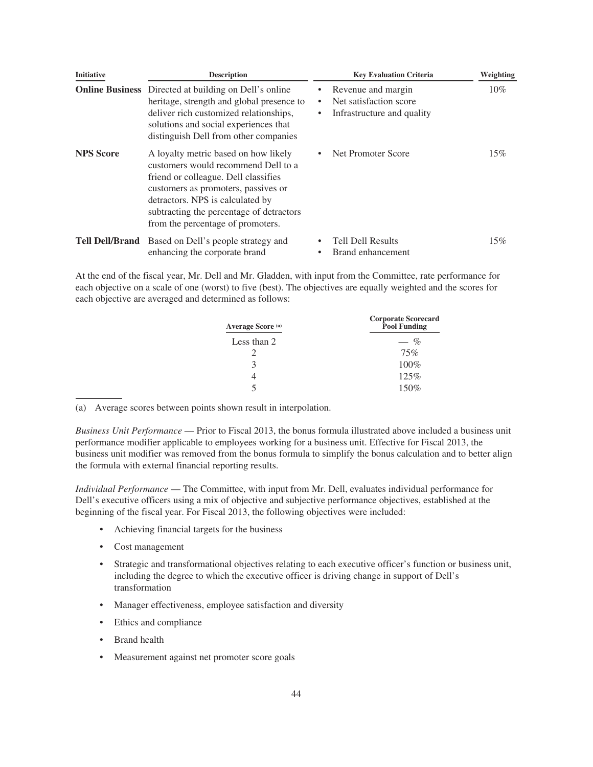| Initiative | Description | Key Evaluation Criteria | Weighting |
|---|---|---|---|
| **Online Business** | Directed at building on Dell's online heritage, strength and global presence to deliver rich customized relationships, solutions and social experiences that distinguish Dell from other companies | • Revenue and margin<br>• Net satisfaction score<br>• Infrastructure and quality | 10% |
| **NPS Score** | A loyalty metric based on how likely customers would recommend Dell to a friend or colleague. Dell classifies customers as promoters, passives or detractors. NPS is calculated by subtracting the percentage of detractors from the percentage of promoters. | • Net Promoter Score | 15% |
| **Tell Dell/Brand** | Based on Dell's people strategy and enhancing the corporate brand | • Tell Dell Results<br>• Brand enhancement | 15% |

At the end of the fiscal year, Mr. Dell and Mr. Gladden, with input from the Committee, rate performance for each objective on a scale of one (worst) to five (best). The objectives are equally weighted and the scores for each objective are averaged and determined as follows:

| Average Score (a) | Corporate Scorecard Pool Funding |
|---|---|
| Less than 2 | — % |
| 2 | 75% |
| 3 | 100% |
| 4 | 125% |
| 5 | 150% |

(a) Average scores between points shown result in interpolation.

*Business Unit Performance* — Prior to Fiscal 2013, the bonus formula illustrated above included a business unit performance modifier applicable to employees working for a business unit. Effective for Fiscal 2013, the business unit modifier was removed from the bonus formula to simplify the bonus calculation and to better align the formula with external financial reporting results.

*Individual Performance* — The Committee, with input from Mr. Dell, evaluates individual performance for Dell's executive officers using a mix of objective and subjective performance objectives, established at the beginning of the fiscal year. For Fiscal 2013, the following objectives were included:

- Achieving financial targets for the business
- Cost management
- Strategic and transformational objectives relating to each executive officer's function or business unit, including the degree to which the executive officer is driving change in support of Dell's transformation
- Manager effectiveness, employee satisfaction and diversity
- Ethics and compliance
- Brand health
- Measurement against net promoter score goals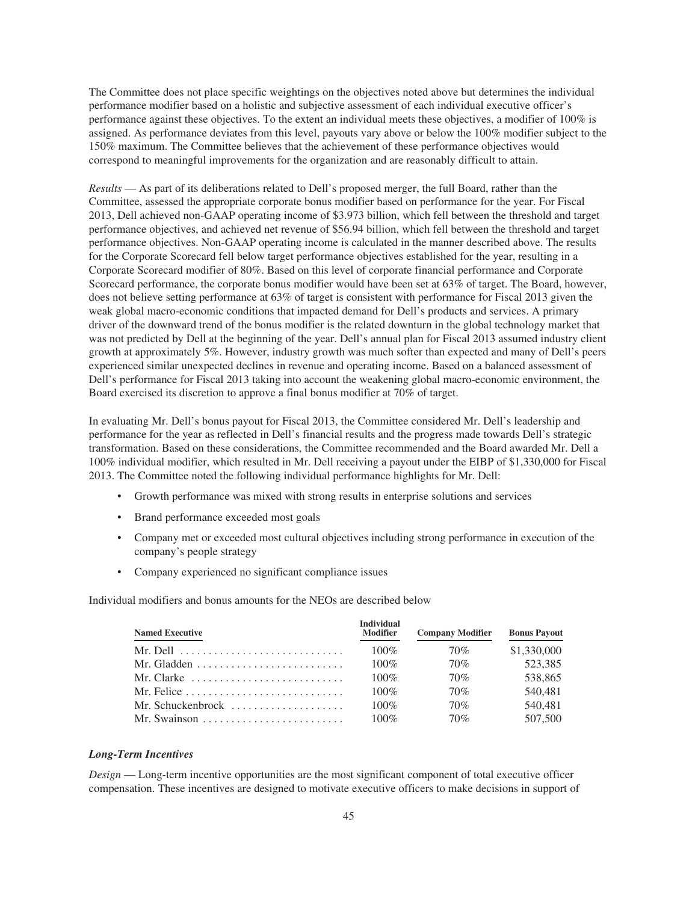The Committee does not place specific weightings on the objectives noted above but determines the individual performance modifier based on a holistic and subjective assessment of each individual executive officer's performance against these objectives. To the extent an individual meets these objectives, a modifier of 100% is assigned. As performance deviates from this level, payouts vary above or below the 100% modifier subject to the 150% maximum. The Committee believes that the achievement of these performance objectives would correspond to meaningful improvements for the organization and are reasonably difficult to attain.

*Results* — As part of its deliberations related to Dell's proposed merger, the full Board, rather than the Committee, assessed the appropriate corporate bonus modifier based on performance for the year. For Fiscal 2013, Dell achieved non-GAAP operating income of $3.973 billion, which fell between the threshold and target performance objectives, and achieved net revenue of $56.94 billion, which fell between the threshold and target performance objectives. Non-GAAP operating income is calculated in the manner described above. The results for the Corporate Scorecard fell below target performance objectives established for the year, resulting in a Corporate Scorecard modifier of 80%. Based on this level of corporate financial performance and Corporate Scorecard performance, the corporate bonus modifier would have been set at 63% of target. The Board, however, does not believe setting performance at 63% of target is consistent with performance for Fiscal 2013 given the weak global macro-economic conditions that impacted demand for Dell's products and services. A primary driver of the downward trend of the bonus modifier is the related downturn in the global technology market that was not predicted by Dell at the beginning of the year. Dell's annual plan for Fiscal 2013 assumed industry client growth at approximately 5%. However, industry growth was much softer than expected and many of Dell's peers experienced similar unexpected declines in revenue and operating income. Based on a balanced assessment of Dell's performance for Fiscal 2013 taking into account the weakening global macro-economic environment, the Board exercised its discretion to approve a final bonus modifier at 70% of target.

In evaluating Mr. Dell's bonus payout for Fiscal 2013, the Committee considered Mr. Dell's leadership and performance for the year as reflected in Dell's financial results and the progress made towards Dell's strategic transformation. Based on these considerations, the Committee recommended and the Board awarded Mr. Dell a 100% individual modifier, which resulted in Mr. Dell receiving a payout under the EIBP of $1,330,000 for Fiscal 2013. The Committee noted the following individual performance highlights for Mr. Dell:

- Growth performance was mixed with strong results in enterprise solutions and services
- Brand performance exceeded most goals
- Company met or exceeded most cultural objectives including strong performance in execution of the company's people strategy
- Company experienced no significant compliance issues

Individual modifiers and bonus amounts for the NEOs are described below

| Named Executive | Individual Modifier | Company Modifier | Bonus Payout |
|---|---|---|---|
| Mr. Dell | 100% | 70% | $1,330,000 |
| Mr. Gladden | 100% | 70% | 523,385 |
| Mr. Clarke | 100% | 70% | 538,865 |
| Mr. Felice | 100% | 70% | 540,481 |
| Mr. Schuckenbrock | 100% | 70% | 540,481 |
| Mr. Swainson | 100% | 70% | 507,500 |

### *Long-Term Incentives*

*Design* — Long-term incentive opportunities are the most significant component of total executive officer compensation. These incentives are designed to motivate executive officers to make decisions in support of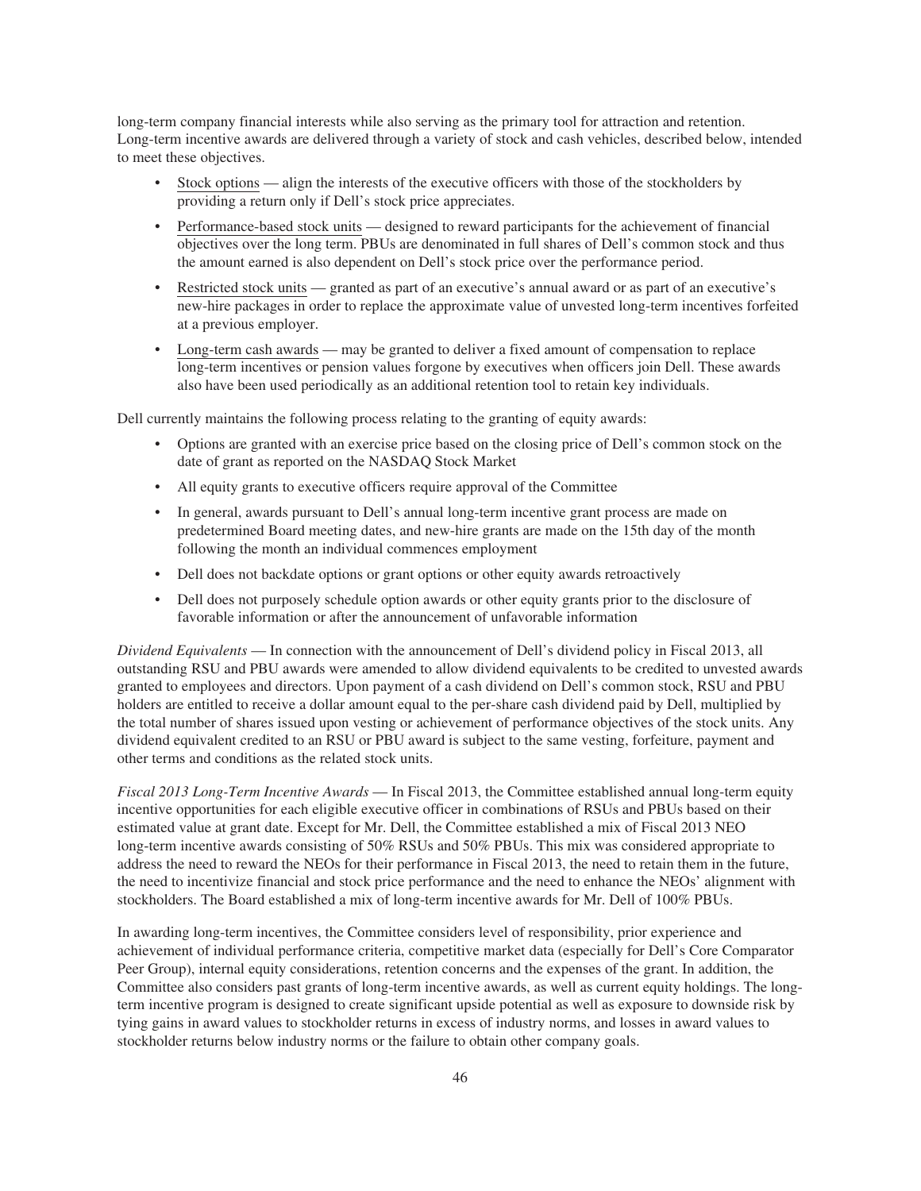long-term company financial interests while also serving as the primary tool for attraction and retention. Long-term incentive awards are delivered through a variety of stock and cash vehicles, described below, intended to meet these objectives.

- Stock options — align the interests of the executive officers with those of the stockholders by providing a return only if Dell's stock price appreciates.
- Performance-based stock units — designed to reward participants for the achievement of financial objectives over the long term. PBUs are denominated in full shares of Dell's common stock and thus the amount earned is also dependent on Dell's stock price over the performance period.
- Restricted stock units — granted as part of an executive's annual award or as part of an executive's new-hire packages in order to replace the approximate value of unvested long-term incentives forfeited at a previous employer.
- Long-term cash awards — may be granted to deliver a fixed amount of compensation to replace long-term incentives or pension values forgone by executives when officers join Dell. These awards also have been used periodically as an additional retention tool to retain key individuals.

Dell currently maintains the following process relating to the granting of equity awards:

- Options are granted with an exercise price based on the closing price of Dell's common stock on the date of grant as reported on the NASDAQ Stock Market
- All equity grants to executive officers require approval of the Committee
- In general, awards pursuant to Dell's annual long-term incentive grant process are made on predetermined Board meeting dates, and new-hire grants are made on the 15th day of the month following the month an individual commences employment
- Dell does not backdate options or grant options or other equity awards retroactively
- Dell does not purposely schedule option awards or other equity grants prior to the disclosure of favorable information or after the announcement of unfavorable information

*Dividend Equivalents* — In connection with the announcement of Dell's dividend policy in Fiscal 2013, all outstanding RSU and PBU awards were amended to allow dividend equivalents to be credited to unvested awards granted to employees and directors. Upon payment of a cash dividend on Dell's common stock, RSU and PBU holders are entitled to receive a dollar amount equal to the per-share cash dividend paid by Dell, multiplied by the total number of shares issued upon vesting or achievement of performance objectives of the stock units. Any dividend equivalent credited to an RSU or PBU award is subject to the same vesting, forfeiture, payment and other terms and conditions as the related stock units.

*Fiscal 2013 Long-Term Incentive Awards* — In Fiscal 2013, the Committee established annual long-term equity incentive opportunities for each eligible executive officer in combinations of RSUs and PBUs based on their estimated value at grant date. Except for Mr. Dell, the Committee established a mix of Fiscal 2013 NEO long-term incentive awards consisting of 50% RSUs and 50% PBUs. This mix was considered appropriate to address the need to reward the NEOs for their performance in Fiscal 2013, the need to retain them in the future, the need to incentivize financial and stock price performance and the need to enhance the NEOs' alignment with stockholders. The Board established a mix of long-term incentive awards for Mr. Dell of 100% PBUs.

In awarding long-term incentives, the Committee considers level of responsibility, prior experience and achievement of individual performance criteria, competitive market data (especially for Dell's Core Comparator Peer Group), internal equity considerations, retention concerns and the expenses of the grant. In addition, the Committee also considers past grants of long-term incentive awards, as well as current equity holdings. The long-term incentive program is designed to create significant upside potential as well as exposure to downside risk by tying gains in award values to stockholder returns in excess of industry norms, and losses in award values to stockholder returns below industry norms or the failure to obtain other company goals.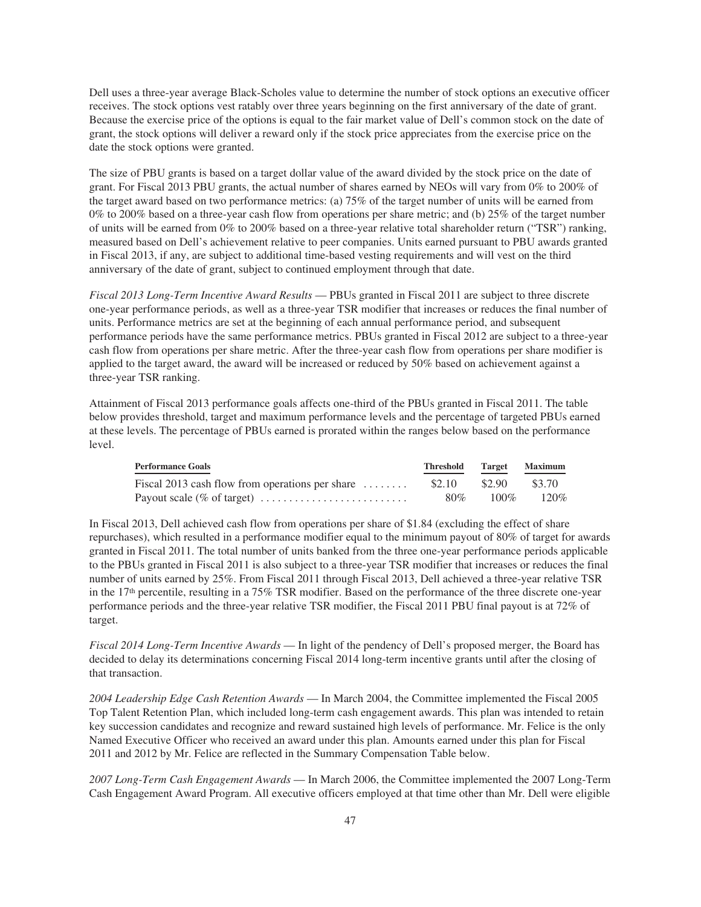Dell uses a three-year average Black-Scholes value to determine the number of stock options an executive officer receives. The stock options vest ratably over three years beginning on the first anniversary of the date of grant. Because the exercise price of the options is equal to the fair market value of Dell's common stock on the date of grant, the stock options will deliver a reward only if the stock price appreciates from the exercise price on the date the stock options were granted.

The size of PBU grants is based on a target dollar value of the award divided by the stock price on the date of grant. For Fiscal 2013 PBU grants, the actual number of shares earned by NEOs will vary from 0% to 200% of the target award based on two performance metrics: (a) 75% of the target number of units will be earned from 0% to 200% based on a three-year cash flow from operations per share metric; and (b) 25% of the target number of units will be earned from 0% to 200% based on a three-year relative total shareholder return ("TSR") ranking, measured based on Dell's achievement relative to peer companies. Units earned pursuant to PBU awards granted in Fiscal 2013, if any, are subject to additional time-based vesting requirements and will vest on the third anniversary of the date of grant, subject to continued employment through that date.

*Fiscal 2013 Long-Term Incentive Award Results* — PBUs granted in Fiscal 2011 are subject to three discrete one-year performance periods, as well as a three-year TSR modifier that increases or reduces the final number of units. Performance metrics are set at the beginning of each annual performance period, and subsequent performance periods have the same performance metrics. PBUs granted in Fiscal 2012 are subject to a three-year cash flow from operations per share metric. After the three-year cash flow from operations per share modifier is applied to the target award, the award will be increased or reduced by 50% based on achievement against a three-year TSR ranking.

Attainment of Fiscal 2013 performance goals affects one-third of the PBUs granted in Fiscal 2011. The table below provides threshold, target and maximum performance levels and the percentage of targeted PBUs earned at these levels. The percentage of PBUs earned is prorated within the ranges below based on the performance level.

| Performance Goals | Threshold | Target | Maximum |
|---|---|---|---|
| Fiscal 2013 cash flow from operations per share | $2.10 | $2.90 | $3.70 |
| Payout scale (% of target) | 80% | 100% | 120% |

In Fiscal 2013, Dell achieved cash flow from operations per share of $1.84 (excluding the effect of share repurchases), which resulted in a performance modifier equal to the minimum payout of 80% of target for awards granted in Fiscal 2011. The total number of units banked from the three one-year performance periods applicable to the PBUs granted in Fiscal 2011 is also subject to a three-year TSR modifier that increases or reduces the final number of units earned by 25%. From Fiscal 2011 through Fiscal 2013, Dell achieved a three-year relative TSR in the 17th percentile, resulting in a 75% TSR modifier. Based on the performance of the three discrete one-year performance periods and the three-year relative TSR modifier, the Fiscal 2011 PBU final payout is at 72% of target.

*Fiscal 2014 Long-Term Incentive Awards* — In light of the pendency of Dell's proposed merger, the Board has decided to delay its determinations concerning Fiscal 2014 long-term incentive grants until after the closing of that transaction.

*2004 Leadership Edge Cash Retention Awards* — In March 2004, the Committee implemented the Fiscal 2005 Top Talent Retention Plan, which included long-term cash engagement awards. This plan was intended to retain key succession candidates and recognize and reward sustained high levels of performance. Mr. Felice is the only Named Executive Officer who received an award under this plan. Amounts earned under this plan for Fiscal 2011 and 2012 by Mr. Felice are reflected in the Summary Compensation Table below.

*2007 Long-Term Cash Engagement Awards* — In March 2006, the Committee implemented the 2007 Long-Term Cash Engagement Award Program. All executive officers employed at that time other than Mr. Dell were eligible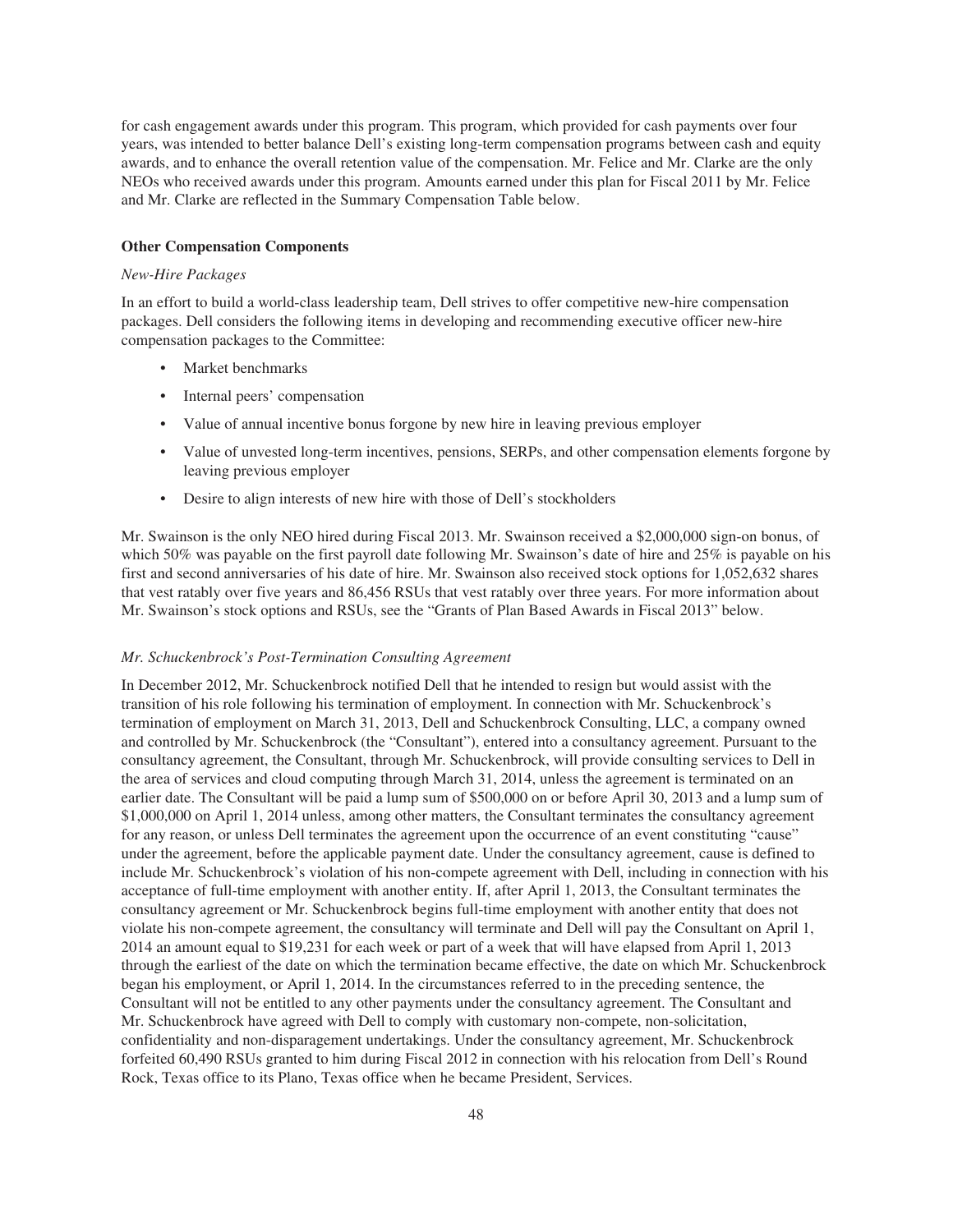for cash engagement awards under this program. This program, which provided for cash payments over four years, was intended to better balance Dell's existing long-term compensation programs between cash and equity awards, and to enhance the overall retention value of the compensation. Mr. Felice and Mr. Clarke are the only NEOs who received awards under this program. Amounts earned under this plan for Fiscal 2011 by Mr. Felice and Mr. Clarke are reflected in the Summary Compensation Table below.

**Other Compensation Components**

*New-Hire Packages*

In an effort to build a world-class leadership team, Dell strives to offer competitive new-hire compensation packages. Dell considers the following items in developing and recommending executive officer new-hire compensation packages to the Committee:

- Market benchmarks
- Internal peers' compensation
- Value of annual incentive bonus forgone by new hire in leaving previous employer
- Value of unvested long-term incentives, pensions, SERPs, and other compensation elements forgone by leaving previous employer
- Desire to align interests of new hire with those of Dell's stockholders

Mr. Swainson is the only NEO hired during Fiscal 2013. Mr. Swainson received a $2,000,000 sign-on bonus, of which 50% was payable on the first payroll date following Mr. Swainson's date of hire and 25% is payable on his first and second anniversaries of his date of hire. Mr. Swainson also received stock options for 1,052,632 shares that vest ratably over five years and 86,456 RSUs that vest ratably over three years. For more information about Mr. Swainson's stock options and RSUs, see the "Grants of Plan Based Awards in Fiscal 2013" below.

*Mr. Schuckenbrock's Post-Termination Consulting Agreement*

In December 2012, Mr. Schuckenbrock notified Dell that he intended to resign but would assist with the transition of his role following his termination of employment. In connection with Mr. Schuckenbrock's termination of employment on March 31, 2013, Dell and Schuckenbrock Consulting, LLC, a company owned and controlled by Mr. Schuckenbrock (the "Consultant"), entered into a consultancy agreement. Pursuant to the consultancy agreement, the Consultant, through Mr. Schuckenbrock, will provide consulting services to Dell in the area of services and cloud computing through March 31, 2014, unless the agreement is terminated on an earlier date. The Consultant will be paid a lump sum of $500,000 on or before April 30, 2013 and a lump sum of $1,000,000 on April 1, 2014 unless, among other matters, the Consultant terminates the consultancy agreement for any reason, or unless Dell terminates the agreement upon the occurrence of an event constituting "cause" under the agreement, before the applicable payment date. Under the consultancy agreement, cause is defined to include Mr. Schuckenbrock's violation of his non-compete agreement with Dell, including in connection with his acceptance of full-time employment with another entity. If, after April 1, 2013, the Consultant terminates the consultancy agreement or Mr. Schuckenbrock begins full-time employment with another entity that does not violate his non-compete agreement, the consultancy will terminate and Dell will pay the Consultant on April 1, 2014 an amount equal to $19,231 for each week or part of a week that will have elapsed from April 1, 2013 through the earliest of the date on which the termination became effective, the date on which Mr. Schuckenbrock began his employment, or April 1, 2014. In the circumstances referred to in the preceding sentence, the Consultant will not be entitled to any other payments under the consultancy agreement. The Consultant and Mr. Schuckenbrock have agreed with Dell to comply with customary non-compete, non-solicitation, confidentiality and non-disparagement undertakings. Under the consultancy agreement, Mr. Schuckenbrock forfeited 60,490 RSUs granted to him during Fiscal 2012 in connection with his relocation from Dell's Round Rock, Texas office to its Plano, Texas office when he became President, Services.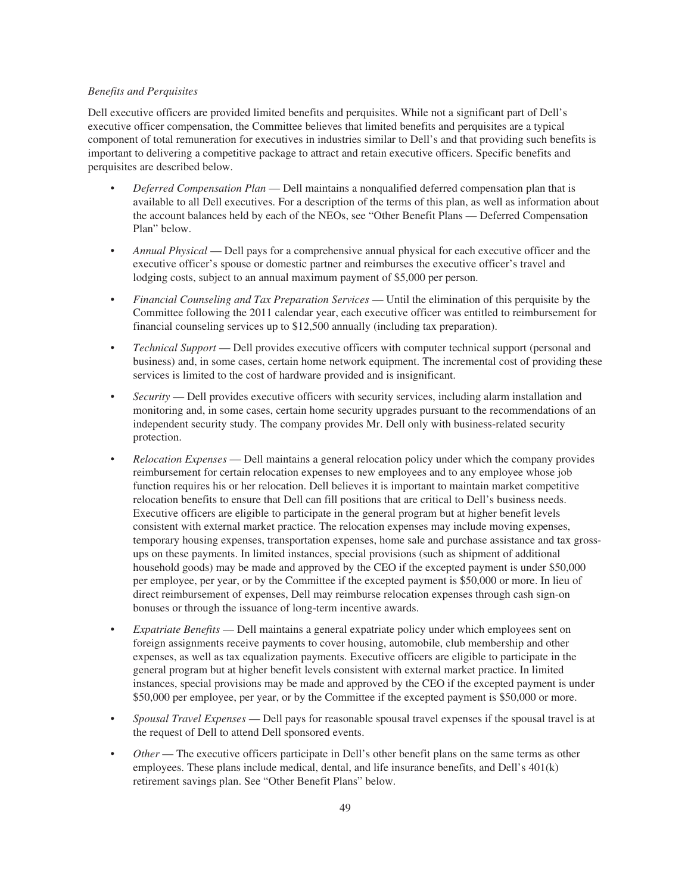*Benefits and Perquisites*

Dell executive officers are provided limited benefits and perquisites. While not a significant part of Dell's executive officer compensation, the Committee believes that limited benefits and perquisites are a typical component of total remuneration for executives in industries similar to Dell's and that providing such benefits is important to delivering a competitive package to attract and retain executive officers. Specific benefits and perquisites are described below.

- *Deferred Compensation Plan* — Dell maintains a nonqualified deferred compensation plan that is available to all Dell executives. For a description of the terms of this plan, as well as information about the account balances held by each of the NEOs, see "Other Benefit Plans — Deferred Compensation Plan" below.
- *Annual Physical* — Dell pays for a comprehensive annual physical for each executive officer and the executive officer's spouse or domestic partner and reimburses the executive officer's travel and lodging costs, subject to an annual maximum payment of $5,000 per person.
- *Financial Counseling and Tax Preparation Services* — Until the elimination of this perquisite by the Committee following the 2011 calendar year, each executive officer was entitled to reimbursement for financial counseling services up to $12,500 annually (including tax preparation).
- *Technical Support* — Dell provides executive officers with computer technical support (personal and business) and, in some cases, certain home network equipment. The incremental cost of providing these services is limited to the cost of hardware provided and is insignificant.
- *Security* — Dell provides executive officers with security services, including alarm installation and monitoring and, in some cases, certain home security upgrades pursuant to the recommendations of an independent security study. The company provides Mr. Dell only with business-related security protection.
- *Relocation Expenses* — Dell maintains a general relocation policy under which the company provides reimbursement for certain relocation expenses to new employees and to any employee whose job function requires his or her relocation. Dell believes it is important to maintain market competitive relocation benefits to ensure that Dell can fill positions that are critical to Dell's business needs. Executive officers are eligible to participate in the general program but at higher benefit levels consistent with external market practice. The relocation expenses may include moving expenses, temporary housing expenses, transportation expenses, home sale and purchase assistance and tax gross-ups on these payments. In limited instances, special provisions (such as shipment of additional household goods) may be made and approved by the CEO if the excepted payment is under $50,000 per employee, per year, or by the Committee if the excepted payment is $50,000 or more. In lieu of direct reimbursement of expenses, Dell may reimburse relocation expenses through cash sign-on bonuses or through the issuance of long-term incentive awards.
- *Expatriate Benefits* — Dell maintains a general expatriate policy under which employees sent on foreign assignments receive payments to cover housing, automobile, club membership and other expenses, as well as tax equalization payments. Executive officers are eligible to participate in the general program but at higher benefit levels consistent with external market practice. In limited instances, special provisions may be made and approved by the CEO if the excepted payment is under $50,000 per employee, per year, or by the Committee if the excepted payment is $50,000 or more.
- *Spousal Travel Expenses* — Dell pays for reasonable spousal travel expenses if the spousal travel is at the request of Dell to attend Dell sponsored events.
- *Other* — The executive officers participate in Dell's other benefit plans on the same terms as other employees. These plans include medical, dental, and life insurance benefits, and Dell's 401(k) retirement savings plan. See "Other Benefit Plans" below.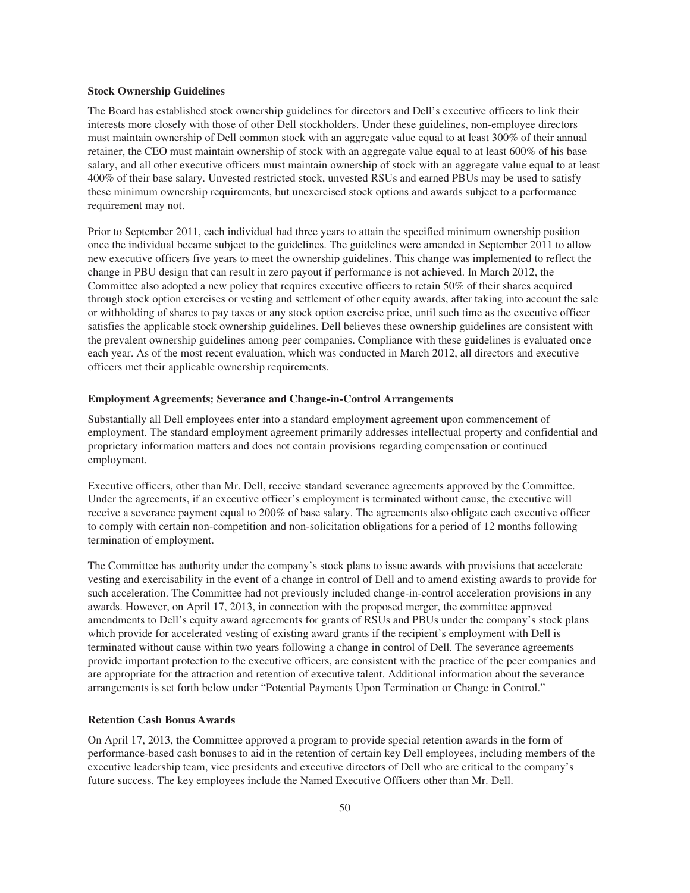### Stock Ownership Guidelines

The Board has established stock ownership guidelines for directors and Dell's executive officers to link their interests more closely with those of other Dell stockholders. Under these guidelines, non-employee directors must maintain ownership of Dell common stock with an aggregate value equal to at least 300% of their annual retainer, the CEO must maintain ownership of stock with an aggregate value equal to at least 600% of his base salary, and all other executive officers must maintain ownership of stock with an aggregate value equal to at least 400% of their base salary. Unvested restricted stock, unvested RSUs and earned PBUs may be used to satisfy these minimum ownership requirements, but unexercised stock options and awards subject to a performance requirement may not.

Prior to September 2011, each individual had three years to attain the specified minimum ownership position once the individual became subject to the guidelines. The guidelines were amended in September 2011 to allow new executive officers five years to meet the ownership guidelines. This change was implemented to reflect the change in PBU design that can result in zero payout if performance is not achieved. In March 2012, the Committee also adopted a new policy that requires executive officers to retain 50% of their shares acquired through stock option exercises or vesting and settlement of other equity awards, after taking into account the sale or withholding of shares to pay taxes or any stock option exercise price, until such time as the executive officer satisfies the applicable stock ownership guidelines. Dell believes these ownership guidelines are consistent with the prevalent ownership guidelines among peer companies. Compliance with these guidelines is evaluated once each year. As of the most recent evaluation, which was conducted in March 2012, all directors and executive officers met their applicable ownership requirements.

### Employment Agreements; Severance and Change-in-Control Arrangements

Substantially all Dell employees enter into a standard employment agreement upon commencement of employment. The standard employment agreement primarily addresses intellectual property and confidential and proprietary information matters and does not contain provisions regarding compensation or continued employment.

Executive officers, other than Mr. Dell, receive standard severance agreements approved by the Committee. Under the agreements, if an executive officer's employment is terminated without cause, the executive will receive a severance payment equal to 200% of base salary. The agreements also obligate each executive officer to comply with certain non-competition and non-solicitation obligations for a period of 12 months following termination of employment.

The Committee has authority under the company's stock plans to issue awards with provisions that accelerate vesting and exercisability in the event of a change in control of Dell and to amend existing awards to provide for such acceleration. The Committee had not previously included change-in-control acceleration provisions in any awards. However, on April 17, 2013, in connection with the proposed merger, the committee approved amendments to Dell's equity award agreements for grants of RSUs and PBUs under the company's stock plans which provide for accelerated vesting of existing award grants if the recipient's employment with Dell is terminated without cause within two years following a change in control of Dell. The severance agreements provide important protection to the executive officers, are consistent with the practice of the peer companies and are appropriate for the attraction and retention of executive talent. Additional information about the severance arrangements is set forth below under "Potential Payments Upon Termination or Change in Control."

### Retention Cash Bonus Awards

On April 17, 2013, the Committee approved a program to provide special retention awards in the form of performance-based cash bonuses to aid in the retention of certain key Dell employees, including members of the executive leadership team, vice presidents and executive directors of Dell who are critical to the company's future success. The key employees include the Named Executive Officers other than Mr. Dell.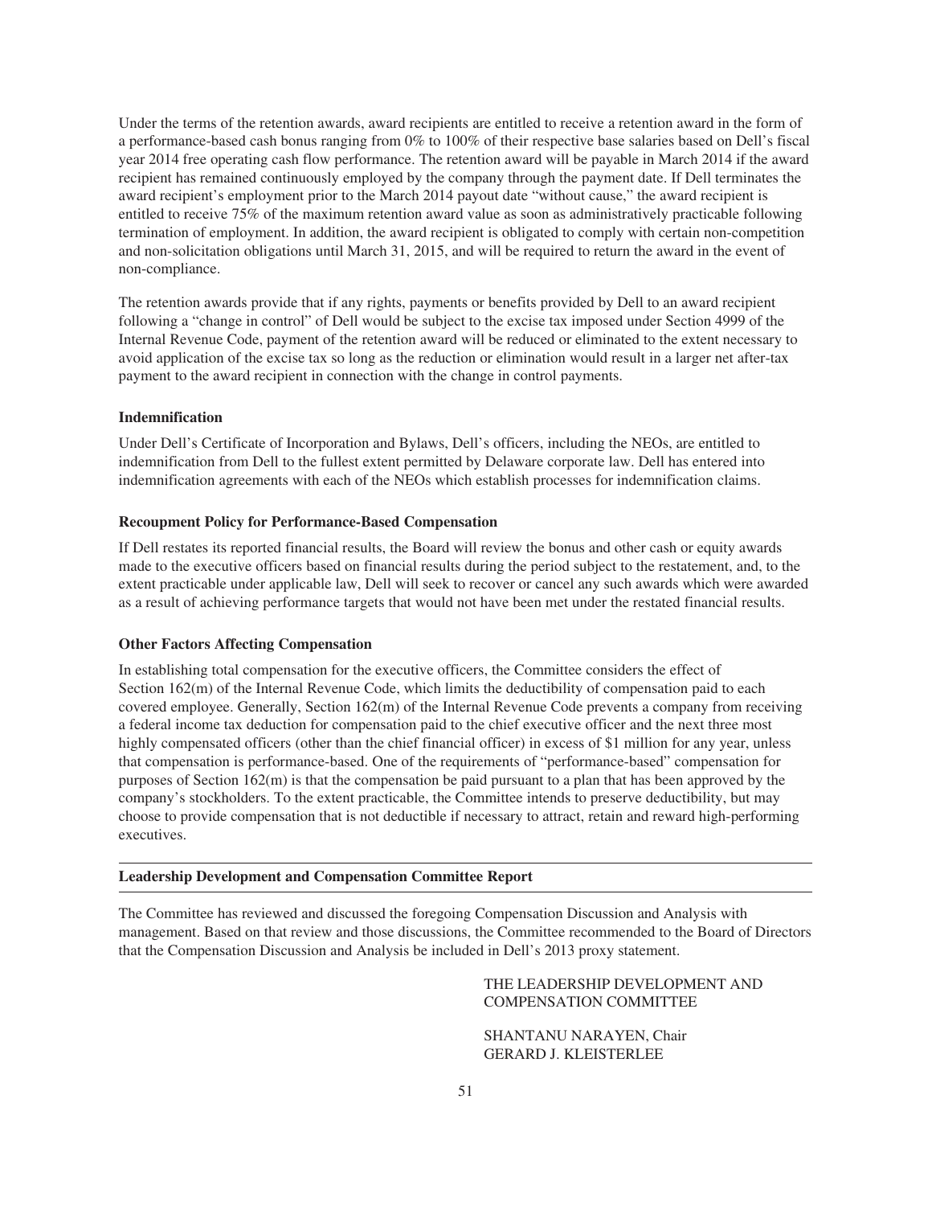Under the terms of the retention awards, award recipients are entitled to receive a retention award in the form of a performance-based cash bonus ranging from 0% to 100% of their respective base salaries based on Dell's fiscal year 2014 free operating cash flow performance. The retention award will be payable in March 2014 if the award recipient has remained continuously employed by the company through the payment date. If Dell terminates the award recipient's employment prior to the March 2014 payout date "without cause," the award recipient is entitled to receive 75% of the maximum retention award value as soon as administratively practicable following termination of employment. In addition, the award recipient is obligated to comply with certain non-competition and non-solicitation obligations until March 31, 2015, and will be required to return the award in the event of non-compliance.

The retention awards provide that if any rights, payments or benefits provided by Dell to an award recipient following a "change in control" of Dell would be subject to the excise tax imposed under Section 4999 of the Internal Revenue Code, payment of the retention award will be reduced or eliminated to the extent necessary to avoid application of the excise tax so long as the reduction or elimination would result in a larger net after-tax payment to the award recipient in connection with the change in control payments.

#### Indemnification

Under Dell's Certificate of Incorporation and Bylaws, Dell's officers, including the NEOs, are entitled to indemnification from Dell to the fullest extent permitted by Delaware corporate law. Dell has entered into indemnification agreements with each of the NEOs which establish processes for indemnification claims.

#### Recoupment Policy for Performance-Based Compensation

If Dell restates its reported financial results, the Board will review the bonus and other cash or equity awards made to the executive officers based on financial results during the period subject to the restatement, and, to the extent practicable under applicable law, Dell will seek to recover or cancel any such awards which were awarded as a result of achieving performance targets that would not have been met under the restated financial results.

#### Other Factors Affecting Compensation

In establishing total compensation for the executive officers, the Committee considers the effect of Section 162(m) of the Internal Revenue Code, which limits the deductibility of compensation paid to each covered employee. Generally, Section 162(m) of the Internal Revenue Code prevents a company from receiving a federal income tax deduction for compensation paid to the chief executive officer and the next three most highly compensated officers (other than the chief financial officer) in excess of $1 million for any year, unless that compensation is performance-based. One of the requirements of "performance-based" compensation for purposes of Section 162(m) is that the compensation be paid pursuant to a plan that has been approved by the company's stockholders. To the extent practicable, the Committee intends to preserve deductibility, but may choose to provide compensation that is not deductible if necessary to attract, retain and reward high-performing executives.

### Leadership Development and Compensation Committee Report

The Committee has reviewed and discussed the foregoing Compensation Discussion and Analysis with management. Based on that review and those discussions, the Committee recommended to the Board of Directors that the Compensation Discussion and Analysis be included in Dell's 2013 proxy statement.

THE LEADERSHIP DEVELOPMENT AND COMPENSATION COMMITTEE

SHANTANU NARAYEN, Chair
GERARD J. KLEISTERLEE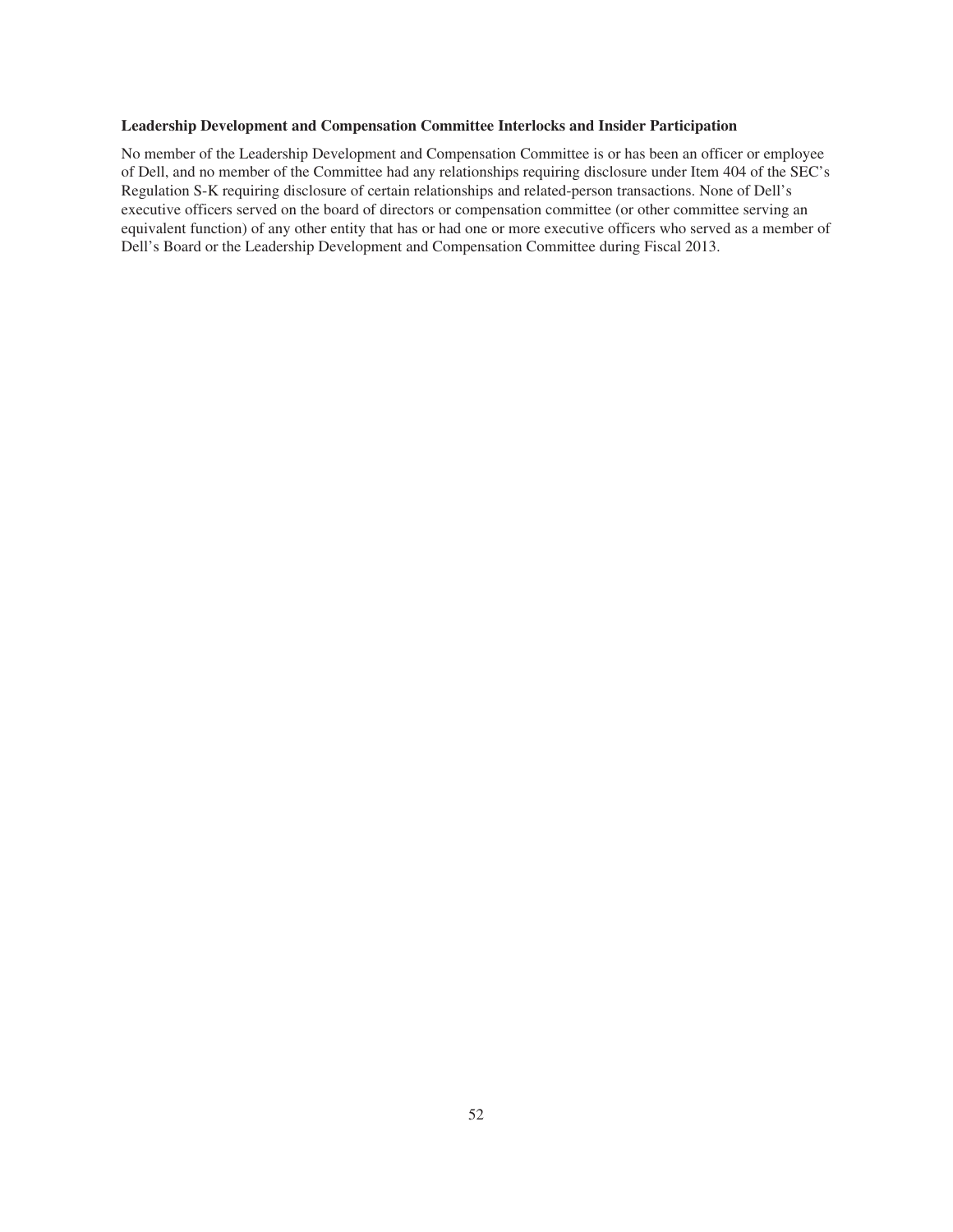### Leadership Development and Compensation Committee Interlocks and Insider Participation

No member of the Leadership Development and Compensation Committee is or has been an officer or employee of Dell, and no member of the Committee had any relationships requiring disclosure under Item 404 of the SEC's Regulation S-K requiring disclosure of certain relationships and related-person transactions. None of Dell's executive officers served on the board of directors or compensation committee (or other committee serving an equivalent function) of any other entity that has or had one or more executive officers who served as a member of Dell's Board or the Leadership Development and Compensation Committee during Fiscal 2013.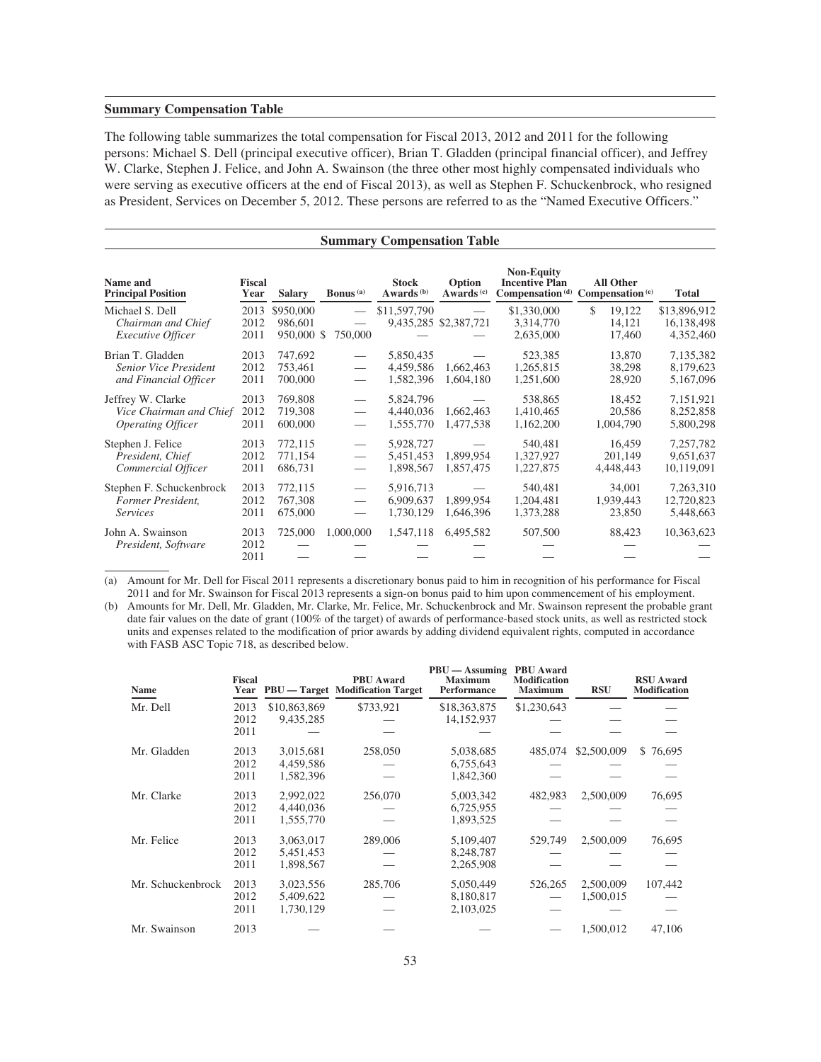## Summary Compensation Table

The following table summarizes the total compensation for Fiscal 2013, 2012 and 2011 for the following persons: Michael S. Dell (principal executive officer), Brian T. Gladden (principal financial officer), and Jeffrey W. Clarke, Stephen J. Felice, and John A. Swainson (the three other most highly compensated individuals who were serving as executive officers at the end of Fiscal 2013), as well as Stephen F. Schuckenbrock, who resigned as President, Services on December 5, 2012. These persons are referred to as the "Named Executive Officers."

### Summary Compensation Table

| Name and Principal Position | Fiscal Year | Salary | Bonus [(a)] | Stock Awards [(b)] | Option Awards [(c)] | Non-Equity Incentive Plan Compensation [(d)] | All Other Compensation [(e)] | Total |
|---|---|---|---|---|---|---|---|---|
| Michael S. Dell | 2013 | $950,000 | — | $11,597,790 | — | $1,330,000 | $ 19,122 | $13,896,912 |
| *Chairman and Chief* | 2012 | 986,601 | — | 9,435,285 | $2,387,721 | 3,314,770 | 14,121 | 16,138,498 |
| *Executive Officer* | 2011 | 950,000 | $ 750,000 | — | — | 2,635,000 | 17,460 | 4,352,460 |
| Brian T. Gladden | 2013 | 747,692 | — | 5,850,435 | — | 523,385 | 13,870 | 7,135,382 |
| *Senior Vice President* | 2012 | 753,461 | — | 4,459,586 | 1,662,463 | 1,265,815 | 38,298 | 8,179,623 |
| *and Financial Officer* | 2011 | 700,000 | — | 1,582,396 | 1,604,180 | 1,251,600 | 28,920 | 5,167,096 |
| Jeffrey W. Clarke | 2013 | 769,808 | — | 5,824,796 | — | 538,865 | 18,452 | 7,151,921 |
| *Vice Chairman and Chief* | 2012 | 719,308 | — | 4,440,036 | 1,662,463 | 1,410,465 | 20,586 | 8,252,858 |
| *Operating Officer* | 2011 | 600,000 | — | 1,555,770 | 1,477,538 | 1,162,200 | 1,004,790 | 5,800,298 |
| Stephen J. Felice | 2013 | 772,115 | — | 5,928,727 | — | 540,481 | 16,459 | 7,257,782 |
| *President, Chief* | 2012 | 771,154 | — | 5,451,453 | 1,899,954 | 1,327,927 | 201,149 | 9,651,637 |
| *Commercial Officer* | 2011 | 686,731 | — | 1,898,567 | 1,857,475 | 1,227,875 | 4,448,443 | 10,119,091 |
| Stephen F. Schuckenbrock | 2013 | 772,115 | — | 5,916,713 | — | 540,481 | 34,001 | 7,263,310 |
| *Former President,* | 2012 | 767,308 | — | 6,909,637 | 1,899,954 | 1,204,481 | 1,939,443 | 12,720,823 |
| *Services* | 2011 | 675,000 | — | 1,730,129 | 1,646,396 | 1,373,288 | 23,850 | 5,448,663 |
| John A. Swainson | 2013 | 725,000 | 1,000,000 | 1,547,118 | 6,495,582 | 507,500 | 88,423 | 10,363,623 |
| *President, Software* | 2012 | — | — | — | — | — | — | — |
| | 2011 | — | — | — | — | — | — | — |

(a) Amount for Mr. Dell for Fiscal 2011 represents a discretionary bonus paid to him in recognition of his performance for Fiscal 2011 and for Mr. Swainson for Fiscal 2013 represents a sign-on bonus paid to him upon commencement of his employment.

(b) Amounts for Mr. Dell, Mr. Gladden, Mr. Clarke, Mr. Felice, Mr. Schuckenbrock and Mr. Swainson represent the probable grant date fair values on the date of grant (100% of the target) of awards of performance-based stock units, as well as restricted stock units and expenses related to the modification of prior awards by adding dividend equivalent rights, computed in accordance with FASB ASC Topic 718, as described below.

| Name | Fiscal Year | PBU — Target | PBU Award Modification Target | PBU — Assuming Maximum Performance | PBU Award Modification Maximum | RSU | RSU Award Modification |
|---|---|---|---|---|---|---|---|
| Mr. Dell | 2013 | $10,863,869 | $733,921 | $18,363,875 | $1,230,643 | — | — |
| | 2012 | 9,435,285 | — | 14,152,937 | — | — | — |
| | 2011 | — | — | — | — | — | — |
| Mr. Gladden | 2013 | 3,015,681 | 258,050 | 5,038,685 | 485,074 | $2,500,009 | $ 76,695 |
| | 2012 | 4,459,586 | — | 6,755,643 | — | — | — |
| | 2011 | 1,582,396 | — | 1,842,360 | — | — | — |
| Mr. Clarke | 2013 | 2,992,022 | 256,070 | 5,003,342 | 482,983 | 2,500,009 | 76,695 |
| | 2012 | 4,440,036 | — | 6,725,955 | — | — | — |
| | 2011 | 1,555,770 | — | 1,893,525 | — | — | — |
| Mr. Felice | 2013 | 3,063,017 | 289,006 | 5,109,407 | 529,749 | 2,500,009 | 76,695 |
| | 2012 | 5,451,453 | — | 8,248,787 | — | — | — |
| | 2011 | 1,898,567 | — | 2,265,908 | — | — | — |
| Mr. Schuckenbrock | 2013 | 3,023,556 | 285,706 | 5,050,449 | 526,265 | 2,500,009 | 107,442 |
| | 2012 | 5,409,622 | — | 8,180,817 | — | 1,500,015 | — |
| | 2011 | 1,730,129 | — | 2,103,025 | — | — | — |
| Mr. Swainson | 2013 | — | — | — | — | 1,500,012 | 47,106 |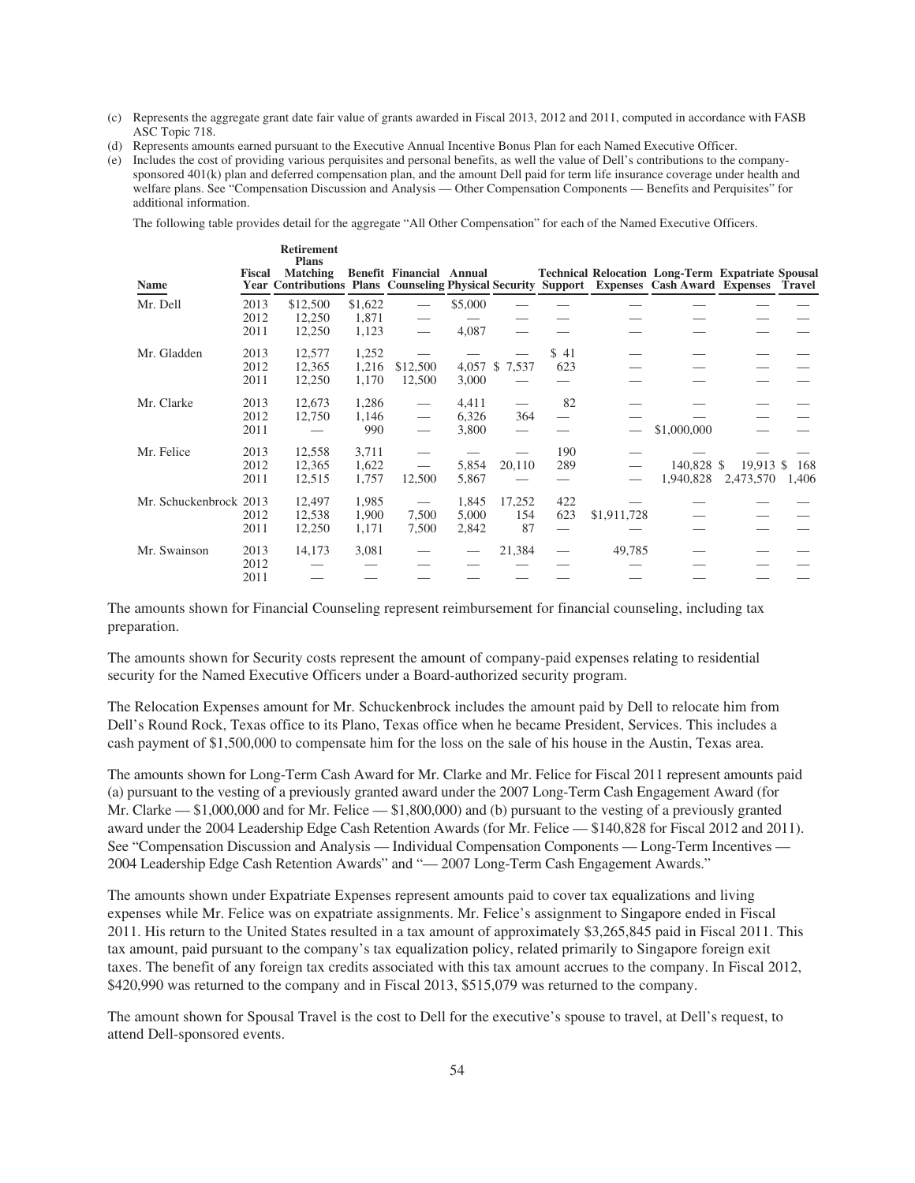(c) Represents the aggregate grant date fair value of grants awarded in Fiscal 2013, 2012 and 2011, computed in accordance with FASB ASC Topic 718.

(d) Represents amounts earned pursuant to the Executive Annual Incentive Bonus Plan for each Named Executive Officer.

(e) Includes the cost of providing various perquisites and personal benefits, as well the value of Dell's contributions to the company-sponsored 401(k) plan and deferred compensation plan, and the amount Dell paid for term life insurance coverage under health and welfare plans. See "Compensation Discussion and Analysis — Other Compensation Components — Benefits and Perquisites" for additional information.

The following table provides detail for the aggregate "All Other Compensation" for each of the Named Executive Officers.

| Name | Fiscal Year | Retirement Plans Matching Contributions | Benefit Plans | Financial Counseling | Annual Physical | Security | Technical Support | Relocation Expenses | Long-Term Cash Award | Expatriate Expenses | Spousal Travel |
|---|---|---|---|---|---|---|---|---|---|---|---|
| Mr. Dell | 2013 | $12,500 | $1,622 | — | $5,000 | — | — | — | — | — | — |
| | 2012 | 12,250 | 1,871 | — | — | — | — | — | — | — | — |
| | 2011 | 12,250 | 1,123 | — | 4,087 | — | — | — | — | — | — |
| Mr. Gladden | 2013 | 12,577 | 1,252 | — | — | — | $ 41 | — | — | — | — |
| | 2012 | 12,365 | 1,216 | $12,500 | 4,057 | $ 7,537 | 623 | — | — | — | — |
| | 2011 | 12,250 | 1,170 | 12,500 | 3,000 | — | — | — | — | — | — |
| Mr. Clarke | 2013 | 12,673 | 1,286 | — | 4,411 | — | 82 | — | — | — | — |
| | 2012 | 12,750 | 1,146 | — | 6,326 | 364 | — | — | — | — | — |
| | 2011 | — | 990 | — | 3,800 | — | — | — | $1,000,000 | — | — |
| Mr. Felice | 2013 | 12,558 | 3,711 | — | — | — | 190 | — | — | — | — |
| | 2012 | 12,365 | 1,622 | — | 5,854 | 20,110 | 289 | — | 140,828 | $ 19,913 | $ 168 |
| | 2011 | 12,515 | 1,757 | 12,500 | 5,867 | — | — | — | 1,940,828 | 2,473,570 | 1,406 |
| Mr. Schuckenbrock | 2013 | 12,497 | 1,985 | — | 1,845 | 17,252 | 422 | — | — | — | — |
| | 2012 | 12,538 | 1,900 | 7,500 | 5,000 | 154 | 623 | $1,911,728 | — | — | — |
| | 2011 | 12,250 | 1,171 | 7,500 | 2,842 | 87 | — | — | — | — | — |
| Mr. Swainson | 2013 | 14,173 | 3,081 | — | — | 21,384 | — | 49,785 | — | — | — |
| | 2012 | — | — | — | — | — | — | — | — | — | — |
| | 2011 | — | — | — | — | — | — | — | — | — | — |

The amounts shown for Financial Counseling represent reimbursement for financial counseling, including tax preparation.

The amounts shown for Security costs represent the amount of company-paid expenses relating to residential security for the Named Executive Officers under a Board-authorized security program.

The Relocation Expenses amount for Mr. Schuckenbrock includes the amount paid by Dell to relocate him from Dell's Round Rock, Texas office to its Plano, Texas office when he became President, Services. This includes a cash payment of $1,500,000 to compensate him for the loss on the sale of his house in the Austin, Texas area.

The amounts shown for Long-Term Cash Award for Mr. Clarke and Mr. Felice for Fiscal 2011 represent amounts paid (a) pursuant to the vesting of a previously granted award under the 2007 Long-Term Cash Engagement Award (for Mr. Clarke — $1,000,000 and for Mr. Felice — $1,800,000) and (b) pursuant to the vesting of a previously granted award under the 2004 Leadership Edge Cash Retention Awards (for Mr. Felice — $140,828 for Fiscal 2012 and 2011). See "Compensation Discussion and Analysis — Individual Compensation Components — Long-Term Incentives — 2004 Leadership Edge Cash Retention Awards" and "— 2007 Long-Term Cash Engagement Awards."

The amounts shown under Expatriate Expenses represent amounts paid to cover tax equalizations and living expenses while Mr. Felice was on expatriate assignments. Mr. Felice's assignment to Singapore ended in Fiscal 2011. His return to the United States resulted in a tax amount of approximately $3,265,845 paid in Fiscal 2011. This tax amount, paid pursuant to the company's tax equalization policy, related primarily to Singapore foreign exit taxes. The benefit of any foreign tax credits associated with this tax amount accrues to the company. In Fiscal 2012, $420,990 was returned to the company and in Fiscal 2013, $515,079 was returned to the company.

The amount shown for Spousal Travel is the cost to Dell for the executive's spouse to travel, at Dell's request, to attend Dell-sponsored events.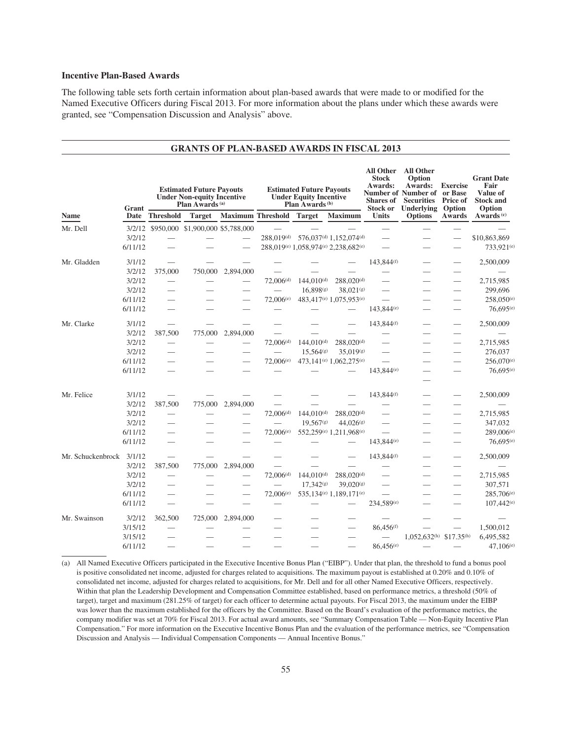### Incentive Plan-Based Awards

The following table sets forth certain information about plan-based awards that were made to or modified for the Named Executive Officers during Fiscal 2013. For more information about the plans under which these awards were granted, see "Compensation Discussion and Analysis" above.

**GRANTS OF PLAN-BASED AWARDS IN FISCAL 2013**

| Name | Grant Date | Estimated Future Payouts Under Non-equity Incentive Plan Awards (a) | | | Estimated Future Payouts Under Equity Incentive Plan Awards (b) | | | All Other Stock Awards: Number of Shares of Stock or Units | All Other Option Awards: Number of Securities Underlying Options | Exercise or Base Price of Option Awards | Grant Date Fair Value of Stock and Option Awards (c) |
|---|---|---|---|---|---|---|---|---|---|---|---|
| | | Threshold | Target | Maximum | Threshold | Target | Maximum | | | | |
| Mr. Dell | 3/2/12 | $950,000 | $1,900,000 | $5,788,000 | — | — | — | — | — | — | — |
| | 3/2/12 | — | — | — | 288,019(d) | 576,037(d) | 1,152,074(d) | — | — | — | $10,863,869 |
| | 6/11/12 | — | — | — | 288,019(e) | 1,058,974(e) | 2,238,682(e) | — | — | — | 733,921(e) |
| Mr. Gladden | 3/1/12 | — | — | — | — | — | — | 143,844(f) | — | — | 2,500,009 |
| | 3/2/12 | 375,000 | 750,000 | 2,894,000 | — | — | — | — | — | — | — |
| | 3/2/12 | — | — | — | 72,006(d) | 144,010(d) | 288,020(d) | — | — | — | 2,715,985 |
| | 3/2/12 | — | — | — | — | 16,898(g) | 38,021(g) | — | — | — | 299,696 |
| | 6/11/12 | — | — | — | 72,006(e) | 483,417(e) | 1,075,953(e) | — | — | — | 258,050(e) |
| | 6/11/12 | — | — | — | — | — | — | 143,844(e) | — | — | 76,695(e) |
| Mr. Clarke | 3/1/12 | — | — | — | — | — | — | 143,844(f) | — | — | 2,500,009 |
| | 3/2/12 | 387,500 | 775,000 | 2,894,000 | — | — | — | — | — | — | — |
| | 3/2/12 | — | — | — | 72,006(d) | 144,010(d) | 288,020(d) | — | — | — | 2,715,985 |
| | 3/2/12 | — | — | — | — | 15,564(g) | 35,019(g) | — | — | — | 276,037 |
| | 6/11/12 | — | — | — | 72,006(e) | 473,141(e) | 1,062,275(e) | — | — | — | 256,070(e) |
| | 6/11/12 | — | — | — | — | — | — | 143,844(e) | — | — | 76,695(e) |
| Mr. Felice | 3/1/12 | — | — | — | — | — | — | 143,844(f) | — | — | 2,500,009 |
| | 3/2/12 | 387,500 | 775,000 | 2,894,000 | — | — | — | — | — | — | — |
| | 3/2/12 | — | — | — | 72,006(d) | 144,010(d) | 288,020(d) | — | — | — | 2,715,985 |
| | 3/2/12 | — | — | — | — | 19,567(g) | 44,026(g) | — | — | — | 347,032 |
| | 6/11/12 | — | — | — | 72,006(e) | 552,259(e) | 1,211,968(e) | — | — | — | 289,006(e) |
| | 6/11/12 | — | — | — | — | — | — | 143,844(e) | — | — | 76,695(e) |
| Mr. Schuckenbrock | 3/1/12 | — | — | — | — | — | — | 143,844(f) | — | — | 2,500,009 |
| | 3/2/12 | 387,500 | 775,000 | 2,894,000 | — | — | — | — | — | — | — |
| | 3/2/12 | — | — | — | 72,006(d) | 144,010(d) | 288,020(d) | — | — | — | 2,715,985 |
| | 3/2/12 | — | — | — | — | 17,342(g) | 39,020(g) | — | — | — | 307,571 |
| | 6/11/12 | — | — | — | 72,006(e) | 535,134(e) | 1,189,171(e) | — | — | — | 285,706(e) |
| | 6/11/12 | — | — | — | — | — | — | 234,589(e) | — | — | 107,442(e) |
| Mr. Swainson | 3/2/12 | 362,500 | 725,000 | 2,894,000 | — | — | — | — | — | — | — |
| | 3/15/12 | — | — | — | — | — | — | 86,456(f) | — | — | 1,500,012 |
| | 3/15/12 | — | — | — | — | — | — | — | 1,052,632(h) | $17.35(h) | 6,495,582 |
| | 6/11/12 | — | — | — | — | — | — | 86,456(e) | — | — | 47,106(e) |

(a) All Named Executive Officers participated in the Executive Incentive Bonus Plan ("EIBP"). Under that plan, the threshold to fund a bonus pool is positive consolidated net income, adjusted for charges related to acquisitions. The maximum payout is established at 0.20% and 0.10% of consolidated net income, adjusted for charges related to acquisitions, for Mr. Dell and for all other Named Executive Officers, respectively. Within that plan the Leadership Development and Compensation Committee established, based on performance metrics, a threshold (50% of target), target and maximum (281.25% of target) for each officer to determine actual payouts. For Fiscal 2013, the maximum under the EIBP was lower than the maximum established for the officers by the Committee. Based on the Board's evaluation of the performance metrics, the company modifier was set at 70% for Fiscal 2013. For actual award amounts, see "Summary Compensation Table — Non-Equity Incentive Plan Compensation." For more information on the Executive Incentive Bonus Plan and the evaluation of the performance metrics, see "Compensation Discussion and Analysis — Individual Compensation Components — Annual Incentive Bonus."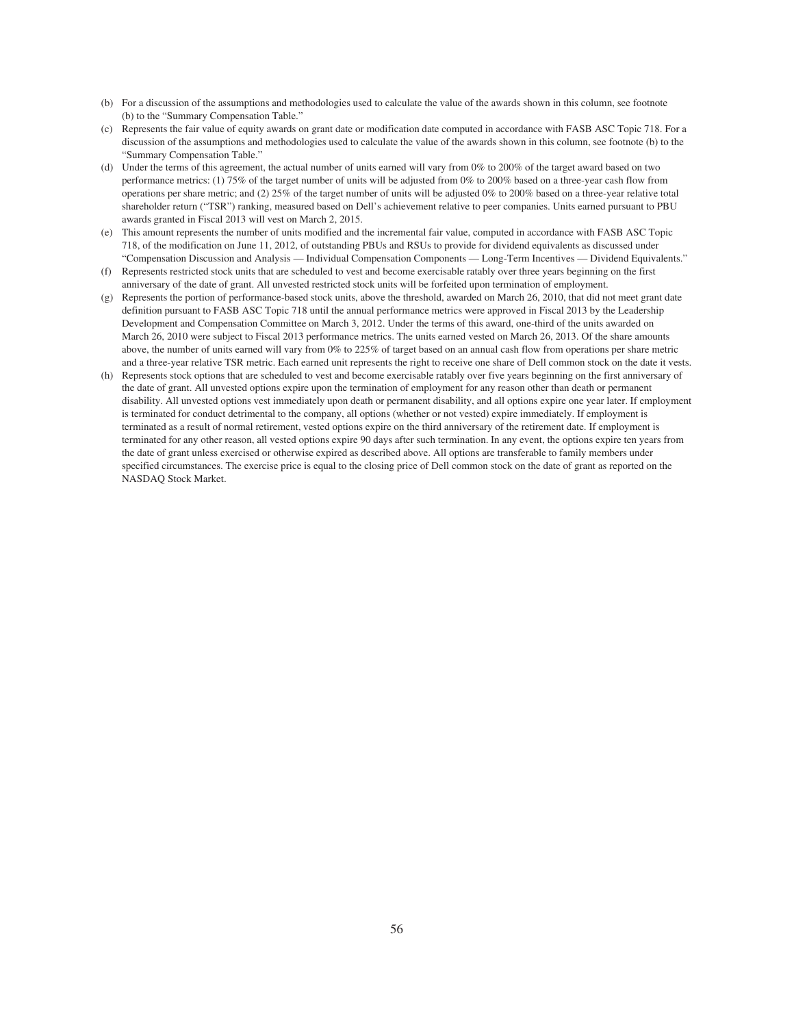(b) For a discussion of the assumptions and methodologies used to calculate the value of the awards shown in this column, see footnote (b) to the "Summary Compensation Table."

(c) Represents the fair value of equity awards on grant date or modification date computed in accordance with FASB ASC Topic 718. For a discussion of the assumptions and methodologies used to calculate the value of the awards shown in this column, see footnote (b) to the "Summary Compensation Table."

(d) Under the terms of this agreement, the actual number of units earned will vary from 0% to 200% of the target award based on two performance metrics: (1) 75% of the target number of units will be adjusted from 0% to 200% based on a three-year cash flow from operations per share metric; and (2) 25% of the target number of units will be adjusted 0% to 200% based on a three-year relative total shareholder return ("TSR") ranking, measured based on Dell's achievement relative to peer companies. Units earned pursuant to PBU awards granted in Fiscal 2013 will vest on March 2, 2015.

(e) This amount represents the number of units modified and the incremental fair value, computed in accordance with FASB ASC Topic 718, of the modification on June 11, 2012, of outstanding PBUs and RSUs to provide for dividend equivalents as discussed under "Compensation Discussion and Analysis — Individual Compensation Components — Long-Term Incentives — Dividend Equivalents."

(f) Represents restricted stock units that are scheduled to vest and become exercisable ratably over three years beginning on the first anniversary of the date of grant. All unvested restricted stock units will be forfeited upon termination of employment.

(g) Represents the portion of performance-based stock units, above the threshold, awarded on March 26, 2010, that did not meet grant date definition pursuant to FASB ASC Topic 718 until the annual performance metrics were approved in Fiscal 2013 by the Leadership Development and Compensation Committee on March 3, 2012. Under the terms of this award, one-third of the units awarded on March 26, 2010 were subject to Fiscal 2013 performance metrics. The units earned vested on March 26, 2013. Of the share amounts above, the number of units earned will vary from 0% to 225% of target based on an annual cash flow from operations per share metric and a three-year relative TSR metric. Each earned unit represents the right to receive one share of Dell common stock on the date it vests.

(h) Represents stock options that are scheduled to vest and become exercisable ratably over five years beginning on the first anniversary of the date of grant. All unvested options expire upon the termination of employment for any reason other than death or permanent disability. All unvested options vest immediately upon death or permanent disability, and all options expire one year later. If employment is terminated for conduct detrimental to the company, all options (whether or not vested) expire immediately. If employment is terminated as a result of normal retirement, vested options expire on the third anniversary of the retirement date. If employment is terminated for any other reason, all vested options expire 90 days after such termination. In any event, the options expire ten years from the date of grant unless exercised or otherwise expired as described above. All options are transferable to family members under specified circumstances. The exercise price is equal to the closing price of Dell common stock on the date of grant as reported on the NASDAQ Stock Market.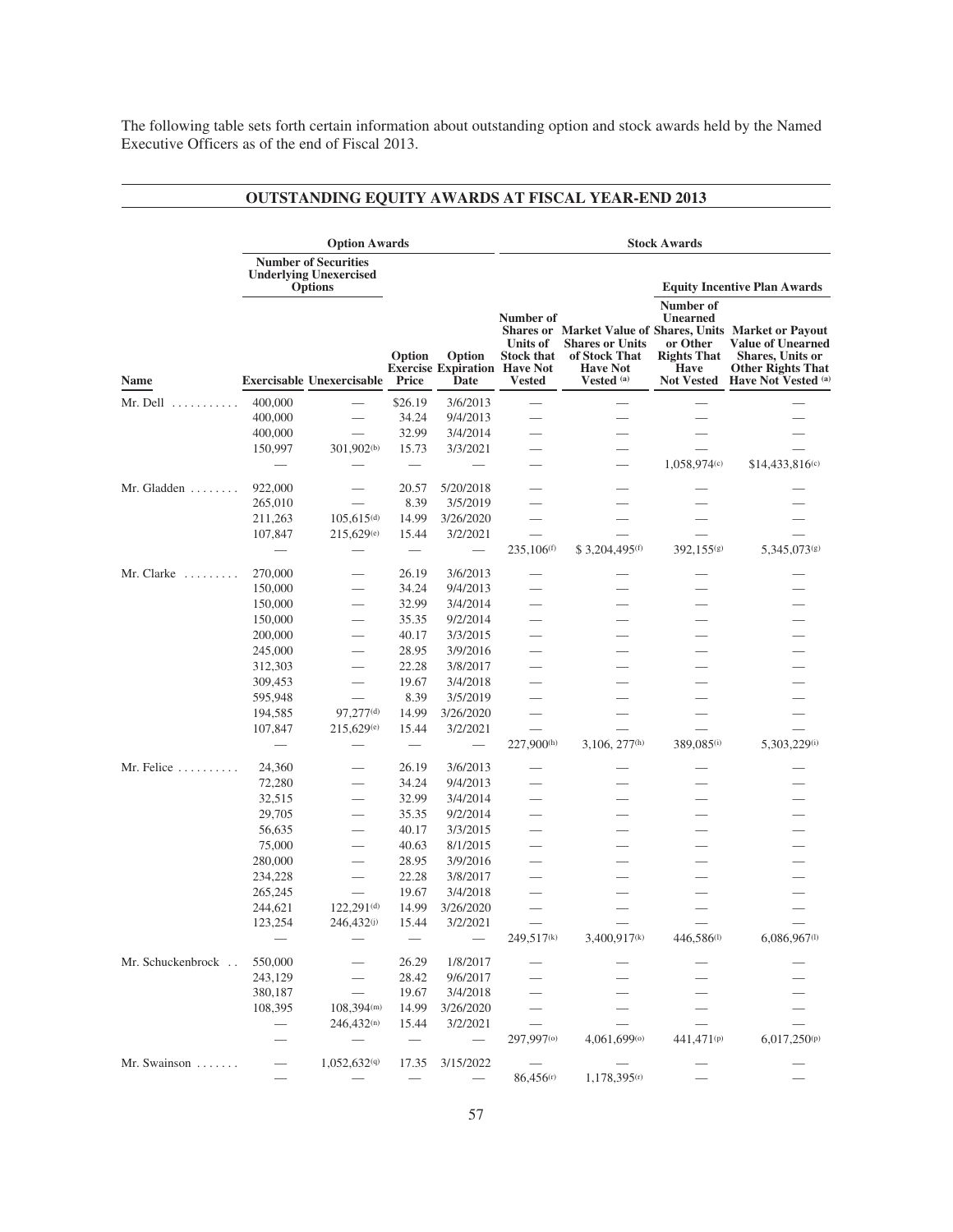The following table sets forth certain information about outstanding option and stock awards held by the Named Executive Officers as of the end of Fiscal 2013.

## OUTSTANDING EQUITY AWARDS AT FISCAL YEAR-END 2013

| | Option Awards | | | | Stock Awards | | | |
|---|---|---|---|---|---|---|---|---|
| | Number of Securities Underlying Unexercised Options | | | | | | Equity Incentive Plan Awards | |
| Name | Exercisable | Unexercisable | Option Exercise Price | Option Expiration Date | Number of Shares or Units of Stock that Have Not Vested | Market Value of Shares or Units of Stock That Have Not Vested [(a)] | Number of Unearned Shares, Units or Other Rights That Have Not Vested | Market or Payout Value of Unearned Shares, Units or Other Rights That Have Not Vested [(a)] |
| Mr. Dell | 400,000 | — | $26.19 | 3/6/2013 | — | — | — | — |
| | 400,000 | — | 34.24 | 9/4/2013 | — | — | — | — |
| | 400,000 | — | 32.99 | 3/4/2014 | — | — | — | — |
| | 150,997 | 301,902[(b)] | 15.73 | 3/3/2021 | — | — | — | — |
| | — | — | — | — | — | — | 1,058,974[(c)] | $14,433,816[(c)] |
| Mr. Gladden | 922,000 | — | 20.57 | 5/20/2018 | — | — | — | — |
| | 265,010 | — | 8.39 | 3/5/2019 | — | — | — | — |
| | 211,263 | 105,615[(d)] | 14.99 | 3/26/2020 | — | — | — | — |
| | 107,847 | 215,629[(e)] | 15.44 | 3/2/2021 | — | — | — | — |
| | — | — | — | — | 235,106[(f)] | $ 3,204,495[(f)] | 392,155[(g)] | 5,345,073[(g)] |
| Mr. Clarke | 270,000 | — | 26.19 | 3/6/2013 | — | — | — | — |
| | 150,000 | — | 34.24 | 9/4/2013 | — | — | — | — |
| | 150,000 | — | 32.99 | 3/4/2014 | — | — | — | — |
| | 150,000 | — | 35.35 | 9/2/2014 | — | — | — | — |
| | 200,000 | — | 40.17 | 3/3/2015 | — | — | — | — |
| | 245,000 | — | 28.95 | 3/9/2016 | — | — | — | — |
| | 312,303 | — | 22.28 | 3/8/2017 | — | — | — | — |
| | 309,453 | — | 19.67 | 3/4/2018 | — | — | — | — |
| | 595,948 | — | 8.39 | 3/5/2019 | — | — | — | — |
| | 194,585 | 97,277[(d)] | 14.99 | 3/26/2020 | — | — | — | — |
| | 107,847 | 215,629[(e)] | 15.44 | 3/2/2021 | — | — | — | — |
| | — | — | — | — | 227,900[(h)] | 3,106, 277[(h)] | 389,085[(i)] | 5,303,229[(i)] |
| Mr. Felice | 24,360 | — | 26.19 | 3/6/2013 | — | — | — | — |
| | 72,280 | — | 34.24 | 9/4/2013 | — | — | — | — |
| | 32,515 | — | 32.99 | 3/4/2014 | — | — | — | — |
| | 29,705 | — | 35.35 | 9/2/2014 | — | — | — | — |
| | 56,635 | — | 40.17 | 3/3/2015 | — | — | — | — |
| | 75,000 | — | 40.63 | 8/1/2015 | — | — | — | — |
| | 280,000 | — | 28.95 | 3/9/2016 | — | — | — | — |
| | 234,228 | — | 22.28 | 3/8/2017 | — | — | — | — |
| | 265,245 | — | 19.67 | 3/4/2018 | — | — | — | — |
| | 244,621 | 122,291[(d)] | 14.99 | 3/26/2020 | — | — | — | — |
| | 123,254 | 246,432[(j)] | 15.44 | 3/2/2021 | — | — | — | — |
| | — | — | — | — | 249,517[(k)] | 3,400,917[(k)] | 446,586[(l)] | 6,086,967[(l)] |
| Mr. Schuckenbrock | 550,000 | — | 26.29 | 1/8/2017 | — | — | — | — |
| | 243,129 | — | 28.42 | 9/6/2017 | — | — | — | — |
| | 380,187 | — | 19.67 | 3/4/2018 | — | — | — | — |
| | 108,395 | 108,394[(m)] | 14.99 | 3/26/2020 | — | — | — | — |
| | — | 246,432[(n)] | 15.44 | 3/2/2021 | — | — | — | — |
| | — | — | — | — | 297,997[(o)] | 4,061,699[(o)] | 441,471[(p)] | 6,017,250[(p)] |
| Mr. Swainson | — | 1,052,632[(q)] | 17.35 | 3/15/2022 | — | — | — | — |
| | — | — | — | — | 86,456[(r)] | 1,178,395[(r)] | — | — |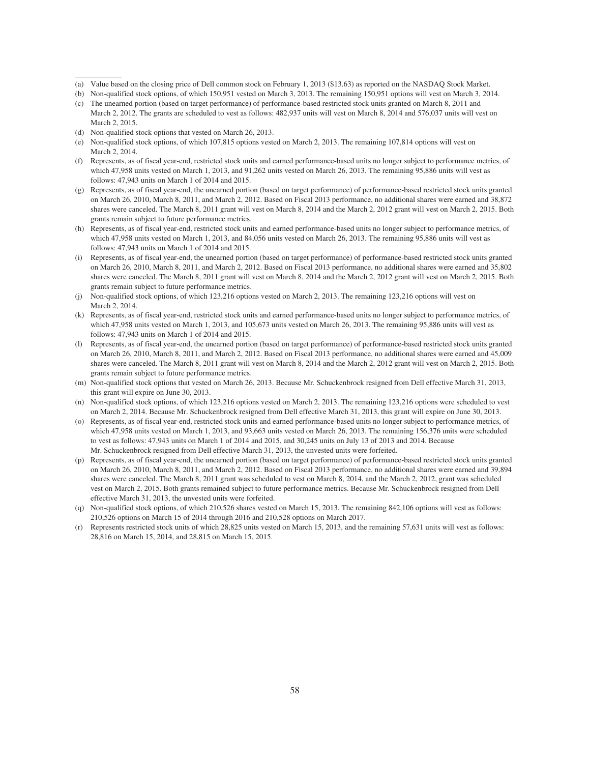(a) Value based on the closing price of Dell common stock on February 1, 2013 ($13.63) as reported on the NASDAQ Stock Market.

(b) Non-qualified stock options, of which 150,951 vested on March 3, 2013. The remaining 150,951 options will vest on March 3, 2014.

(c) The unearned portion (based on target performance) of performance-based restricted stock units granted on March 8, 2011 and March 2, 2012. The grants are scheduled to vest as follows: 482,937 units will vest on March 8, 2014 and 576,037 units will vest on March 2, 2015.

(d) Non-qualified stock options that vested on March 26, 2013.

(e) Non-qualified stock options, of which 107,815 options vested on March 2, 2013. The remaining 107,814 options will vest on March 2, 2014.

(f) Represents, as of fiscal year-end, restricted stock units and earned performance-based units no longer subject to performance metrics, of which 47,958 units vested on March 1, 2013, and 91,262 units vested on March 26, 2013. The remaining 95,886 units will vest as follows: 47,943 units on March 1 of 2014 and 2015.

(g) Represents, as of fiscal year-end, the unearned portion (based on target performance) of performance-based restricted stock units granted on March 26, 2010, March 8, 2011, and March 2, 2012. Based on Fiscal 2013 performance, no additional shares were earned and 38,872 shares were canceled. The March 8, 2011 grant will vest on March 8, 2014 and the March 2, 2012 grant will vest on March 2, 2015. Both grants remain subject to future performance metrics.

(h) Represents, as of fiscal year-end, restricted stock units and earned performance-based units no longer subject to performance metrics, of which 47,958 units vested on March 1, 2013, and 84,056 units vested on March 26, 2013. The remaining 95,886 units will vest as follows: 47,943 units on March 1 of 2014 and 2015.

(i) Represents, as of fiscal year-end, the unearned portion (based on target performance) of performance-based restricted stock units granted on March 26, 2010, March 8, 2011, and March 2, 2012. Based on Fiscal 2013 performance, no additional shares were earned and 35,802 shares were canceled. The March 8, 2011 grant will vest on March 8, 2014 and the March 2, 2012 grant will vest on March 2, 2015. Both grants remain subject to future performance metrics.

(j) Non-qualified stock options, of which 123,216 options vested on March 2, 2013. The remaining 123,216 options will vest on March 2, 2014.

(k) Represents, as of fiscal year-end, restricted stock units and earned performance-based units no longer subject to performance metrics, of which 47,958 units vested on March 1, 2013, and 105,673 units vested on March 26, 2013. The remaining 95,886 units will vest as follows: 47,943 units on March 1 of 2014 and 2015.

(l) Represents, as of fiscal year-end, the unearned portion (based on target performance) of performance-based restricted stock units granted on March 26, 2010, March 8, 2011, and March 2, 2012. Based on Fiscal 2013 performance, no additional shares were earned and 45,009 shares were canceled. The March 8, 2011 grant will vest on March 8, 2014 and the March 2, 2012 grant will vest on March 2, 2015. Both grants remain subject to future performance metrics.

(m) Non-qualified stock options that vested on March 26, 2013. Because Mr. Schuckenbrock resigned from Dell effective March 31, 2013, this grant will expire on June 30, 2013.

(n) Non-qualified stock options, of which 123,216 options vested on March 2, 2013. The remaining 123,216 options were scheduled to vest on March 2, 2014. Because Mr. Schuckenbrock resigned from Dell effective March 31, 2013, this grant will expire on June 30, 2013.

(o) Represents, as of fiscal year-end, restricted stock units and earned performance-based units no longer subject to performance metrics, of which 47,958 units vested on March 1, 2013, and 93,663 units vested on March 26, 2013. The remaining 156,376 units were scheduled to vest as follows: 47,943 units on March 1 of 2014 and 2015, and 30,245 units on July 13 of 2013 and 2014. Because Mr. Schuckenbrock resigned from Dell effective March 31, 2013, the unvested units were forfeited.

(p) Represents, as of fiscal year-end, the unearned portion (based on target performance) of performance-based restricted stock units granted on March 26, 2010, March 8, 2011, and March 2, 2012. Based on Fiscal 2013 performance, no additional shares were earned and 39,894 shares were canceled. The March 8, 2011 grant was scheduled to vest on March 8, 2014, and the March 2, 2012, grant was scheduled vest on March 2, 2015. Both grants remained subject to future performance metrics. Because Mr. Schuckenbrock resigned from Dell effective March 31, 2013, the unvested units were forfeited.

(q) Non-qualified stock options, of which 210,526 shares vested on March 15, 2013. The remaining 842,106 options will vest as follows: 210,526 options on March 15 of 2014 through 2016 and 210,528 options on March 2017.

(r) Represents restricted stock units of which 28,825 units vested on March 15, 2013, and the remaining 57,631 units will vest as follows: 28,816 on March 15, 2014, and 28,815 on March 15, 2015.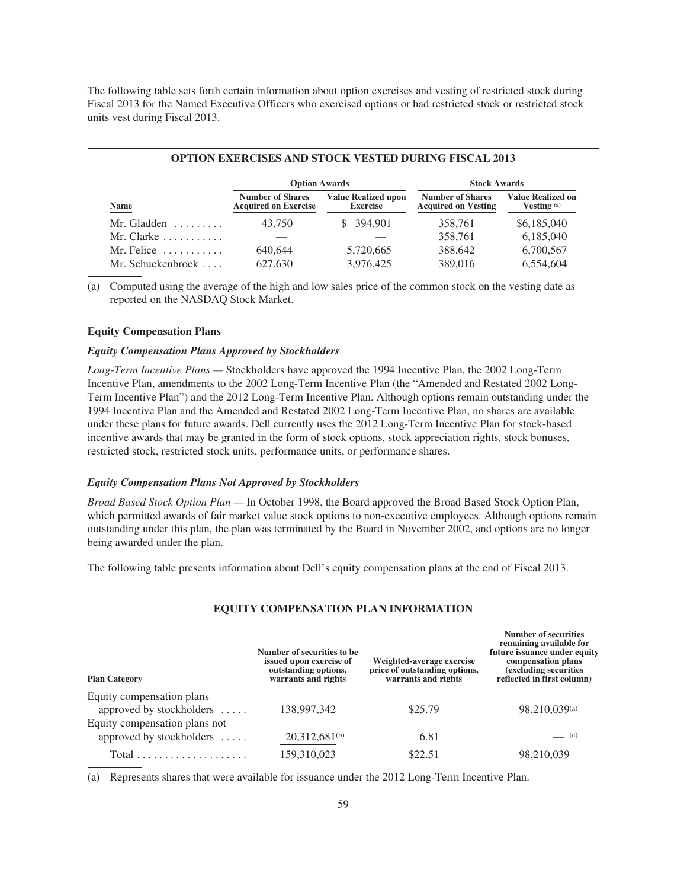The following table sets forth certain information about option exercises and vesting of restricted stock during Fiscal 2013 for the Named Executive Officers who exercised options or had restricted stock or restricted stock units vest during Fiscal 2013.

**OPTION EXERCISES AND STOCK VESTED DURING FISCAL 2013**

| | Option Awards | | Stock Awards | |
|---|---|---|---|---|
| **Name** | **Number of Shares Acquired on Exercise** | **Value Realized upon Exercise** | **Number of Shares Acquired on Vesting** | **Value Realized on Vesting (a)** |
| Mr. Gladden | 43,750 | $ 394,901 | 358,761 | $6,185,040 |
| Mr. Clarke | — | — | 358,761 | 6,185,040 |
| Mr. Felice | 640,644 | 5,720,665 | 388,642 | 6,700,567 |
| Mr. Schuckenbrock | 627,630 | 3,976,425 | 389,016 | 6,554,604 |

(a) Computed using the average of the high and low sales price of the common stock on the vesting date as reported on the NASDAQ Stock Market.

### Equity Compensation Plans

#### *Equity Compensation Plans Approved by Stockholders*

*Long-Term Incentive Plans* — Stockholders have approved the 1994 Incentive Plan, the 2002 Long-Term Incentive Plan, amendments to the 2002 Long-Term Incentive Plan (the "Amended and Restated 2002 Long-Term Incentive Plan") and the 2012 Long-Term Incentive Plan. Although options remain outstanding under the 1994 Incentive Plan and the Amended and Restated 2002 Long-Term Incentive Plan, no shares are available under these plans for future awards. Dell currently uses the 2012 Long-Term Incentive Plan for stock-based incentive awards that may be granted in the form of stock options, stock appreciation rights, stock bonuses, restricted stock, restricted stock units, performance units, or performance shares.

#### *Equity Compensation Plans Not Approved by Stockholders*

*Broad Based Stock Option Plan* — In October 1998, the Board approved the Broad Based Stock Option Plan, which permitted awards of fair market value stock options to non-executive employees. Although options remain outstanding under this plan, the plan was terminated by the Board in November 2002, and options are no longer being awarded under the plan.

The following table presents information about Dell's equity compensation plans at the end of Fiscal 2013.

**EQUITY COMPENSATION PLAN INFORMATION**

| **Plan Category** | **Number of securities to be issued upon exercise of outstanding options, warrants and rights** | **Weighted-average exercise price of outstanding options, warrants and rights** | **Number of securities remaining available for future issuance under equity compensation plans (excluding securities reflected in first column)** |
|---|---|---|---|
| Equity compensation plans approved by stockholders | 138,997,342 | $25.79 | 98,210,039[(a)] |
| Equity compensation plans not approved by stockholders | 20,312,681[(b)] | 6.81 | — [(c)] |
| Total | 159,310,023 | $22.51 | 98,210,039 |

(a) Represents shares that were available for issuance under the 2012 Long-Term Incentive Plan.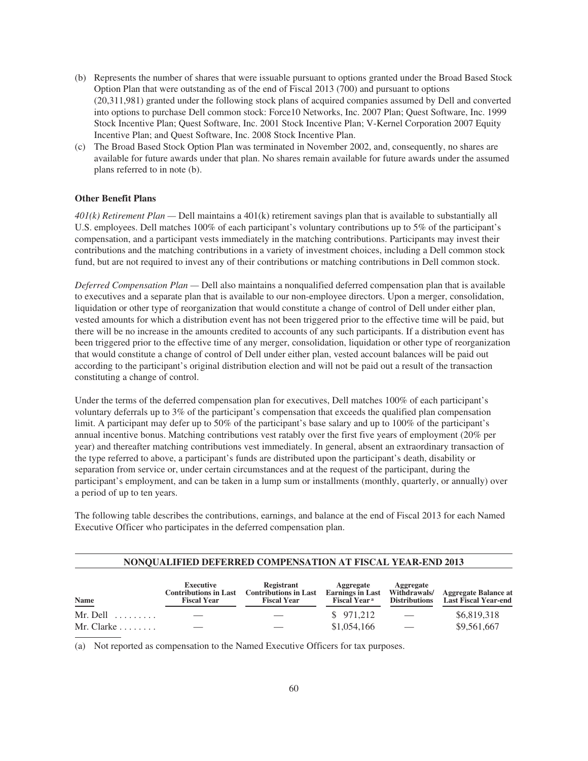(b) Represents the number of shares that were issuable pursuant to options granted under the Broad Based Stock Option Plan that were outstanding as of the end of Fiscal 2013 (700) and pursuant to options (20,311,981) granted under the following stock plans of acquired companies assumed by Dell and converted into options to purchase Dell common stock: Force10 Networks, Inc. 2007 Plan; Quest Software, Inc. 1999 Stock Incentive Plan; Quest Software, Inc. 2001 Stock Incentive Plan; V-Kernel Corporation 2007 Equity Incentive Plan; and Quest Software, Inc. 2008 Stock Incentive Plan.

(c) The Broad Based Stock Option Plan was terminated in November 2002, and, consequently, no shares are available for future awards under that plan. No shares remain available for future awards under the assumed plans referred to in note (b).

**Other Benefit Plans**

*401(k) Retirement Plan* — Dell maintains a 401(k) retirement savings plan that is available to substantially all U.S. employees. Dell matches 100% of each participant's voluntary contributions up to 5% of the participant's compensation, and a participant vests immediately in the matching contributions. Participants may invest their contributions and the matching contributions in a variety of investment choices, including a Dell common stock fund, but are not required to invest any of their contributions or matching contributions in Dell common stock.

*Deferred Compensation Plan* — Dell also maintains a nonqualified deferred compensation plan that is available to executives and a separate plan that is available to our non-employee directors. Upon a merger, consolidation, liquidation or other type of reorganization that would constitute a change of control of Dell under either plan, vested amounts for which a distribution event has not been triggered prior to the effective time will be paid, but there will be no increase in the amounts credited to accounts of any such participants. If a distribution event has been triggered prior to the effective time of any merger, consolidation, liquidation or other type of reorganization that would constitute a change of control of Dell under either plan, vested account balances will be paid out according to the participant's original distribution election and will not be paid out a result of the transaction constituting a change of control.

Under the terms of the deferred compensation plan for executives, Dell matches 100% of each participant's voluntary deferrals up to 3% of the participant's compensation that exceeds the qualified plan compensation limit. A participant may defer up to 50% of the participant's base salary and up to 100% of the participant's annual incentive bonus. Matching contributions vest ratably over the first five years of employment (20% per year) and thereafter matching contributions vest immediately. In general, absent an extraordinary transaction of the type referred to above, a participant's funds are distributed upon the participant's death, disability or separation from service or, under certain circumstances and at the request of the participant, during the participant's employment, and can be taken in a lump sum or installments (monthly, quarterly, or annually) over a period of up to ten years.

The following table describes the contributions, earnings, and balance at the end of Fiscal 2013 for each Named Executive Officer who participates in the deferred compensation plan.

**NONQUALIFIED DEFERRED COMPENSATION AT FISCAL YEAR-END 2013**

| Name | Executive Contributions in Last Fiscal Year | Registrant Contributions in Last Fiscal Year | Aggregate Earnings in Last Fiscal Year [a] | Aggregate Withdrawals/ Distributions | Aggregate Balance at Last Fiscal Year-end |
|---|---|---|---|---|---|
| Mr. Dell | — | — | $ 971,212 | — | $6,819,318 |
| Mr. Clarke | — | — | $1,054,166 | — | $9,561,667 |

(a) Not reported as compensation to the Named Executive Officers for tax purposes.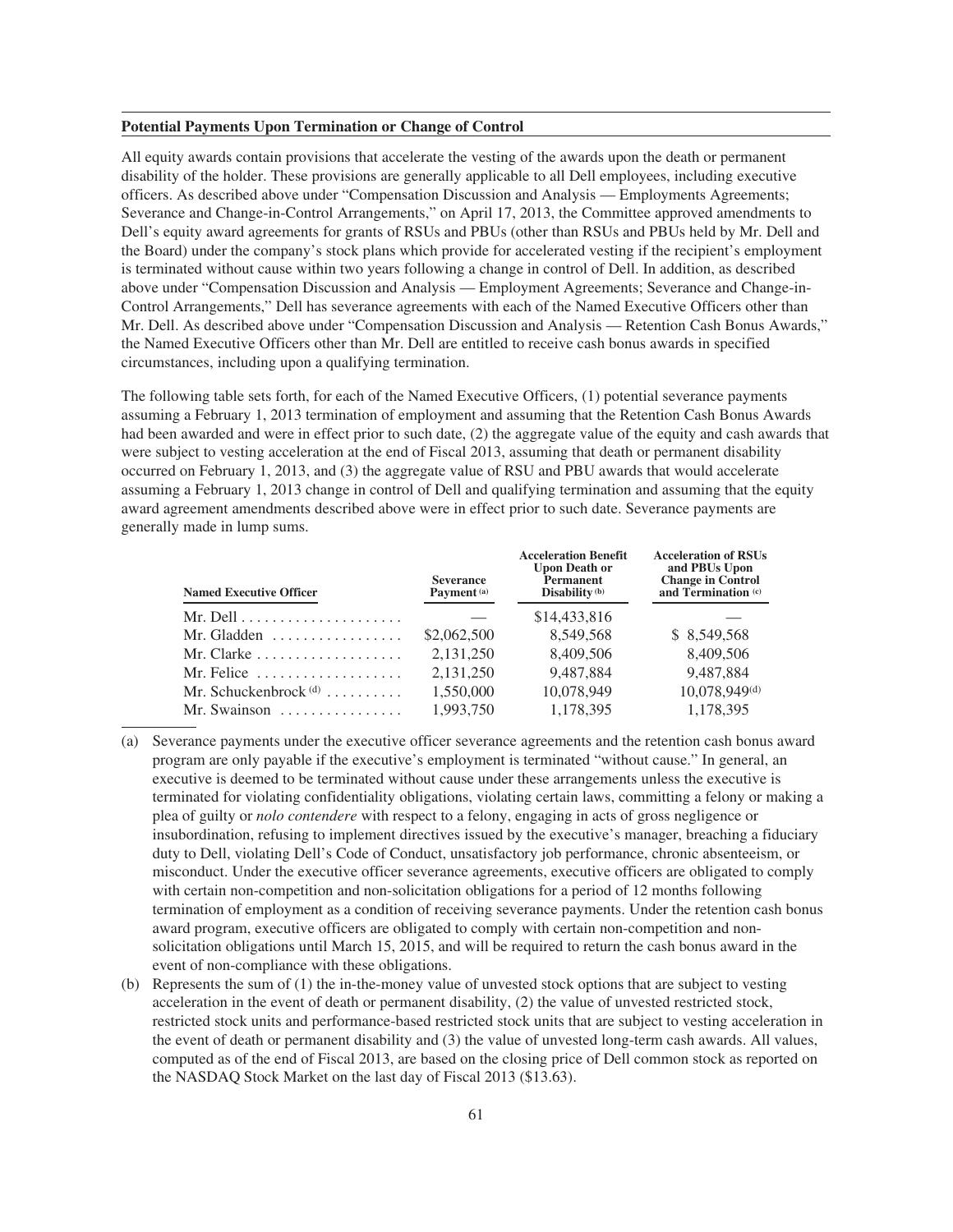## Potential Payments Upon Termination or Change of Control

All equity awards contain provisions that accelerate the vesting of the awards upon the death or permanent disability of the holder. These provisions are generally applicable to all Dell employees, including executive officers. As described above under "Compensation Discussion and Analysis — Employments Agreements; Severance and Change-in-Control Arrangements," on April 17, 2013, the Committee approved amendments to Dell's equity award agreements for grants of RSUs and PBUs (other than RSUs and PBUs held by Mr. Dell and the Board) under the company's stock plans which provide for accelerated vesting if the recipient's employment is terminated without cause within two years following a change in control of Dell. In addition, as described above under "Compensation Discussion and Analysis — Employment Agreements; Severance and Change-in-Control Arrangements," Dell has severance agreements with each of the Named Executive Officers other than Mr. Dell. As described above under "Compensation Discussion and Analysis — Retention Cash Bonus Awards," the Named Executive Officers other than Mr. Dell are entitled to receive cash bonus awards in specified circumstances, including upon a qualifying termination.

The following table sets forth, for each of the Named Executive Officers, (1) potential severance payments assuming a February 1, 2013 termination of employment and assuming that the Retention Cash Bonus Awards had been awarded and were in effect prior to such date, (2) the aggregate value of the equity and cash awards that were subject to vesting acceleration at the end of Fiscal 2013, assuming that death or permanent disability occurred on February 1, 2013, and (3) the aggregate value of RSU and PBU awards that would accelerate assuming a February 1, 2013 change in control of Dell and qualifying termination and assuming that the equity award agreement amendments described above were in effect prior to such date. Severance payments are generally made in lump sums.

| Named Executive Officer | Severance Payment (a) | Acceleration Benefit Upon Death or Permanent Disability (b) | Acceleration of RSUs and PBUs Upon Change in Control and Termination (c) |
|---|---|---|---|
| Mr. Dell | — | $14,433,816 | — |
| Mr. Gladden | $2,062,500 | 8,549,568 | $ 8,549,568 |
| Mr. Clarke | 2,131,250 | 8,409,506 | 8,409,506 |
| Mr. Felice | 2,131,250 | 9,487,884 | 9,487,884 |
| Mr. Schuckenbrock (d) | 1,550,000 | 10,078,949 | 10,078,949(d) |
| Mr. Swainson | 1,993,750 | 1,178,395 | 1,178,395 |

(a) Severance payments under the executive officer severance agreements and the retention cash bonus award program are only payable if the executive's employment is terminated "without cause." In general, an executive is deemed to be terminated without cause under these arrangements unless the executive is terminated for violating confidentiality obligations, violating certain laws, committing a felony or making a plea of guilty or *nolo contendere* with respect to a felony, engaging in acts of gross negligence or insubordination, refusing to implement directives issued by the executive's manager, breaching a fiduciary duty to Dell, violating Dell's Code of Conduct, unsatisfactory job performance, chronic absenteeism, or misconduct. Under the executive officer severance agreements, executive officers are obligated to comply with certain non-competition and non-solicitation obligations for a period of 12 months following termination of employment as a condition of receiving severance payments. Under the retention cash bonus award program, executive officers are obligated to comply with certain non-competition and non-solicitation obligations until March 15, 2015, and will be required to return the cash bonus award in the event of non-compliance with these obligations.

(b) Represents the sum of (1) the in-the-money value of unvested stock options that are subject to vesting acceleration in the event of death or permanent disability, (2) the value of unvested restricted stock, restricted stock units and performance-based restricted stock units that are subject to vesting acceleration in the event of death or permanent disability and (3) the value of unvested long-term cash awards. All values, computed as of the end of Fiscal 2013, are based on the closing price of Dell common stock as reported on the NASDAQ Stock Market on the last day of Fiscal 2013 ($13.63).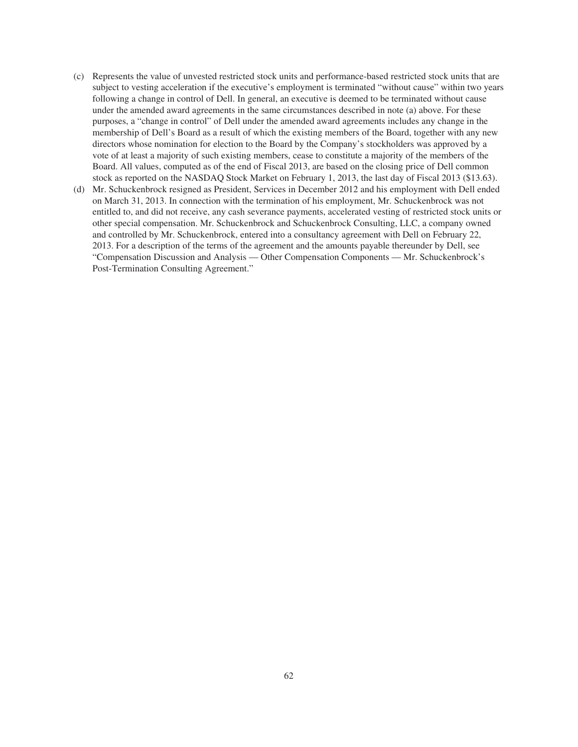(c) Represents the value of unvested restricted stock units and performance-based restricted stock units that are subject to vesting acceleration if the executive's employment is terminated "without cause" within two years following a change in control of Dell. In general, an executive is deemed to be terminated without cause under the amended award agreements in the same circumstances described in note (a) above. For these purposes, a "change in control" of Dell under the amended award agreements includes any change in the membership of Dell's Board as a result of which the existing members of the Board, together with any new directors whose nomination for election to the Board by the Company's stockholders was approved by a vote of at least a majority of such existing members, cease to constitute a majority of the members of the Board. All values, computed as of the end of Fiscal 2013, are based on the closing price of Dell common stock as reported on the NASDAQ Stock Market on February 1, 2013, the last day of Fiscal 2013 ($13.63).

(d) Mr. Schuckenbrock resigned as President, Services in December 2012 and his employment with Dell ended on March 31, 2013. In connection with the termination of his employment, Mr. Schuckenbrock was not entitled to, and did not receive, any cash severance payments, accelerated vesting of restricted stock units or other special compensation. Mr. Schuckenbrock and Schuckenbrock Consulting, LLC, a company owned and controlled by Mr. Schuckenbrock, entered into a consultancy agreement with Dell on February 22, 2013. For a description of the terms of the agreement and the amounts payable thereunder by Dell, see "Compensation Discussion and Analysis — Other Compensation Components — Mr. Schuckenbrock's Post-Termination Consulting Agreement."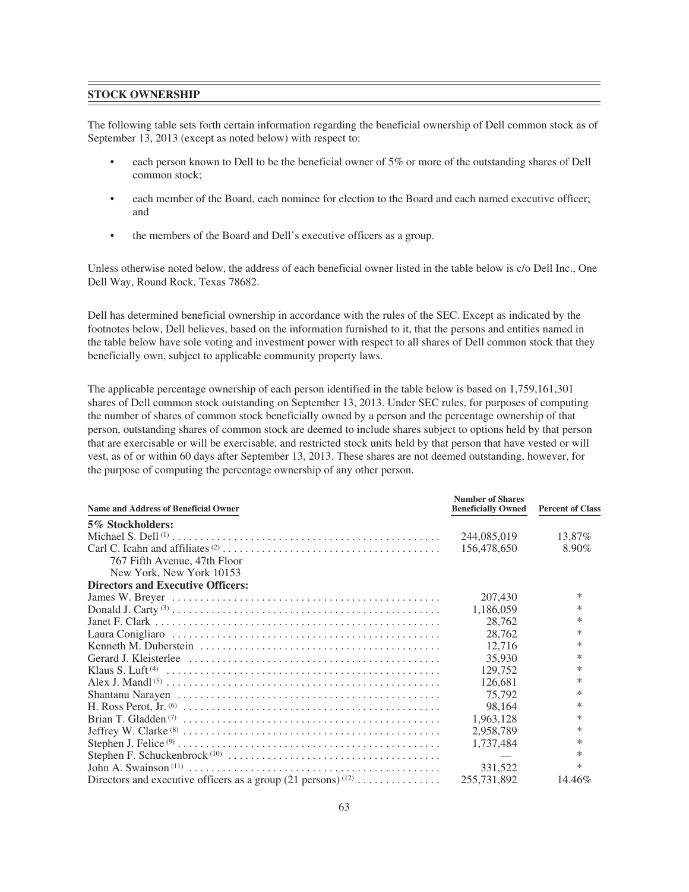## STOCK OWNERSHIP

The following table sets forth certain information regarding the beneficial ownership of Dell common stock as of September 13, 2013 (except as noted below) with respect to:

- each person known to Dell to be the beneficial owner of 5% or more of the outstanding shares of Dell common stock;
- each member of the Board, each nominee for election to the Board and each named executive officer; and
- the members of the Board and Dell's executive officers as a group.

Unless otherwise noted below, the address of each beneficial owner listed in the table below is c/o Dell Inc., One Dell Way, Round Rock, Texas 78682.

Dell has determined beneficial ownership in accordance with the rules of the SEC. Except as indicated by the footnotes below, Dell believes, based on the information furnished to it, that the persons and entities named in the table below have sole voting and investment power with respect to all shares of Dell common stock that they beneficially own, subject to applicable community property laws.

The applicable percentage ownership of each person identified in the table below is based on 1,759,161,301 shares of Dell common stock outstanding on September 13, 2013. Under SEC rules, for purposes of computing the number of shares of common stock beneficially owned by a person and the percentage ownership of that person, outstanding shares of common stock are deemed to include shares subject to options held by that person that are exercisable or will be exercisable, and restricted stock units held by that person that have vested or will vest, as of or within 60 days after September 13, 2013. These shares are not deemed outstanding, however, for the purpose of computing the percentage ownership of any other person.

| Name and Address of Beneficial Owner | Number of Shares Beneficially Owned | Percent of Class |
|---|---|---|
| **5% Stockholders:** | | |
| Michael S. Dell [(1)] | 244,085,019 | 13.87% |
| Carl C. Icahn and affiliates [(2)] <br> 767 Fifth Avenue, 47th Floor <br> New York, New York 10153 | 156,478,650 | 8.90% |
| **Directors and Executive Officers:** | | |
| James W. Breyer | 207,430 | * |
| Donald J. Carty [(3)] | 1,186,059 | * |
| Janet F. Clark | 28,762 | * |
| Laura Conigliaro | 28,762 | * |
| Kenneth M. Duberstein | 12,716 | * |
| Gerard J. Kleisterlee | 35,930 | * |
| Klaus S. Luft [(4)] | 129,752 | * |
| Alex J. Mandl [(5)] | 126,681 | * |
| Shantanu Narayen | 75,792 | * |
| H. Ross Perot, Jr. [(6)] | 98,164 | * |
| Brian T. Gladden [(7)] | 1,963,128 | * |
| Jeffrey W. Clarke [(8)] | 2,958,789 | * |
| Stephen J. Felice [(9)] | 1,737,484 | * |
| Stephen F. Schuckenbrock [(10)] | — | * |
| John A. Swainson [(11)] | 331,522 | * |
| Directors and executive officers as a group (21 persons) [(12)] | 255,731,892 | 14.46% |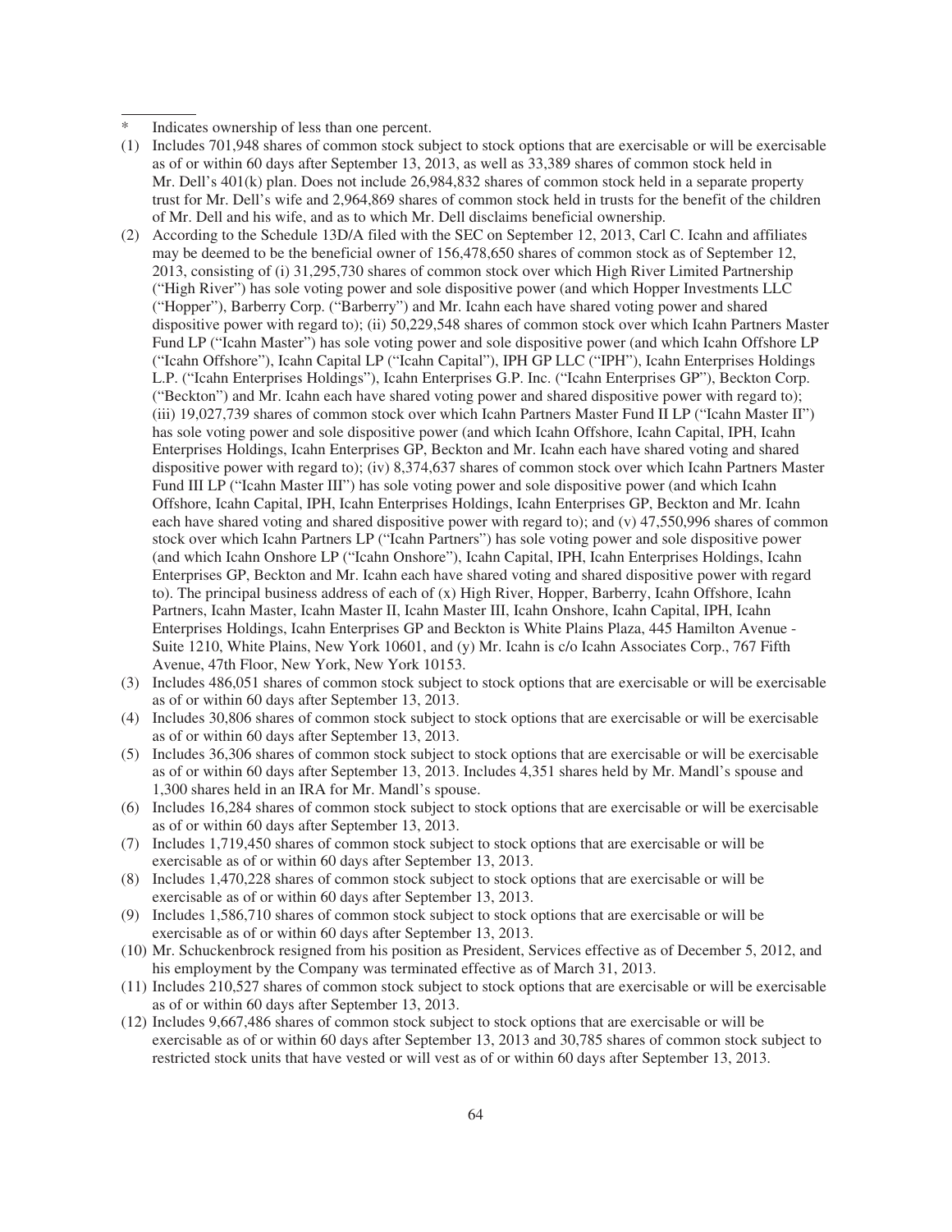\* Indicates ownership of less than one percent.

(1) Includes 701,948 shares of common stock subject to stock options that are exercisable or will be exercisable as of or within 60 days after September 13, 2013, as well as 33,389 shares of common stock held in Mr. Dell's 401(k) plan. Does not include 26,984,832 shares of common stock held in a separate property trust for Mr. Dell's wife and 2,964,869 shares of common stock held in trusts for the benefit of the children of Mr. Dell and his wife, and as to which Mr. Dell disclaims beneficial ownership.

(2) According to the Schedule 13D/A filed with the SEC on September 12, 2013, Carl C. Icahn and affiliates may be deemed to be the beneficial owner of 156,478,650 shares of common stock as of September 12, 2013, consisting of (i) 31,295,730 shares of common stock over which High River Limited Partnership ("High River") has sole voting power and sole dispositive power (and which Hopper Investments LLC ("Hopper"), Barberry Corp. ("Barberry") and Mr. Icahn each have shared voting power and shared dispositive power with regard to); (ii) 50,229,548 shares of common stock over which Icahn Partners Master Fund LP ("Icahn Master") has sole voting power and sole dispositive power (and which Icahn Offshore LP ("Icahn Offshore"), Icahn Capital LP ("Icahn Capital"), IPH GP LLC ("IPH"), Icahn Enterprises Holdings L.P. ("Icahn Enterprises Holdings"), Icahn Enterprises G.P. Inc. ("Icahn Enterprises GP"), Beckton Corp. ("Beckton") and Mr. Icahn each have shared voting power and shared dispositive power with regard to); (iii) 19,027,739 shares of common stock over which Icahn Partners Master Fund II LP ("Icahn Master II") has sole voting power and sole dispositive power (and which Icahn Offshore, Icahn Capital, IPH, Icahn Enterprises Holdings, Icahn Enterprises GP, Beckton and Mr. Icahn each have shared voting and shared dispositive power with regard to); (iv) 8,374,637 shares of common stock over which Icahn Partners Master Fund III LP ("Icahn Master III") has sole voting power and sole dispositive power (and which Icahn Offshore, Icahn Capital, IPH, Icahn Enterprises Holdings, Icahn Enterprises GP, Beckton and Mr. Icahn each have shared voting and shared dispositive power with regard to); and (v) 47,550,996 shares of common stock over which Icahn Partners LP ("Icahn Partners") has sole voting power and sole dispositive power (and which Icahn Onshore LP ("Icahn Onshore"), Icahn Capital, IPH, Icahn Enterprises Holdings, Icahn Enterprises GP, Beckton and Mr. Icahn each have shared voting and shared dispositive power with regard to). The principal business address of each of (x) High River, Hopper, Barberry, Icahn Offshore, Icahn Partners, Icahn Master, Icahn Master II, Icahn Master III, Icahn Onshore, Icahn Capital, IPH, Icahn Enterprises Holdings, Icahn Enterprises GP and Beckton is White Plains Plaza, 445 Hamilton Avenue - Suite 1210, White Plains, New York 10601, and (y) Mr. Icahn is c/o Icahn Associates Corp., 767 Fifth Avenue, 47th Floor, New York, New York 10153.

(3) Includes 486,051 shares of common stock subject to stock options that are exercisable or will be exercisable as of or within 60 days after September 13, 2013.

(4) Includes 30,806 shares of common stock subject to stock options that are exercisable or will be exercisable as of or within 60 days after September 13, 2013.

(5) Includes 36,306 shares of common stock subject to stock options that are exercisable or will be exercisable as of or within 60 days after September 13, 2013. Includes 4,351 shares held by Mr. Mandl's spouse and 1,300 shares held in an IRA for Mr. Mandl's spouse.

(6) Includes 16,284 shares of common stock subject to stock options that are exercisable or will be exercisable as of or within 60 days after September 13, 2013.

(7) Includes 1,719,450 shares of common stock subject to stock options that are exercisable or will be exercisable as of or within 60 days after September 13, 2013.

(8) Includes 1,470,228 shares of common stock subject to stock options that are exercisable or will be exercisable as of or within 60 days after September 13, 2013.

(9) Includes 1,586,710 shares of common stock subject to stock options that are exercisable or will be exercisable as of or within 60 days after September 13, 2013.

(10) Mr. Schuckenbrock resigned from his position as President, Services effective as of December 5, 2012, and his employment by the Company was terminated effective as of March 31, 2013.

(11) Includes 210,527 shares of common stock subject to stock options that are exercisable or will be exercisable as of or within 60 days after September 13, 2013.

(12) Includes 9,667,486 shares of common stock subject to stock options that are exercisable or will be exercisable as of or within 60 days after September 13, 2013 and 30,785 shares of common stock subject to restricted stock units that have vested or will vest as of or within 60 days after September 13, 2013.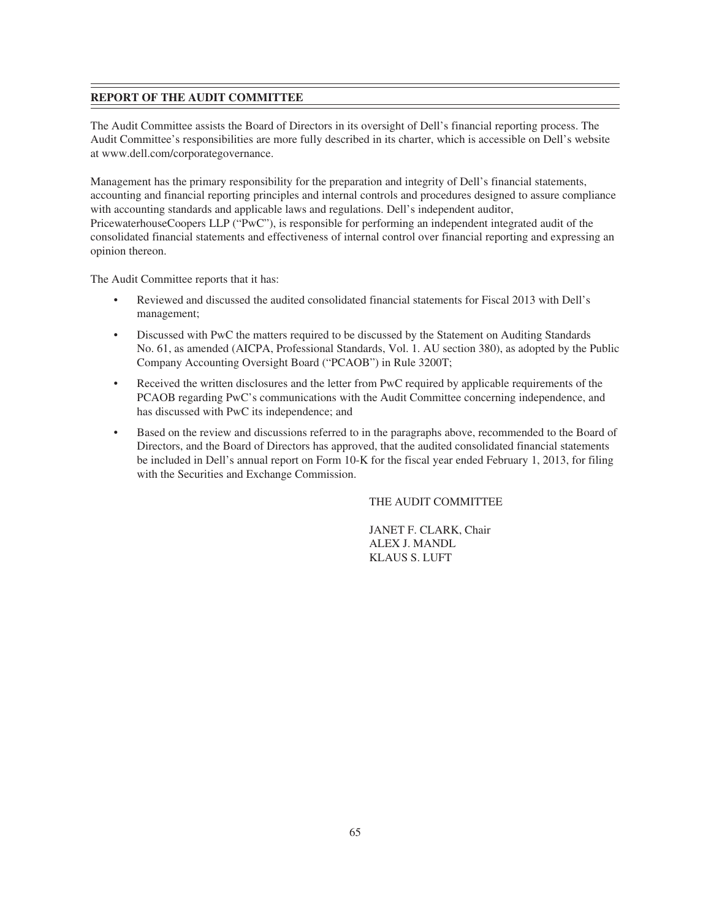## REPORT OF THE AUDIT COMMITTEE

The Audit Committee assists the Board of Directors in its oversight of Dell's financial reporting process. The Audit Committee's responsibilities are more fully described in its charter, which is accessible on Dell's website at www.dell.com/corporategovernance.

Management has the primary responsibility for the preparation and integrity of Dell's financial statements, accounting and financial reporting principles and internal controls and procedures designed to assure compliance with accounting standards and applicable laws and regulations. Dell's independent auditor, PricewaterhouseCoopers LLP ("PwC"), is responsible for performing an independent integrated audit of the consolidated financial statements and effectiveness of internal control over financial reporting and expressing an opinion thereon.

The Audit Committee reports that it has:

- Reviewed and discussed the audited consolidated financial statements for Fiscal 2013 with Dell's management;
- Discussed with PwC the matters required to be discussed by the Statement on Auditing Standards No. 61, as amended (AICPA, Professional Standards, Vol. 1. AU section 380), as adopted by the Public Company Accounting Oversight Board ("PCAOB") in Rule 3200T;
- Received the written disclosures and the letter from PwC required by applicable requirements of the PCAOB regarding PwC's communications with the Audit Committee concerning independence, and has discussed with PwC its independence; and
- Based on the review and discussions referred to in the paragraphs above, recommended to the Board of Directors, and the Board of Directors has approved, that the audited consolidated financial statements be included in Dell's annual report on Form 10-K for the fiscal year ended February 1, 2013, for filing with the Securities and Exchange Commission.

THE AUDIT COMMITTEE

JANET F. CLARK, Chair
ALEX J. MANDL
KLAUS S. LUFT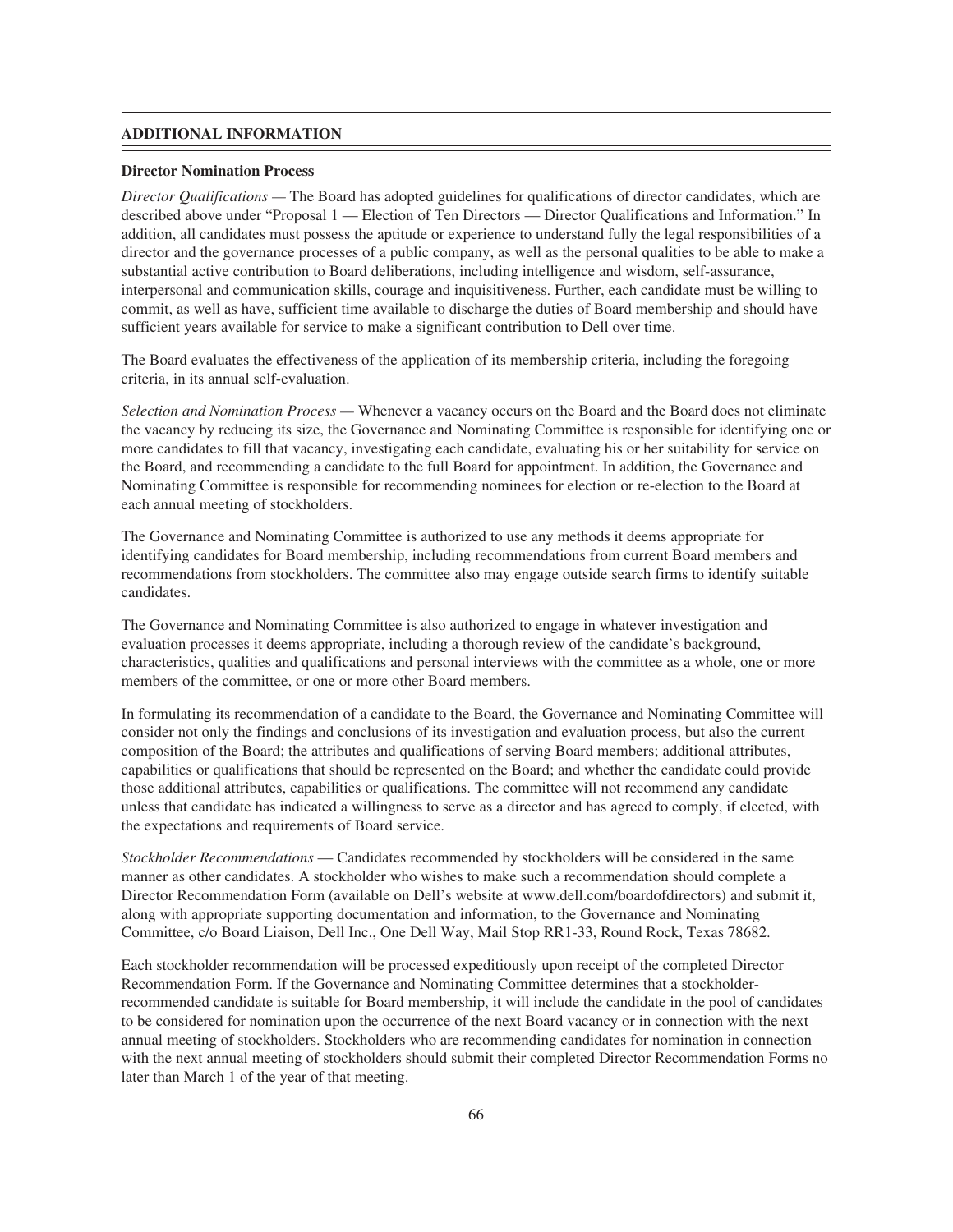## ADDITIONAL INFORMATION

### Director Nomination Process

*Director Qualifications* — The Board has adopted guidelines for qualifications of director candidates, which are described above under "Proposal 1 — Election of Ten Directors — Director Qualifications and Information." In addition, all candidates must possess the aptitude or experience to understand fully the legal responsibilities of a director and the governance processes of a public company, as well as the personal qualities to be able to make a substantial active contribution to Board deliberations, including intelligence and wisdom, self-assurance, interpersonal and communication skills, courage and inquisitiveness. Further, each candidate must be willing to commit, as well as have, sufficient time available to discharge the duties of Board membership and should have sufficient years available for service to make a significant contribution to Dell over time.

The Board evaluates the effectiveness of the application of its membership criteria, including the foregoing criteria, in its annual self-evaluation.

*Selection and Nomination Process* — Whenever a vacancy occurs on the Board and the Board does not eliminate the vacancy by reducing its size, the Governance and Nominating Committee is responsible for identifying one or more candidates to fill that vacancy, investigating each candidate, evaluating his or her suitability for service on the Board, and recommending a candidate to the full Board for appointment. In addition, the Governance and Nominating Committee is responsible for recommending nominees for election or re-election to the Board at each annual meeting of stockholders.

The Governance and Nominating Committee is authorized to use any methods it deems appropriate for identifying candidates for Board membership, including recommendations from current Board members and recommendations from stockholders. The committee also may engage outside search firms to identify suitable candidates.

The Governance and Nominating Committee is also authorized to engage in whatever investigation and evaluation processes it deems appropriate, including a thorough review of the candidate's background, characteristics, qualities and qualifications and personal interviews with the committee as a whole, one or more members of the committee, or one or more other Board members.

In formulating its recommendation of a candidate to the Board, the Governance and Nominating Committee will consider not only the findings and conclusions of its investigation and evaluation process, but also the current composition of the Board; the attributes and qualifications of serving Board members; additional attributes, capabilities or qualifications that should be represented on the Board; and whether the candidate could provide those additional attributes, capabilities or qualifications. The committee will not recommend any candidate unless that candidate has indicated a willingness to serve as a director and has agreed to comply, if elected, with the expectations and requirements of Board service.

*Stockholder Recommendations* — Candidates recommended by stockholders will be considered in the same manner as other candidates. A stockholder who wishes to make such a recommendation should complete a Director Recommendation Form (available on Dell's website at www.dell.com/boardofdirectors) and submit it, along with appropriate supporting documentation and information, to the Governance and Nominating Committee, c/o Board Liaison, Dell Inc., One Dell Way, Mail Stop RR1-33, Round Rock, Texas 78682.

Each stockholder recommendation will be processed expeditiously upon receipt of the completed Director Recommendation Form. If the Governance and Nominating Committee determines that a stockholder-recommended candidate is suitable for Board membership, it will include the candidate in the pool of candidates to be considered for nomination upon the occurrence of the next Board vacancy or in connection with the next annual meeting of stockholders. Stockholders who are recommending candidates for nomination in connection with the next annual meeting of stockholders should submit their completed Director Recommendation Forms no later than March 1 of the year of that meeting.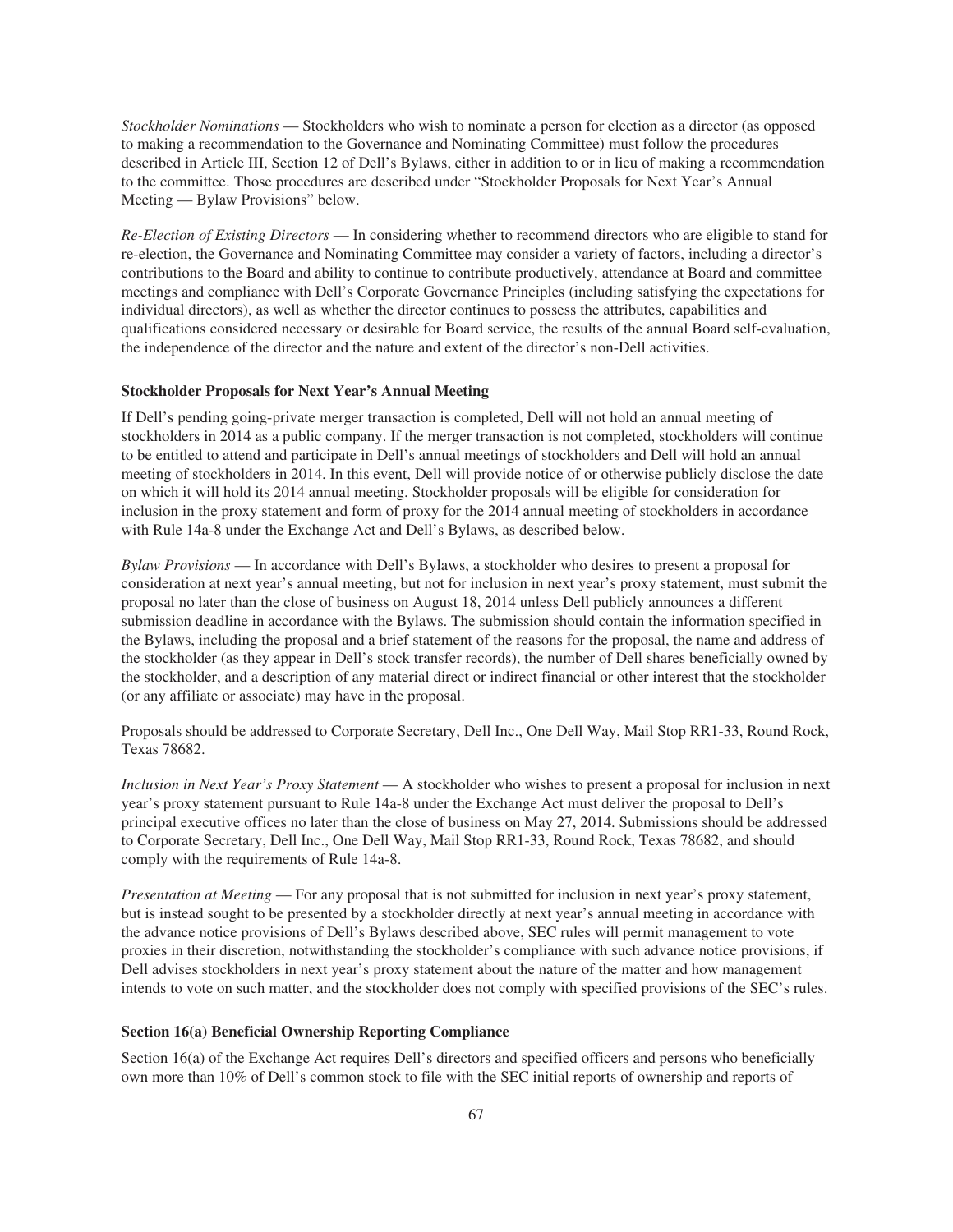*Stockholder Nominations* — Stockholders who wish to nominate a person for election as a director (as opposed to making a recommendation to the Governance and Nominating Committee) must follow the procedures described in Article III, Section 12 of Dell's Bylaws, either in addition to or in lieu of making a recommendation to the committee. Those procedures are described under "Stockholder Proposals for Next Year's Annual Meeting — Bylaw Provisions" below.

*Re-Election of Existing Directors* — In considering whether to recommend directors who are eligible to stand for re-election, the Governance and Nominating Committee may consider a variety of factors, including a director's contributions to the Board and ability to continue to contribute productively, attendance at Board and committee meetings and compliance with Dell's Corporate Governance Principles (including satisfying the expectations for individual directors), as well as whether the director continues to possess the attributes, capabilities and qualifications considered necessary or desirable for Board service, the results of the annual Board self-evaluation, the independence of the director and the nature and extent of the director's non-Dell activities.

**Stockholder Proposals for Next Year's Annual Meeting**

If Dell's pending going-private merger transaction is completed, Dell will not hold an annual meeting of stockholders in 2014 as a public company. If the merger transaction is not completed, stockholders will continue to be entitled to attend and participate in Dell's annual meetings of stockholders and Dell will hold an annual meeting of stockholders in 2014. In this event, Dell will provide notice of or otherwise publicly disclose the date on which it will hold its 2014 annual meeting. Stockholder proposals will be eligible for consideration for inclusion in the proxy statement and form of proxy for the 2014 annual meeting of stockholders in accordance with Rule 14a-8 under the Exchange Act and Dell's Bylaws, as described below.

*Bylaw Provisions* — In accordance with Dell's Bylaws, a stockholder who desires to present a proposal for consideration at next year's annual meeting, but not for inclusion in next year's proxy statement, must submit the proposal no later than the close of business on August 18, 2014 unless Dell publicly announces a different submission deadline in accordance with the Bylaws. The submission should contain the information specified in the Bylaws, including the proposal and a brief statement of the reasons for the proposal, the name and address of the stockholder (as they appear in Dell's stock transfer records), the number of Dell shares beneficially owned by the stockholder, and a description of any material direct or indirect financial or other interest that the stockholder (or any affiliate or associate) may have in the proposal.

Proposals should be addressed to Corporate Secretary, Dell Inc., One Dell Way, Mail Stop RR1-33, Round Rock, Texas 78682.

*Inclusion in Next Year's Proxy Statement* — A stockholder who wishes to present a proposal for inclusion in next year's proxy statement pursuant to Rule 14a-8 under the Exchange Act must deliver the proposal to Dell's principal executive offices no later than the close of business on May 27, 2014. Submissions should be addressed to Corporate Secretary, Dell Inc., One Dell Way, Mail Stop RR1-33, Round Rock, Texas 78682, and should comply with the requirements of Rule 14a-8.

*Presentation at Meeting* — For any proposal that is not submitted for inclusion in next year's proxy statement, but is instead sought to be presented by a stockholder directly at next year's annual meeting in accordance with the advance notice provisions of Dell's Bylaws described above, SEC rules will permit management to vote proxies in their discretion, notwithstanding the stockholder's compliance with such advance notice provisions, if Dell advises stockholders in next year's proxy statement about the nature of the matter and how management intends to vote on such matter, and the stockholder does not comply with specified provisions of the SEC's rules.

**Section 16(a) Beneficial Ownership Reporting Compliance**

Section 16(a) of the Exchange Act requires Dell's directors and specified officers and persons who beneficially own more than 10% of Dell's common stock to file with the SEC initial reports of ownership and reports of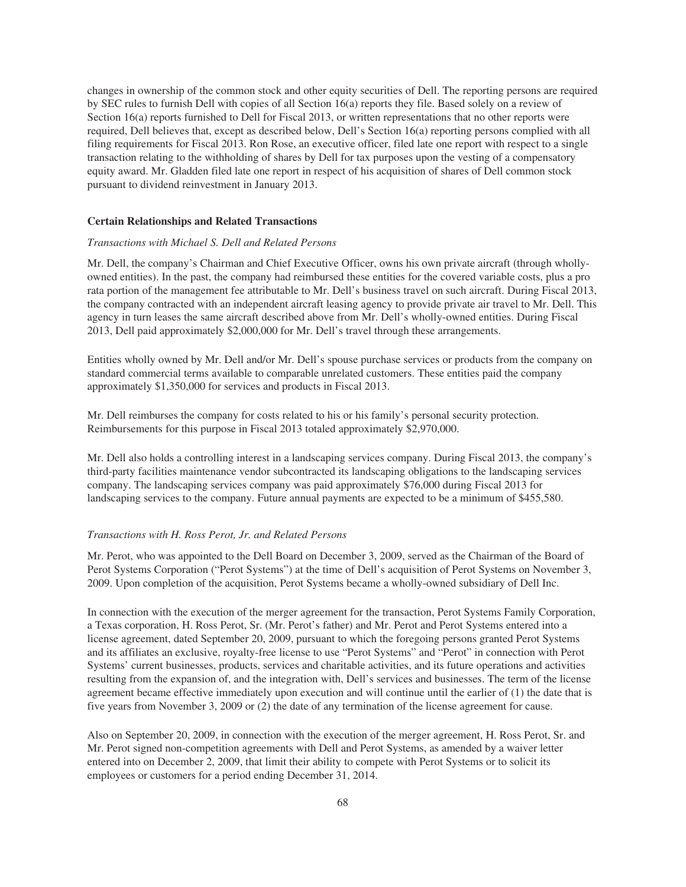changes in ownership of the common stock and other equity securities of Dell. The reporting persons are required by SEC rules to furnish Dell with copies of all Section 16(a) reports they file. Based solely on a review of Section 16(a) reports furnished to Dell for Fiscal 2013, or written representations that no other reports were required, Dell believes that, except as described below, Dell's Section 16(a) reporting persons complied with all filing requirements for Fiscal 2013. Ron Rose, an executive officer, filed late one report with respect to a single transaction relating to the withholding of shares by Dell for tax purposes upon the vesting of a compensatory equity award. Mr. Gladden filed late one report in respect of his acquisition of shares of Dell common stock pursuant to dividend reinvestment in January 2013.

### Certain Relationships and Related Transactions

*Transactions with Michael S. Dell and Related Persons*

Mr. Dell, the company's Chairman and Chief Executive Officer, owns his own private aircraft (through wholly-owned entities). In the past, the company had reimbursed these entities for the covered variable costs, plus a pro rata portion of the management fee attributable to Mr. Dell's business travel on such aircraft. During Fiscal 2013, the company contracted with an independent aircraft leasing agency to provide private air travel to Mr. Dell. This agency in turn leases the same aircraft described above from Mr. Dell's wholly-owned entities. During Fiscal 2013, Dell paid approximately $2,000,000 for Mr. Dell's travel through these arrangements.

Entities wholly owned by Mr. Dell and/or Mr. Dell's spouse purchase services or products from the company on standard commercial terms available to comparable unrelated customers. These entities paid the company approximately $1,350,000 for services and products in Fiscal 2013.

Mr. Dell reimburses the company for costs related to his or his family's personal security protection. Reimbursements for this purpose in Fiscal 2013 totaled approximately $2,970,000.

Mr. Dell also holds a controlling interest in a landscaping services company. During Fiscal 2013, the company's third-party facilities maintenance vendor subcontracted its landscaping obligations to the landscaping services company. The landscaping services company was paid approximately $76,000 during Fiscal 2013 for landscaping services to the company. Future annual payments are expected to be a minimum of $455,580.

*Transactions with H. Ross Perot, Jr. and Related Persons*

Mr. Perot, who was appointed to the Dell Board on December 3, 2009, served as the Chairman of the Board of Perot Systems Corporation ("Perot Systems") at the time of Dell's acquisition of Perot Systems on November 3, 2009. Upon completion of the acquisition, Perot Systems became a wholly-owned subsidiary of Dell Inc.

In connection with the execution of the merger agreement for the transaction, Perot Systems Family Corporation, a Texas corporation, H. Ross Perot, Sr. (Mr. Perot's father) and Mr. Perot and Perot Systems entered into a license agreement, dated September 20, 2009, pursuant to which the foregoing persons granted Perot Systems and its affiliates an exclusive, royalty-free license to use "Perot Systems" and "Perot" in connection with Perot Systems' current businesses, products, services and charitable activities, and its future operations and activities resulting from the expansion of, and the integration with, Dell's services and businesses. The term of the license agreement became effective immediately upon execution and will continue until the earlier of (1) the date that is five years from November 3, 2009 or (2) the date of any termination of the license agreement for cause.

Also on September 20, 2009, in connection with the execution of the merger agreement, H. Ross Perot, Sr. and Mr. Perot signed non-competition agreements with Dell and Perot Systems, as amended by a waiver letter entered into on December 2, 2009, that limit their ability to compete with Perot Systems or to solicit its employees or customers for a period ending December 31, 2014.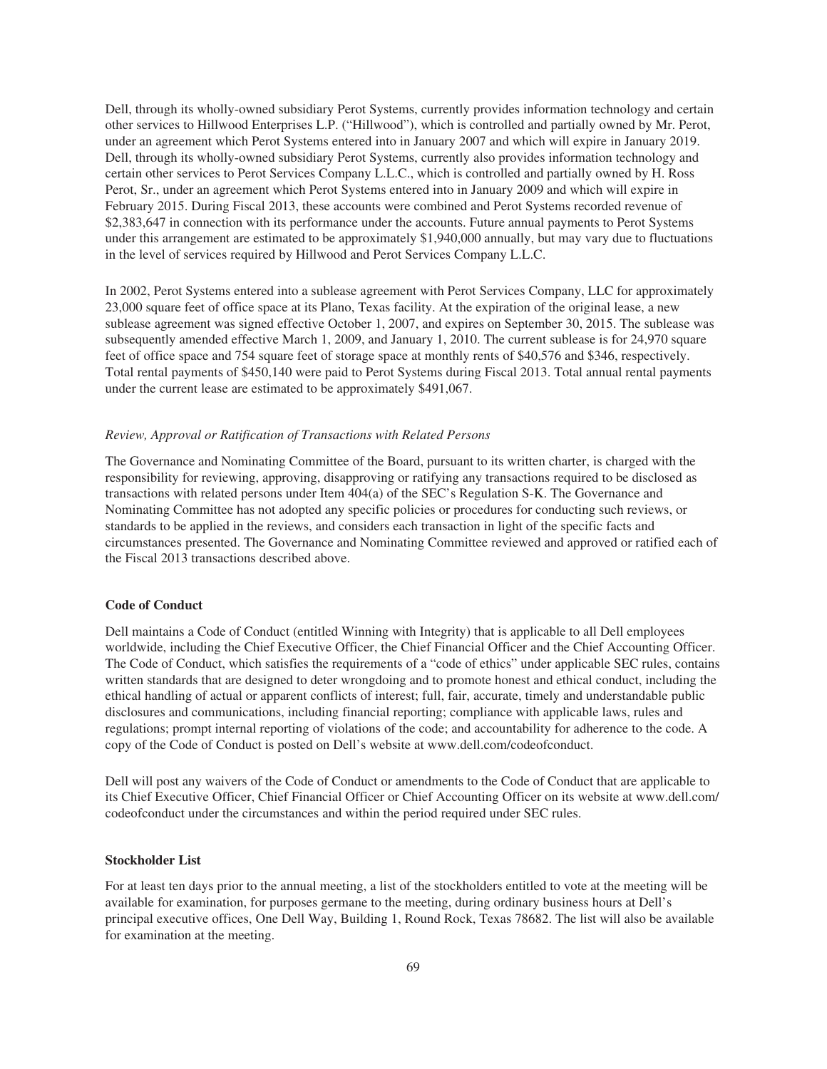Dell, through its wholly-owned subsidiary Perot Systems, currently provides information technology and certain other services to Hillwood Enterprises L.P. ("Hillwood"), which is controlled and partially owned by Mr. Perot, under an agreement which Perot Systems entered into in January 2007 and which will expire in January 2019. Dell, through its wholly-owned subsidiary Perot Systems, currently also provides information technology and certain other services to Perot Services Company L.L.C., which is controlled and partially owned by H. Ross Perot, Sr., under an agreement which Perot Systems entered into in January 2009 and which will expire in February 2015. During Fiscal 2013, these accounts were combined and Perot Systems recorded revenue of $2,383,647 in connection with its performance under the accounts. Future annual payments to Perot Systems under this arrangement are estimated to be approximately $1,940,000 annually, but may vary due to fluctuations in the level of services required by Hillwood and Perot Services Company L.L.C.

In 2002, Perot Systems entered into a sublease agreement with Perot Services Company, LLC for approximately 23,000 square feet of office space at its Plano, Texas facility. At the expiration of the original lease, a new sublease agreement was signed effective October 1, 2007, and expires on September 30, 2015. The sublease was subsequently amended effective March 1, 2009, and January 1, 2010. The current sublease is for 24,970 square feet of office space and 754 square feet of storage space at monthly rents of $40,576 and $346, respectively. Total rental payments of $450,140 were paid to Perot Systems during Fiscal 2013. Total annual rental payments under the current lease are estimated to be approximately $491,067.

*Review, Approval or Ratification of Transactions with Related Persons*

The Governance and Nominating Committee of the Board, pursuant to its written charter, is charged with the responsibility for reviewing, approving, disapproving or ratifying any transactions required to be disclosed as transactions with related persons under Item 404(a) of the SEC's Regulation S-K. The Governance and Nominating Committee has not adopted any specific policies or procedures for conducting such reviews, or standards to be applied in the reviews, and considers each transaction in light of the specific facts and circumstances presented. The Governance and Nominating Committee reviewed and approved or ratified each of the Fiscal 2013 transactions described above.

**Code of Conduct**

Dell maintains a Code of Conduct (entitled Winning with Integrity) that is applicable to all Dell employees worldwide, including the Chief Executive Officer, the Chief Financial Officer and the Chief Accounting Officer. The Code of Conduct, which satisfies the requirements of a "code of ethics" under applicable SEC rules, contains written standards that are designed to deter wrongdoing and to promote honest and ethical conduct, including the ethical handling of actual or apparent conflicts of interest; full, fair, accurate, timely and understandable public disclosures and communications, including financial reporting; compliance with applicable laws, rules and regulations; prompt internal reporting of violations of the code; and accountability for adherence to the code. A copy of the Code of Conduct is posted on Dell's website at www.dell.com/codeofconduct.

Dell will post any waivers of the Code of Conduct or amendments to the Code of Conduct that are applicable to its Chief Executive Officer, Chief Financial Officer or Chief Accounting Officer on its website at www.dell.com/codeofconduct under the circumstances and within the period required under SEC rules.

**Stockholder List**

For at least ten days prior to the annual meeting, a list of the stockholders entitled to vote at the meeting will be available for examination, for purposes germane to the meeting, during ordinary business hours at Dell's principal executive offices, One Dell Way, Building 1, Round Rock, Texas 78682. The list will also be available for examination at the meeting.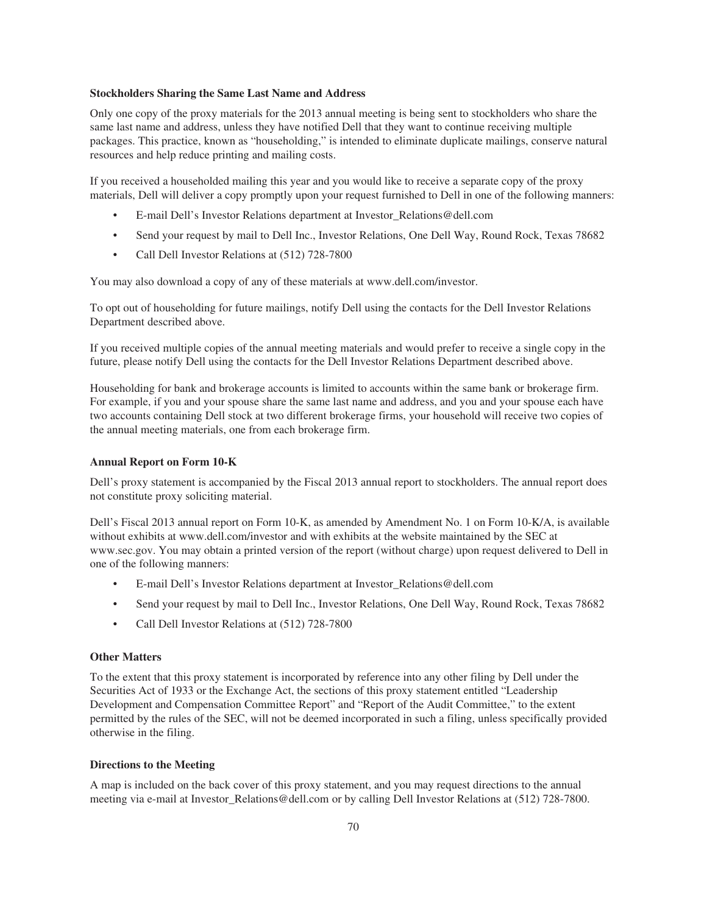### Stockholders Sharing the Same Last Name and Address

Only one copy of the proxy materials for the 2013 annual meeting is being sent to stockholders who share the same last name and address, unless they have notified Dell that they want to continue receiving multiple packages. This practice, known as "householding," is intended to eliminate duplicate mailings, conserve natural resources and help reduce printing and mailing costs.

If you received a householded mailing this year and you would like to receive a separate copy of the proxy materials, Dell will deliver a copy promptly upon your request furnished to Dell in one of the following manners:

- E-mail Dell's Investor Relations department at Investor_Relations@dell.com
- Send your request by mail to Dell Inc., Investor Relations, One Dell Way, Round Rock, Texas 78682
- Call Dell Investor Relations at (512) 728-7800

You may also download a copy of any of these materials at www.dell.com/investor.

To opt out of householding for future mailings, notify Dell using the contacts for the Dell Investor Relations Department described above.

If you received multiple copies of the annual meeting materials and would prefer to receive a single copy in the future, please notify Dell using the contacts for the Dell Investor Relations Department described above.

Householding for bank and brokerage accounts is limited to accounts within the same bank or brokerage firm. For example, if you and your spouse share the same last name and address, and you and your spouse each have two accounts containing Dell stock at two different brokerage firms, your household will receive two copies of the annual meeting materials, one from each brokerage firm.

### Annual Report on Form 10-K

Dell's proxy statement is accompanied by the Fiscal 2013 annual report to stockholders. The annual report does not constitute proxy soliciting material.

Dell's Fiscal 2013 annual report on Form 10-K, as amended by Amendment No. 1 on Form 10-K/A, is available without exhibits at www.dell.com/investor and with exhibits at the website maintained by the SEC at www.sec.gov. You may obtain a printed version of the report (without charge) upon request delivered to Dell in one of the following manners:

- E-mail Dell's Investor Relations department at Investor_Relations@dell.com
- Send your request by mail to Dell Inc., Investor Relations, One Dell Way, Round Rock, Texas 78682
- Call Dell Investor Relations at (512) 728-7800

### Other Matters

To the extent that this proxy statement is incorporated by reference into any other filing by Dell under the Securities Act of 1933 or the Exchange Act, the sections of this proxy statement entitled "Leadership Development and Compensation Committee Report" and "Report of the Audit Committee," to the extent permitted by the rules of the SEC, will not be deemed incorporated in such a filing, unless specifically provided otherwise in the filing.

### Directions to the Meeting

A map is included on the back cover of this proxy statement, and you may request directions to the annual meeting via e-mail at Investor_Relations@dell.com or by calling Dell Investor Relations at (512) 728-7800.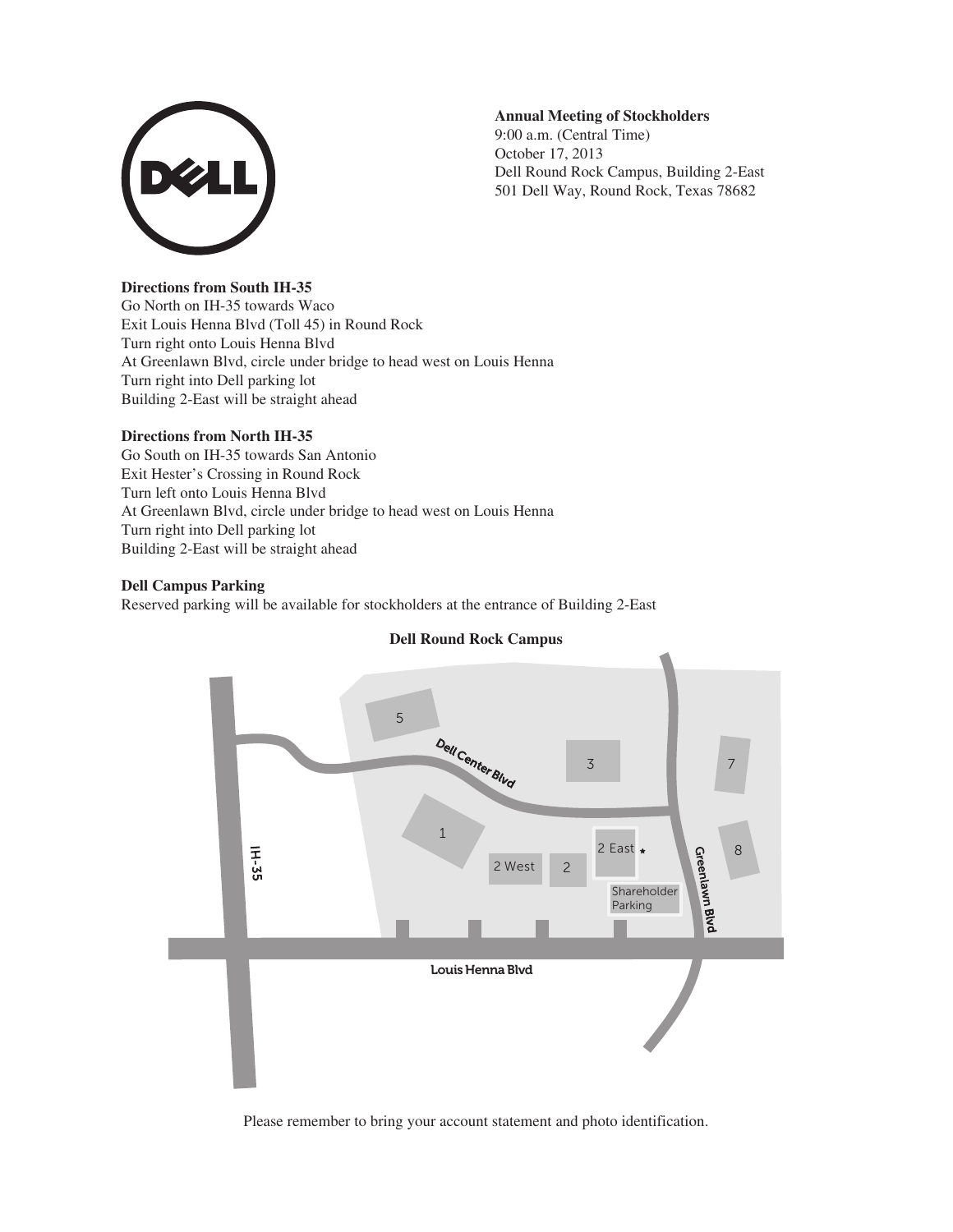**Annual Meeting of Stockholders**
9:00 a.m. (Central Time)
October 17, 2013
Dell Round Rock Campus, Building 2-East
501 Dell Way, Round Rock, Texas 78682

**Directions from South IH-35**

Go North on IH-35 towards Waco
Exit Louis Henna Blvd (Toll 45) in Round Rock
Turn right onto Louis Henna Blvd
At Greenlawn Blvd, circle under bridge to head west on Louis Henna
Turn right into Dell parking lot
Building 2-East will be straight ahead

**Directions from North IH-35**

Go South on IH-35 towards San Antonio
Exit Hester's Crossing in Round Rock
Turn left onto Louis Henna Blvd
At Greenlawn Blvd, circle under bridge to head west on Louis Henna
Turn right into Dell parking lot
Building 2-East will be straight ahead

**Dell Campus Parking**

Reserved parking will be available for stockholders at the entrance of Building 2-East

**Dell Round Rock Campus**

5
Dell Center Blvd
3
7
1
2 East
8
2 West
2
IH-35
Greenlawn Blvd
Shareholder Parking
Louis Henna Blvd

Please remember to bring your account statement and photo identification.